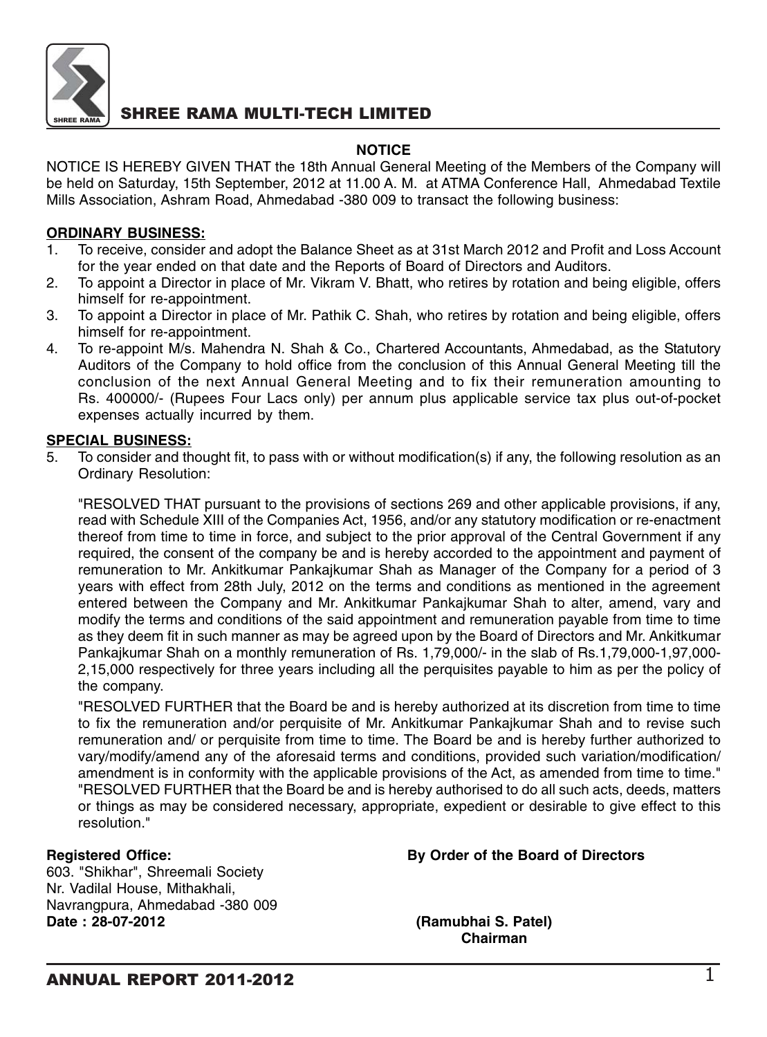# SHREE RAMA MULTI-TECH LIMITED

## NOTICE

NOTICE IS HEREBY GIVEN THAT the 18th Annual General Meeting of the Members of the Company will be held on Saturday, 15th September, 2012 at 11.00 A. M. at ATMA Conference Hall, Ahmedabad Textile Mills Association, Ashram Road, Ahmedabad -380 009 to transact the following business:

**ORDINARY BUSINESS:**

1. To receive, consider and adopt the Balance Sheet as at 31st March 2012 and Profit and Loss Account for the year ended on that date and the Reports of Board of Directors and Auditors.
2. To appoint a Director in place of Mr. Vikram V. Bhatt, who retires by rotation and being eligible, offers himself for re-appointment.
3. To appoint a Director in place of Mr. Pathik C. Shah, who retires by rotation and being eligible, offers himself for re-appointment.
4. To re-appoint M/s. Mahendra N. Shah & Co., Chartered Accountants, Ahmedabad, as the Statutory Auditors of the Company to hold office from the conclusion of this Annual General Meeting till the conclusion of the next Annual General Meeting and to fix their remuneration amounting to Rs. 400000/- (Rupees Four Lacs only) per annum plus applicable service tax plus out-of-pocket expenses actually incurred by them.

**SPECIAL BUSINESS:**

5. To consider and thought fit, to pass with or without modification(s) if any, the following resolution as an Ordinary Resolution:

   "RESOLVED THAT pursuant to the provisions of sections 269 and other applicable provisions, if any, read with Schedule XIII of the Companies Act, 1956, and/or any statutory modification or re-enactment thereof from time to time in force, and subject to the prior approval of the Central Government if any required, the consent of the company be and is hereby accorded to the appointment and payment of remuneration to Mr. Ankitkumar Pankajkumar Shah as Manager of the Company for a period of 3 years with effect from 28th July, 2012 on the terms and conditions as mentioned in the agreement entered between the Company and Mr. Ankitkumar Pankajkumar Shah to alter, amend, vary and modify the terms and conditions of the said appointment and remuneration payable from time to time as they deem fit in such manner as may be agreed upon by the Board of Directors and Mr. Ankitkumar Pankajkumar Shah on a monthly remuneration of Rs. 1,79,000/- in the slab of Rs.1,79,000-1,97,000-2,15,000 respectively for three years including all the perquisites payable to him as per the policy of the company.

   "RESOLVED FURTHER that the Board be and is hereby authorized at its discretion from time to time to fix the remuneration and/or perquisite of Mr. Ankitkumar Pankajkumar Shah and to revise such remuneration and/ or perquisite from time to time. The Board be and is hereby further authorized to vary/modify/amend any of the aforesaid terms and conditions, provided such variation/modification/ amendment is in conformity with the applicable provisions of the Act, as amended from time to time." "RESOLVED FURTHER that the Board be and is hereby authorised to do all such acts, deeds, matters or things as may be considered necessary, appropriate, expedient or desirable to give effect to this resolution."

**Registered Office:**
603. "Shikhar", Shreemali Society
Nr. Vadilal House, Mithakhali,
Navrangpura, Ahmedabad -380 009
**Date : 28-07-2012**

**By Order of the Board of Directors**

**(Ramubhai S. Patel)**
**Chairman**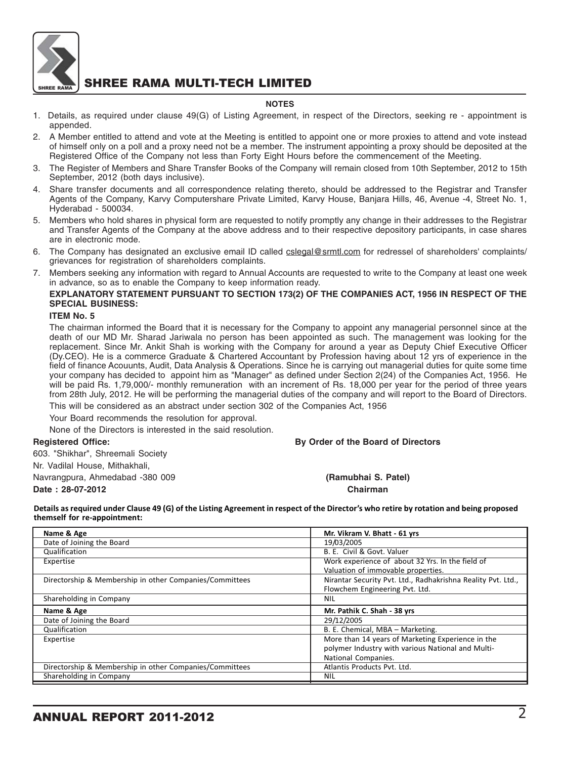## NOTES

1. Details, as required under clause 49(G) of Listing Agreement, in respect of the Directors, seeking re - appointment is appended.
2. A Member entitled to attend and vote at the Meeting is entitled to appoint one or more proxies to attend and vote instead of himself only on a poll and a proxy need not be a member. The instrument appointing a proxy should be deposited at the Registered Office of the Company not less than Forty Eight Hours before the commencement of the Meeting.
3. The Register of Members and Share Transfer Books of the Company will remain closed from 10th September, 2012 to 15th September, 2012 (both days inclusive).
4. Share transfer documents and all correspondence relating thereto, should be addressed to the Registrar and Transfer Agents of the Company, Karvy Computershare Private Limited, Karvy House, Banjara Hills, 46, Avenue -4, Street No. 1, Hyderabad - 500034.
5. Members who hold shares in physical form are requested to notify promptly any change in their addresses to the Registrar and Transfer Agents of the Company at the above address and to their respective depository participants, in case shares are in electronic mode.
6. The Company has designated an exclusive email ID called cslegal@srmtl.com for redressel of shareholders' complaints/ grievances for registration of shareholders complaints.
7. Members seeking any information with regard to Annual Accounts are requested to write to the Company at least one week in advance, so as to enable the Company to keep information ready.

**EXPLANATORY STATEMENT PURSUANT TO SECTION 173(2) OF THE COMPANIES ACT, 1956 IN RESPECT OF THE SPECIAL BUSINESS:**

**ITEM No. 5**

The chairman informed the Board that it is necessary for the Company to appoint any managerial personnel since at the death of our MD Mr. Sharad Jariwala no person has been appointed as such. The management was looking for the replacement. Since Mr. Ankit Shah is working with the Company for around a year as Deputy Chief Executive Officer (Dy.CEO). He is a commerce Graduate & Chartered Accountant by Profession having about 12 yrs of experience in the field of finance Acouunts, Audit, Data Analysis & Operations. Since he is carrying out managerial duties for quite some time your company has decided to appoint him as "Manager" as defined under Section 2(24) of the Companies Act, 1956. He will be paid Rs. 1,79,000/- monthly remuneration with an increment of Rs. 18,000 per year for the period of three years from 28th July, 2012. He will be performing the managerial duties of the company and will report to the Board of Directors.

This will be considered as an abstract under section 302 of the Companies Act, 1956

Your Board recommends the resolution for approval.

None of the Directors is interested in the said resolution.

**Registered Office:**
603. "Shikhar", Shreemali Society
Nr. Vadilal House, Mithakhali,
Navrangpura, Ahmedabad -380 009
**Date : 28-07-2012**

**By Order of the Board of Directors**

**(Ramubhai S. Patel)**
**Chairman**

**Details as required under Clause 49 (G) of the Listing Agreement in respect of the Director's who retire by rotation and being proposed themself for re-appointment:**

| **Name & Age** | **Mr. Vikram V. Bhatt - 61 yrs** |
|---|---|
| Date of Joining the Board | 19/03/2005 |
| Qualification | B. E. Civil & Govt. Valuer |
| Expertise | Work experience of about 32 Yrs. In the field of Valuation of immovable properties. |
| Directorship & Membership in other Companies/Committees | Nirantar Security Pvt. Ltd., Radhakrishna Reality Pvt. Ltd., Flowchem Engineering Pvt. Ltd. |
| Shareholding in Company | NIL |
| **Name & Age** | **Mr. Pathik C. Shah - 38 yrs** |
| Date of Joining the Board | 29/12/2005 |
| Qualification | B. E. Chemical, MBA – Marketing. |
| Expertise | More than 14 years of Marketing Experience in the polymer Industry with various National and Multi-National Companies. |
| Directorship & Membership in other Companies/Committees | Atlantis Products Pvt. Ltd. |
| Shareholding in Company | NIL |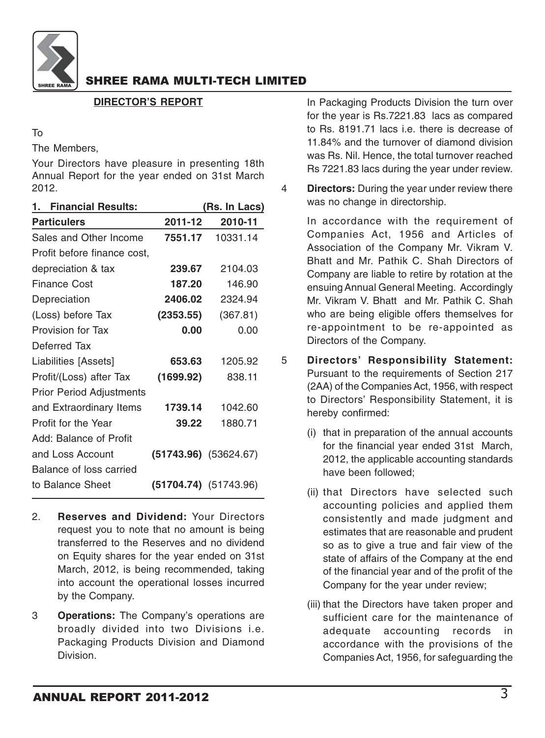## DIRECTOR'S REPORT

To

The Members,

Your Directors have pleasure in presenting 18th Annual Report for the year ended on 31st March 2012.

**1. Financial Results:** (Rs. In Lacs)

| Particulers | 2011-12 | 2010-11 |
|---|---|---|
| Sales and Other Income | **7551.17** | 10331.14 |
| Profit before finance cost, depreciation & tax | **239.67** | 2104.03 |
| Finance Cost | **187.20** | 146.90 |
| Depreciation | **2406.02** | 2324.94 |
| (Loss) before Tax | **(2353.55)** | (367.81) |
| Provision for Tax | **0.00** | 0.00 |
| Deferred Tax Liabilities [Assets] | **653.63** | 1205.92 |
| Profit/(Loss) after Tax | **(1699.92)** | 838.11 |
| Prior Period Adjustments and Extraordinary Items | **1739.14** | 1042.60 |
| Profit for the Year | **39.22** | 1880.71 |
| Add: Balance of Profit and Loss Account | **(51743.96)** | (53624.67) |
| Balance of loss carried to Balance Sheet | **(51704.74)** | (51743.96) |

2. **Reserves and Dividend:** Your Directors request you to note that no amount is being transferred to the Reserves and no dividend on Equity shares for the year ended on 31st March, 2012, is being recommended, taking into account the operational losses incurred by the Company.

3 **Operations:** The Company's operations are broadly divided into two Divisions i.e. Packaging Products Division and Diamond Division.

In Packaging Products Division the turn over for the year is Rs.7221.83 lacs as compared to Rs. 8191.71 lacs i.e. there is decrease of 11.84% and the turnover of diamond division was Rs. Nil. Hence, the total turnover reached Rs 7221.83 lacs during the year under review.

4 **Directors:** During the year under review there was no change in directorship.

In accordance with the requirement of Companies Act, 1956 and Articles of Association of the Company Mr. Vikram V. Bhatt and Mr. Pathik C. Shah Directors of Company are liable to retire by rotation at the ensuing Annual General Meeting. Accordingly Mr. Vikram V. Bhatt and Mr. Pathik C. Shah who are being eligible offers themselves for re-appointment to be re-appointed as Directors of the Company.

5 **Directors' Responsibility Statement:** Pursuant to the requirements of Section 217 (2AA) of the Companies Act, 1956, with respect to Directors' Responsibility Statement, it is hereby confirmed:

(i) that in preparation of the annual accounts for the financial year ended 31st March, 2012, the applicable accounting standards have been followed;

(ii) that Directors have selected such accounting policies and applied them consistently and made judgment and estimates that are reasonable and prudent so as to give a true and fair view of the state of affairs of the Company at the end of the financial year and of the profit of the Company for the year under review;

(iii) that the Directors have taken proper and sufficient care for the maintenance of adequate accounting records in accordance with the provisions of the Companies Act, 1956, for safeguarding the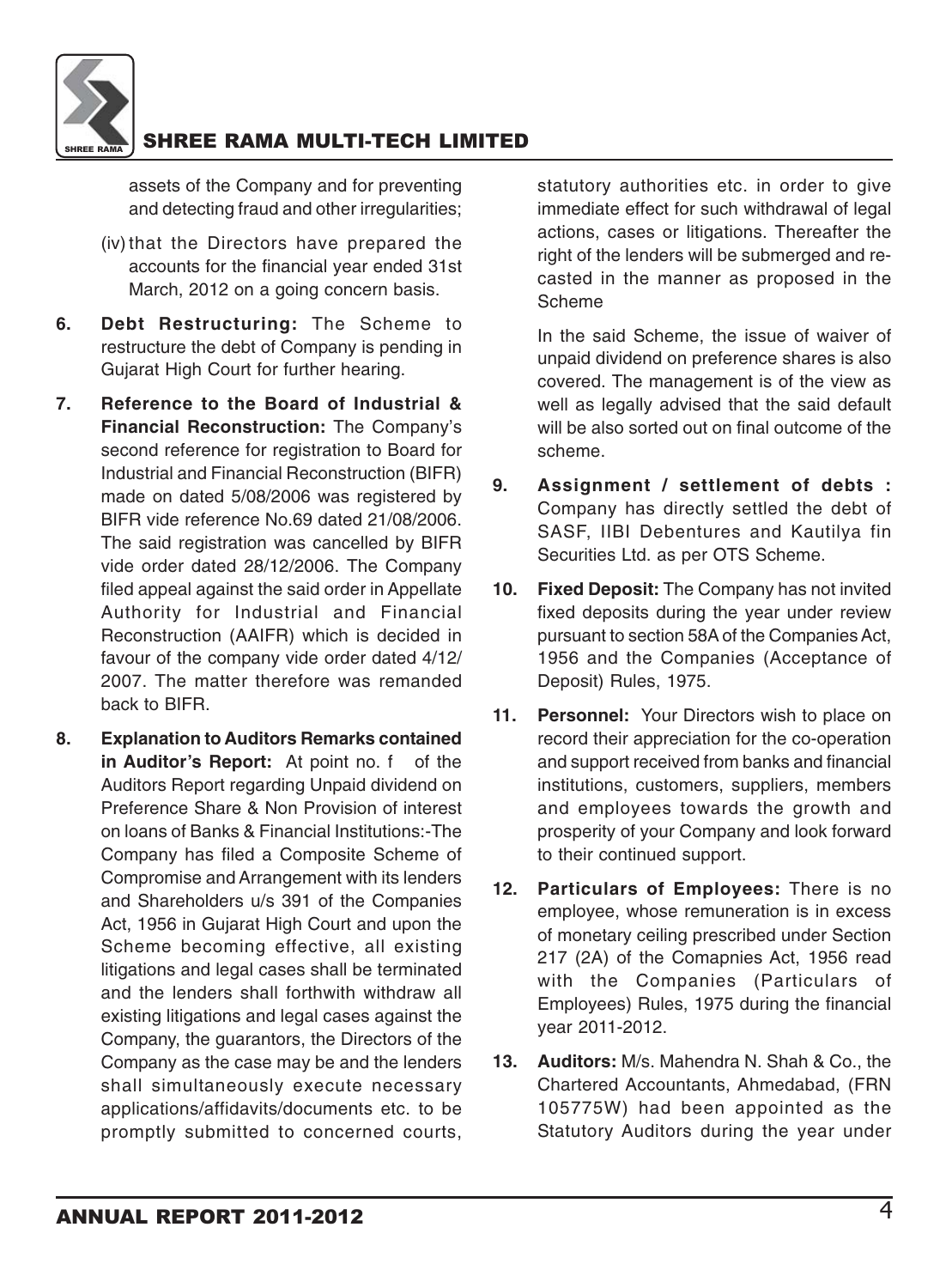assets of the Company and for preventing and detecting fraud and other irregularities;

(iv) that the Directors have prepared the accounts for the financial year ended 31st March, 2012 on a going concern basis.

6. **Debt Restructuring:** The Scheme to restructure the debt of Company is pending in Gujarat High Court for further hearing.

7. **Reference to the Board of Industrial & Financial Reconstruction:** The Company's second reference for registration to Board for Industrial and Financial Reconstruction (BIFR) made on dated 5/08/2006 was registered by BIFR vide reference No.69 dated 21/08/2006. The said registration was cancelled by BIFR vide order dated 28/12/2006. The Company filed appeal against the said order in Appellate Authority for Industrial and Financial Reconstruction (AAIFR) which is decided in favour of the company vide order dated 4/12/2007. The matter therefore was remanded back to BIFR.

8. **Explanation to Auditors Remarks contained in Auditor's Report:** At point no. f of the Auditors Report regarding Unpaid dividend on Preference Share & Non Provision of interest on loans of Banks & Financial Institutions:-The Company has filed a Composite Scheme of Compromise and Arrangement with its lenders and Shareholders u/s 391 of the Companies Act, 1956 in Gujarat High Court and upon the Scheme becoming effective, all existing litigations and legal cases shall be terminated and the lenders shall forthwith withdraw all existing litigations and legal cases against the Company, the guarantors, the Directors of the Company as the case may be and the lenders shall simultaneously execute necessary applications/affidavits/documents etc. to be promptly submitted to concerned courts, statutory authorities etc. in order to give immediate effect for such withdrawal of legal actions, cases or litigations. Thereafter the right of the lenders will be submerged and re-casted in the manner as proposed in the Scheme

   In the said Scheme, the issue of waiver of unpaid dividend on preference shares is also covered. The management is of the view as well as legally advised that the said default will be also sorted out on final outcome of the scheme.

9. **Assignment / settlement of debts :** Company has directly settled the debt of SASF, IIBI Debentures and Kautilya fin Securities Ltd. as per OTS Scheme.

10. **Fixed Deposit:** The Company has not invited fixed deposits during the year under review pursuant to section 58A of the Companies Act, 1956 and the Companies (Acceptance of Deposit) Rules, 1975.

11. **Personnel:** Your Directors wish to place on record their appreciation for the co-operation and support received from banks and financial institutions, customers, suppliers, members and employees towards the growth and prosperity of your Company and look forward to their continued support.

12. **Particulars of Employees:** There is no employee, whose remuneration is in excess of monetary ceiling prescribed under Section 217 (2A) of the Comapnies Act, 1956 read with the Companies (Particulars of Employees) Rules, 1975 during the financial year 2011-2012.

13. **Auditors:** M/s. Mahendra N. Shah & Co., the Chartered Accountants, Ahmedabad, (FRN 105775W) had been appointed as the Statutory Auditors during the year under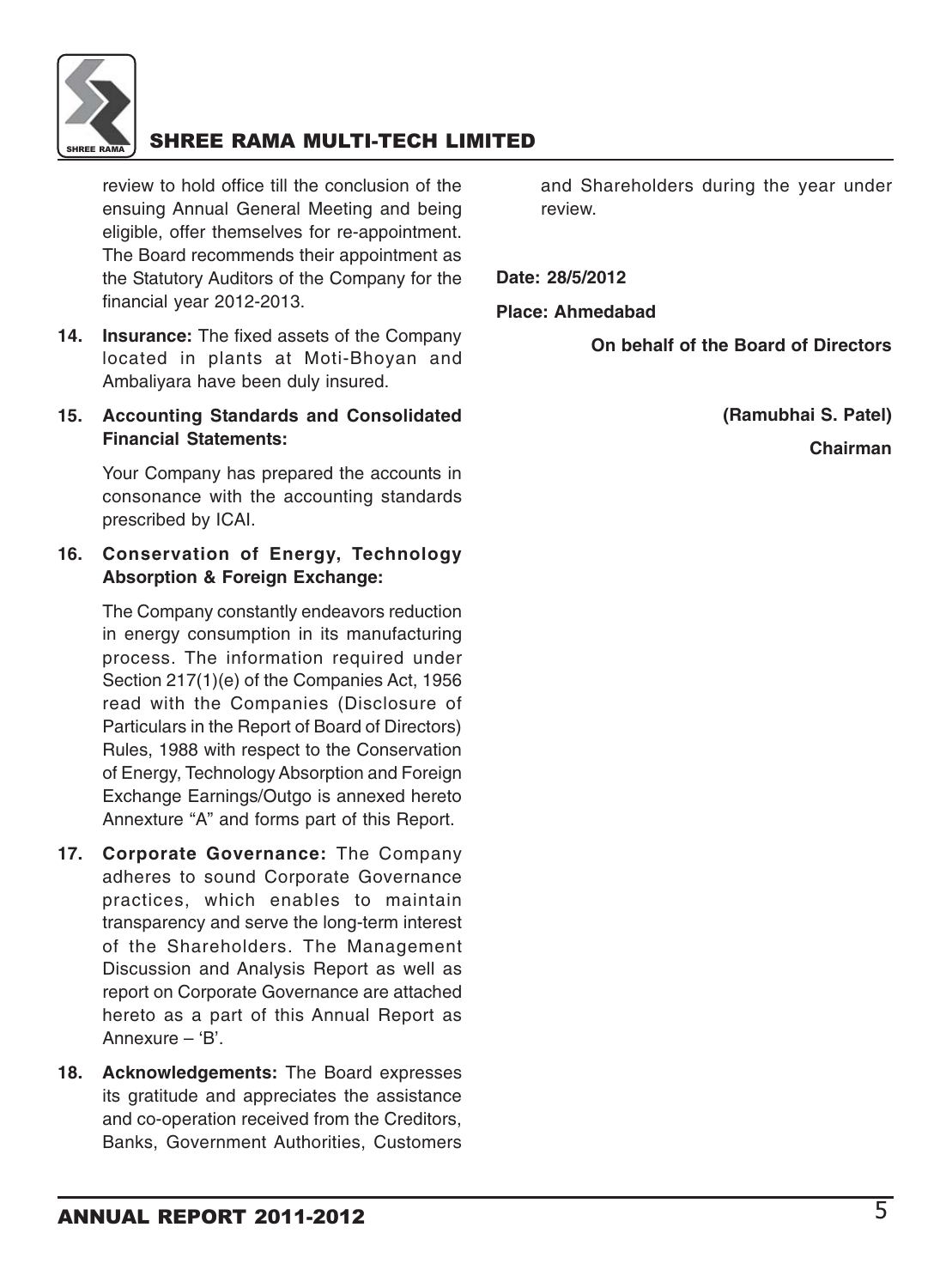review to hold office till the conclusion of the ensuing Annual General Meeting and being eligible, offer themselves for re-appointment. The Board recommends their appointment as the Statutory Auditors of the Company for the financial year 2012-2013.

**14. Insurance:** The fixed assets of the Company located in plants at Moti-Bhoyan and Ambaliyara have been duly insured.

**15. Accounting Standards and Consolidated Financial Statements:**

Your Company has prepared the accounts in consonance with the accounting standards prescribed by ICAI.

**16. Conservation of Energy, Technology Absorption & Foreign Exchange:**

The Company constantly endeavors reduction in energy consumption in its manufacturing process. The information required under Section 217(1)(e) of the Companies Act, 1956 read with the Companies (Disclosure of Particulars in the Report of Board of Directors) Rules, 1988 with respect to the Conservation of Energy, Technology Absorption and Foreign Exchange Earnings/Outgo is annexed hereto Annexture "A" and forms part of this Report.

**17. Corporate Governance:** The Company adheres to sound Corporate Governance practices, which enables to maintain transparency and serve the long-term interest of the Shareholders. The Management Discussion and Analysis Report as well as report on Corporate Governance are attached hereto as a part of this Annual Report as Annexure – 'B'.

**18. Acknowledgements:** The Board expresses its gratitude and appreciates the assistance and co-operation received from the Creditors, Banks, Government Authorities, Customers and Shareholders during the year under review.

**Date: 28/5/2012**

**Place: Ahmedabad**

**On behalf of the Board of Directors**

**(Ramubhai S. Patel)**

**Chairman**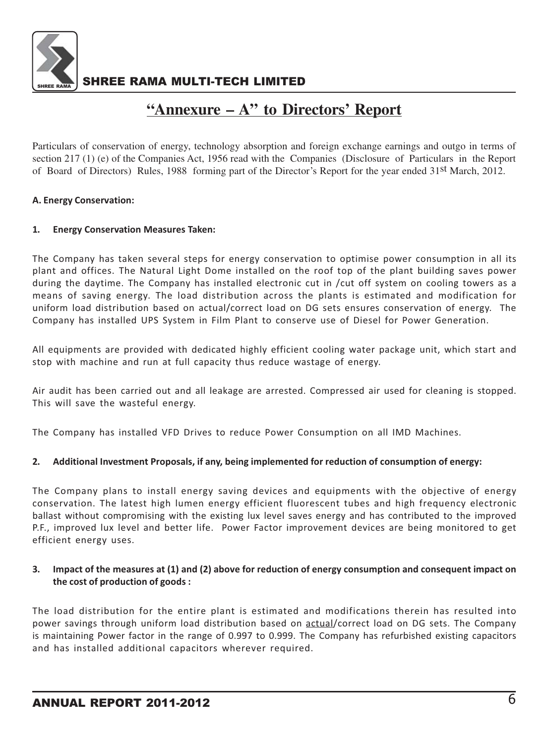# "Annexure – A" to Directors' Report

Particulars of conservation of energy, technology absorption and foreign exchange earnings and outgo in terms of section 217 (1) (e) of the Companies Act, 1956 read with the Companies (Disclosure of Particulars in the Report of Board of Directors) Rules, 1988 forming part of the Director's Report for the year ended 31st March, 2012.

**A. Energy Conservation:**

**1. Energy Conservation Measures Taken:**

The Company has taken several steps for energy conservation to optimise power consumption in all its plant and offices. The Natural Light Dome installed on the roof top of the plant building saves power during the daytime. The Company has installed electronic cut in /cut off system on cooling towers as a means of saving energy. The load distribution across the plants is estimated and modification for uniform load distribution based on actual/correct load on DG sets ensures conservation of energy. The Company has installed UPS System in Film Plant to conserve use of Diesel for Power Generation.

All equipments are provided with dedicated highly efficient cooling water package unit, which start and stop with machine and run at full capacity thus reduce wastage of energy.

Air audit has been carried out and all leakage are arrested. Compressed air used for cleaning is stopped. This will save the wasteful energy.

The Company has installed VFD Drives to reduce Power Consumption on all IMD Machines.

**2. Additional Investment Proposals, if any, being implemented for reduction of consumption of energy:**

The Company plans to install energy saving devices and equipments with the objective of energy conservation. The latest high lumen energy efficient fluorescent tubes and high frequency electronic ballast without compromising with the existing lux level saves energy and has contributed to the improved P.F., improved lux level and better life. Power Factor improvement devices are being monitored to get efficient energy uses.

**3. Impact of the measures at (1) and (2) above for reduction of energy consumption and consequent impact on the cost of production of goods :**

The load distribution for the entire plant is estimated and modifications therein has resulted into power savings through uniform load distribution based on actual/correct load on DG sets. The Company is maintaining Power factor in the range of 0.997 to 0.999. The Company has refurbished existing capacitors and has installed additional capacitors wherever required.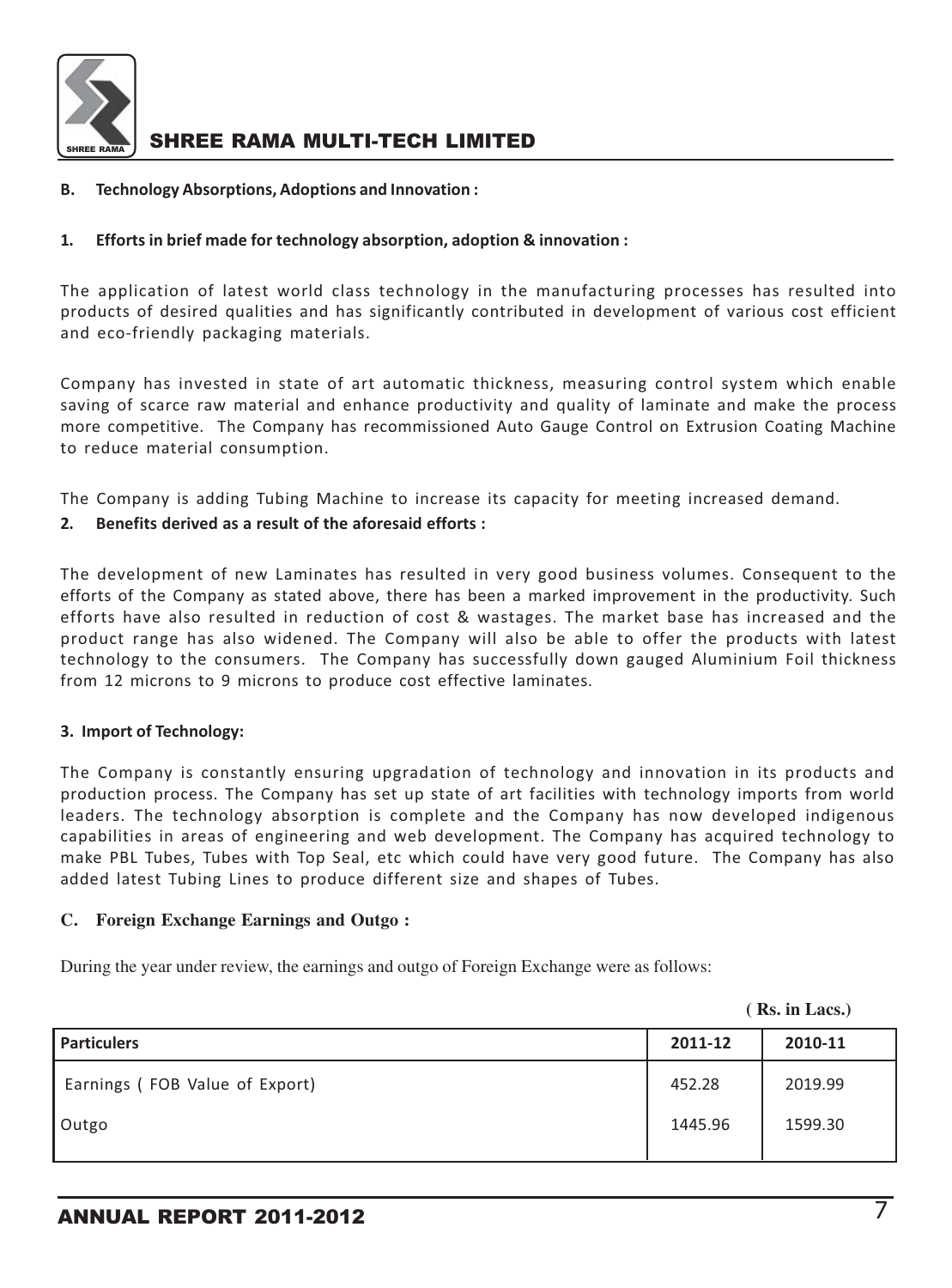## B. Technology Absorptions, Adoptions and Innovation :

### 1. Efforts in brief made for technology absorption, adoption & innovation :

The application of latest world class technology in the manufacturing processes has resulted into products of desired qualities and has significantly contributed in development of various cost efficient and eco-friendly packaging materials.

Company has invested in state of art automatic thickness, measuring control system which enable saving of scarce raw material and enhance productivity and quality of laminate and make the process more competitive. The Company has recommissioned Auto Gauge Control on Extrusion Coating Machine to reduce material consumption.

The Company is adding Tubing Machine to increase its capacity for meeting increased demand.

### 2. Benefits derived as a result of the aforesaid efforts :

The development of new Laminates has resulted in very good business volumes. Consequent to the efforts of the Company as stated above, there has been a marked improvement in the productivity. Such efforts have also resulted in reduction of cost & wastages. The market base has increased and the product range has also widened. The Company will also be able to offer the products with latest technology to the consumers. The Company has successfully down gauged Aluminium Foil thickness from 12 microns to 9 microns to produce cost effective laminates.

### 3. Import of Technology:

The Company is constantly ensuring upgradation of technology and innovation in its products and production process. The Company has set up state of art facilities with technology imports from world leaders. The technology absorption is complete and the Company has now developed indigenous capabilities in areas of engineering and web development. The Company has acquired technology to make PBL Tubes, Tubes with Top Seal, etc which could have very good future. The Company has also added latest Tubing Lines to produce different size and shapes of Tubes.

## C. Foreign Exchange Earnings and Outgo :

During the year under review, the earnings and outgo of Foreign Exchange were as follows:

**( Rs. in Lacs.)**

| Particulers | 2011-12 | 2010-11 |
|---|---|---|
| Earnings ( FOB Value of Export) | 452.28 | 2019.99 |
| Outgo | 1445.96 | 1599.30 |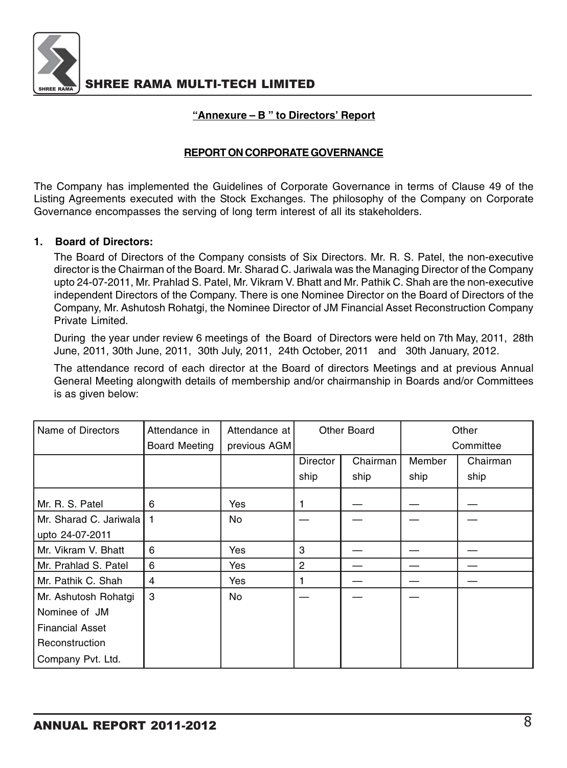## "Annexure – B " to Directors' Report

## REPORT ON CORPORATE GOVERNANCE

The Company has implemented the Guidelines of Corporate Governance in terms of Clause 49 of the Listing Agreements executed with the Stock Exchanges. The philosophy of the Company on Corporate Governance encompasses the serving of long term interest of all its stakeholders.

### 1. Board of Directors:

The Board of Directors of the Company consists of Six Directors. Mr. R. S. Patel, the non-executive director is the Chairman of the Board. Mr. Sharad C. Jariwala was the Managing Director of the Company upto 24-07-2011, Mr. Prahlad S. Patel, Mr. Vikram V. Bhatt and Mr. Pathik C. Shah are the non-executive independent Directors of the Company. There is one Nominee Director on the Board of Directors of the Company, Mr. Ashutosh Rohatgi, the Nominee Director of JM Financial Asset Reconstruction Company Private Limited.

During the year under review 6 meetings of the Board of Directors were held on 7th May, 2011, 28th June, 2011, 30th June, 2011, 30th July, 2011, 24th October, 2011 and 30th January, 2012.

The attendance record of each director at the Board of directors Meetings and at previous Annual General Meeting alongwith details of membership and/or chairmanship in Boards and/or Committees is as given below:

| Name of Directors | Attendance in Board Meeting | Attendance at previous AGM | Other Board | | Other Committee | |
|---|---|---|---|---|---|---|
| | | | Directorship | Chairmanship | Membership | Chairmanship |
| Mr. R. S. Patel | 6 | Yes | 1 | — | — | — |
| Mr. Sharad C. Jariwala upto 24-07-2011 | 1 | No | — | — | — | — |
| Mr. Vikram V. Bhatt | 6 | Yes | 3 | — | — | — |
| Mr. Prahlad S. Patel | 6 | Yes | 2 | — | — | — |
| Mr. Pathik C. Shah | 4 | Yes | 1 | — | — | — |
| Mr. Ashutosh Rohatgi Nominee of JM Financial Asset Reconstruction Company Pvt. Ltd. | 3 | No | — | — | — | |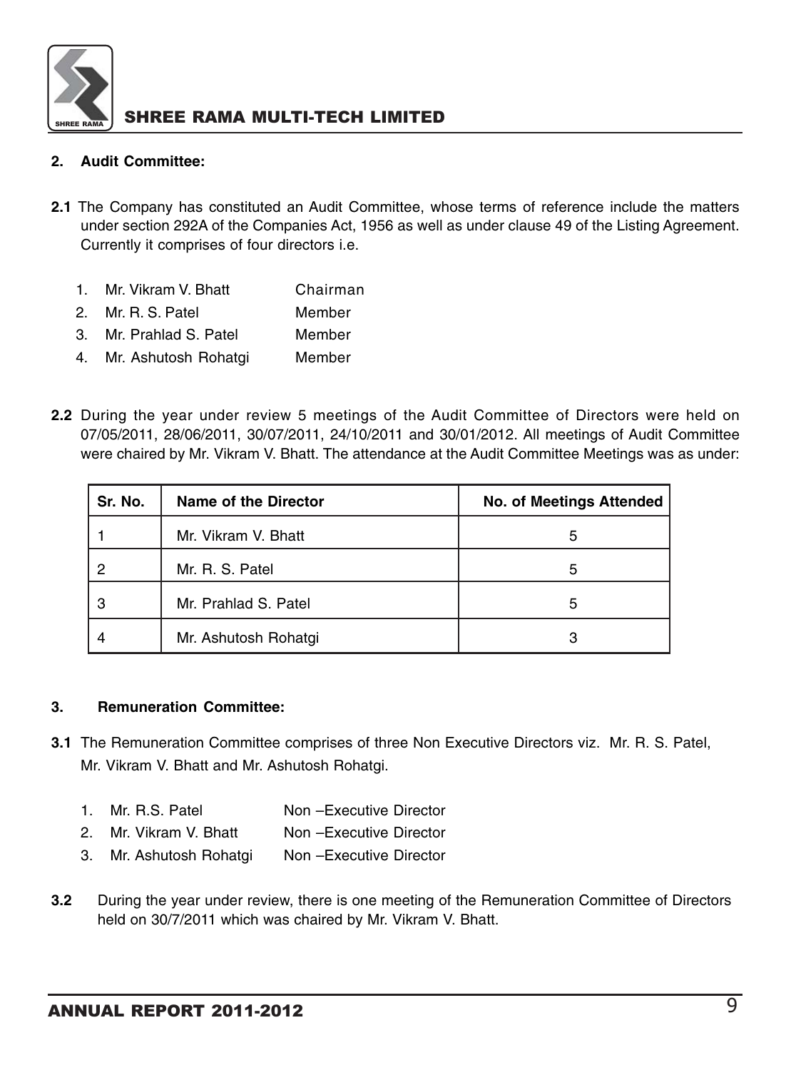## 2. Audit Committee:

**2.1** The Company has constituted an Audit Committee, whose terms of reference include the matters under section 292A of the Companies Act, 1956 as well as under clause 49 of the Listing Agreement. Currently it comprises of four directors i.e.

1. Mr. Vikram V. Bhatt — Chairman
2. Mr. R. S. Patel — Member
3. Mr. Prahlad S. Patel — Member
4. Mr. Ashutosh Rohatgi — Member

**2.2** During the year under review 5 meetings of the Audit Committee of Directors were held on 07/05/2011, 28/06/2011, 30/07/2011, 24/10/2011 and 30/01/2012. All meetings of Audit Committee were chaired by Mr. Vikram V. Bhatt. The attendance at the Audit Committee Meetings was as under:

| Sr. No. | Name of the Director | No. of Meetings Attended |
|---|---|---|
| 1 | Mr. Vikram V. Bhatt | 5 |
| 2 | Mr. R. S. Patel | 5 |
| 3 | Mr. Prahlad S. Patel | 5 |
| 4 | Mr. Ashutosh Rohatgi | 3 |

## 3. Remuneration Committee:

**3.1** The Remuneration Committee comprises of three Non Executive Directors viz. Mr. R. S. Patel, Mr. Vikram V. Bhatt and Mr. Ashutosh Rohatgi.

1. Mr. R.S. Patel — Non –Executive Director
2. Mr. Vikram V. Bhatt — Non –Executive Director
3. Mr. Ashutosh Rohatgi — Non –Executive Director

**3.2** During the year under review, there is one meeting of the Remuneration Committee of Directors held on 30/7/2011 which was chaired by Mr. Vikram V. Bhatt.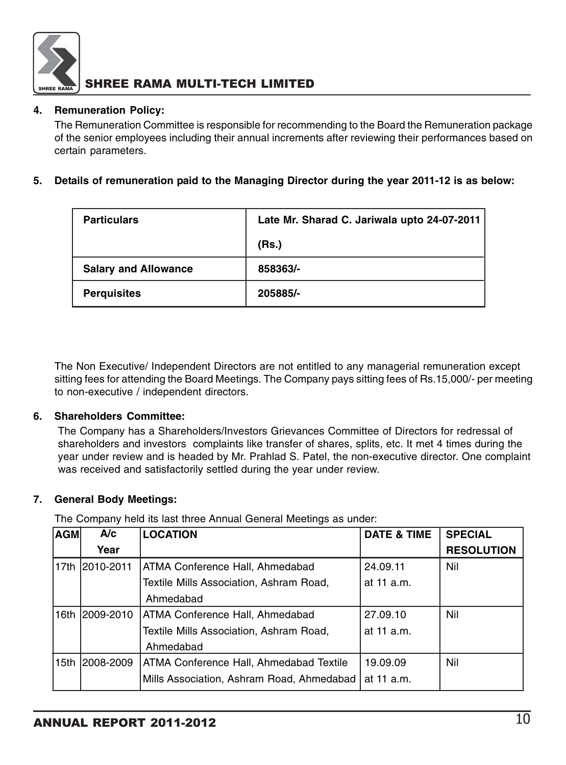**4. Remuneration Policy:**

The Remuneration Committee is responsible for recommending to the Board the Remuneration package of the senior employees including their annual increments after reviewing their performances based on certain parameters.

**5. Details of remuneration paid to the Managing Director during the year 2011-12 is as below:**

| Particulars | Late Mr. Sharad C. Jariwala upto 24-07-2011 (Rs.) |
|---|---|
| Salary and Allowance | 858363/- |
| Perquisites | 205885/- |

The Non Executive/ Independent Directors are not entitled to any managerial remuneration except sitting fees for attending the Board Meetings. The Company pays sitting fees of Rs.15,000/- per meeting to non-executive / independent directors.

**6. Shareholders Committee:**

The Company has a Shareholders/Investors Grievances Committee of Directors for redressal of shareholders and investors complaints like transfer of shares, splits, etc. It met 4 times during the year under review and is headed by Mr. Prahlad S. Patel, the non-executive director. One complaint was received and satisfactorily settled during the year under review.

**7. General Body Meetings:**

The Company held its last three Annual General Meetings as under:

| AGM | A/c Year | LOCATION | DATE & TIME | SPECIAL RESOLUTION |
|---|---|---|---|---|
| 17th | 2010-2011 | ATMA Conference Hall, Ahmedabad Textile Mills Association, Ashram Road, Ahmedabad | 24.09.11 at 11 a.m. | Nil |
| 16th | 2009-2010 | ATMA Conference Hall, Ahmedabad Textile Mills Association, Ashram Road, Ahmedabad | 27.09.10 at 11 a.m. | Nil |
| 15th | 2008-2009 | ATMA Conference Hall, Ahmedabad Textile Mills Association, Ashram Road, Ahmedabad | 19.09.09 at 11 a.m. | Nil |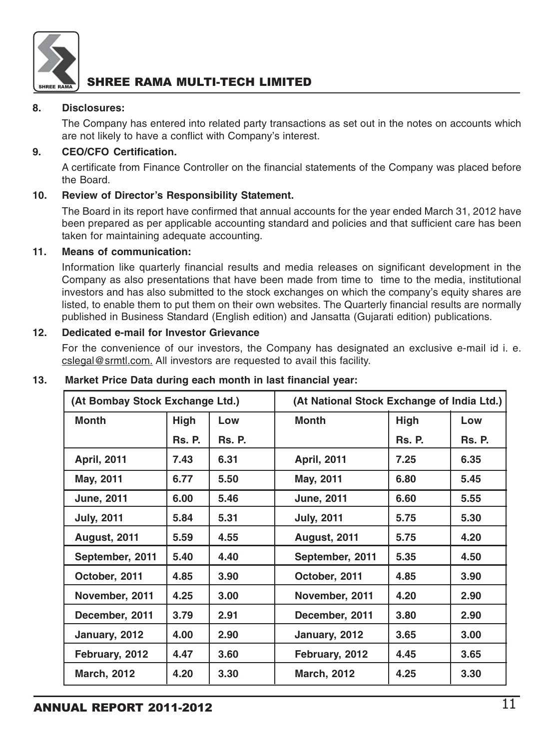**8. Disclosures:**

The Company has entered into related party transactions as set out in the notes on accounts which are not likely to have a conflict with Company's interest.

**9. CEO/CFO Certification.**

A certificate from Finance Controller on the financial statements of the Company was placed before the Board.

**10. Review of Director's Responsibility Statement.**

The Board in its report have confirmed that annual accounts for the year ended March 31, 2012 have been prepared as per applicable accounting standard and policies and that sufficient care has been taken for maintaining adequate accounting.

**11. Means of communication:**

Information like quarterly financial results and media releases on significant development in the Company as also presentations that have been made from time to time to the media, institutional investors and has also submitted to the stock exchanges on which the company's equity shares are listed, to enable them to put them on their own websites. The Quarterly financial results are normally published in Business Standard (English edition) and Jansatta (Gujarati edition) publications.

**12. Dedicated e-mail for Investor Grievance**

For the convenience of our investors, the Company has designated an exclusive e-mail id i. e. cslegal@srmtl.com. All investors are requested to avail this facility.

**13. Market Price Data during each month in last financial year:**

| (At Bombay Stock Exchange Ltd.) | | | (At National Stock Exchange of India Ltd.) | | |
|---|---|---|---|---|---|
| Month | High Rs. P. | Low Rs. P. | Month | High Rs. P. | Low Rs. P. |
| April, 2011 | 7.43 | 6.31 | April, 2011 | 7.25 | 6.35 |
| May, 2011 | 6.77 | 5.50 | May, 2011 | 6.80 | 5.45 |
| June, 2011 | 6.00 | 5.46 | June, 2011 | 6.60 | 5.55 |
| July, 2011 | 5.84 | 5.31 | July, 2011 | 5.75 | 5.30 |
| August, 2011 | 5.59 | 4.55 | August, 2011 | 5.75 | 4.20 |
| September, 2011 | 5.40 | 4.40 | September, 2011 | 5.35 | 4.50 |
| October, 2011 | 4.85 | 3.90 | October, 2011 | 4.85 | 3.90 |
| November, 2011 | 4.25 | 3.00 | November, 2011 | 4.20 | 2.90 |
| December, 2011 | 3.79 | 2.91 | December, 2011 | 3.80 | 2.90 |
| January, 2012 | 4.00 | 2.90 | January, 2012 | 3.65 | 3.00 |
| February, 2012 | 4.47 | 3.60 | February, 2012 | 4.45 | 3.65 |
| March, 2012 | 4.20 | 3.30 | March, 2012 | 4.25 | 3.30 |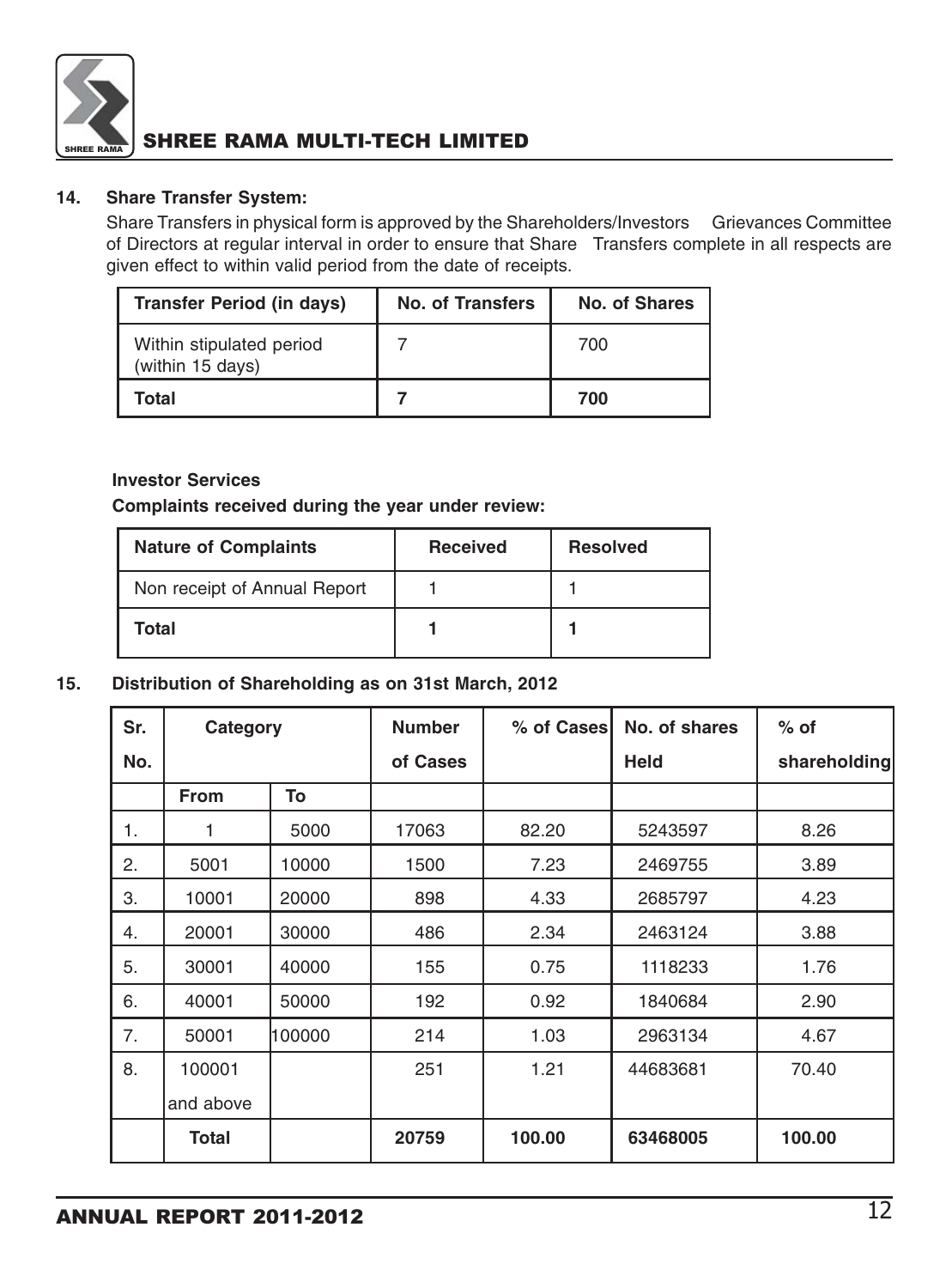## 14. Share Transfer System:

Share Transfers in physical form is approved by the Shareholders/Investors Grievances Committee of Directors at regular interval in order to ensure that Share Transfers complete in all respects are given effect to within valid period from the date of receipts.

| Transfer Period (in days) | No. of Transfers | No. of Shares |
|---|---|---|
| Within stipulated period (within 15 days) | 7 | 700 |
| **Total** | **7** | **700** |

**Investor Services**

**Complaints received during the year under review:**

| Nature of Complaints | Received | Resolved |
|---|---|---|
| Non receipt of Annual Report | 1 | 1 |
| **Total** | **1** | **1** |

## 15. Distribution of Shareholding as on 31st March, 2012

| Sr. No. | Category | | Number of Cases | % of Cases | No. of shares Held | % of shareholding |
|---|---|---|---|---|---|---|
| | From | To | | | | |
| 1. | 1 | 5000 | 17063 | 82.20 | 5243597 | 8.26 |
| 2. | 5001 | 10000 | 1500 | 7.23 | 2469755 | 3.89 |
| 3. | 10001 | 20000 | 898 | 4.33 | 2685797 | 4.23 |
| 4. | 20001 | 30000 | 486 | 2.34 | 2463124 | 3.88 |
| 5. | 30001 | 40000 | 155 | 0.75 | 1118233 | 1.76 |
| 6. | 40001 | 50000 | 192 | 0.92 | 1840684 | 2.90 |
| 7. | 50001 | 100000 | 214 | 1.03 | 2963134 | 4.67 |
| 8. | 100001 and above | | 251 | 1.21 | 44683681 | 70.40 |
| | **Total** | | **20759** | **100.00** | **63468005** | **100.00** |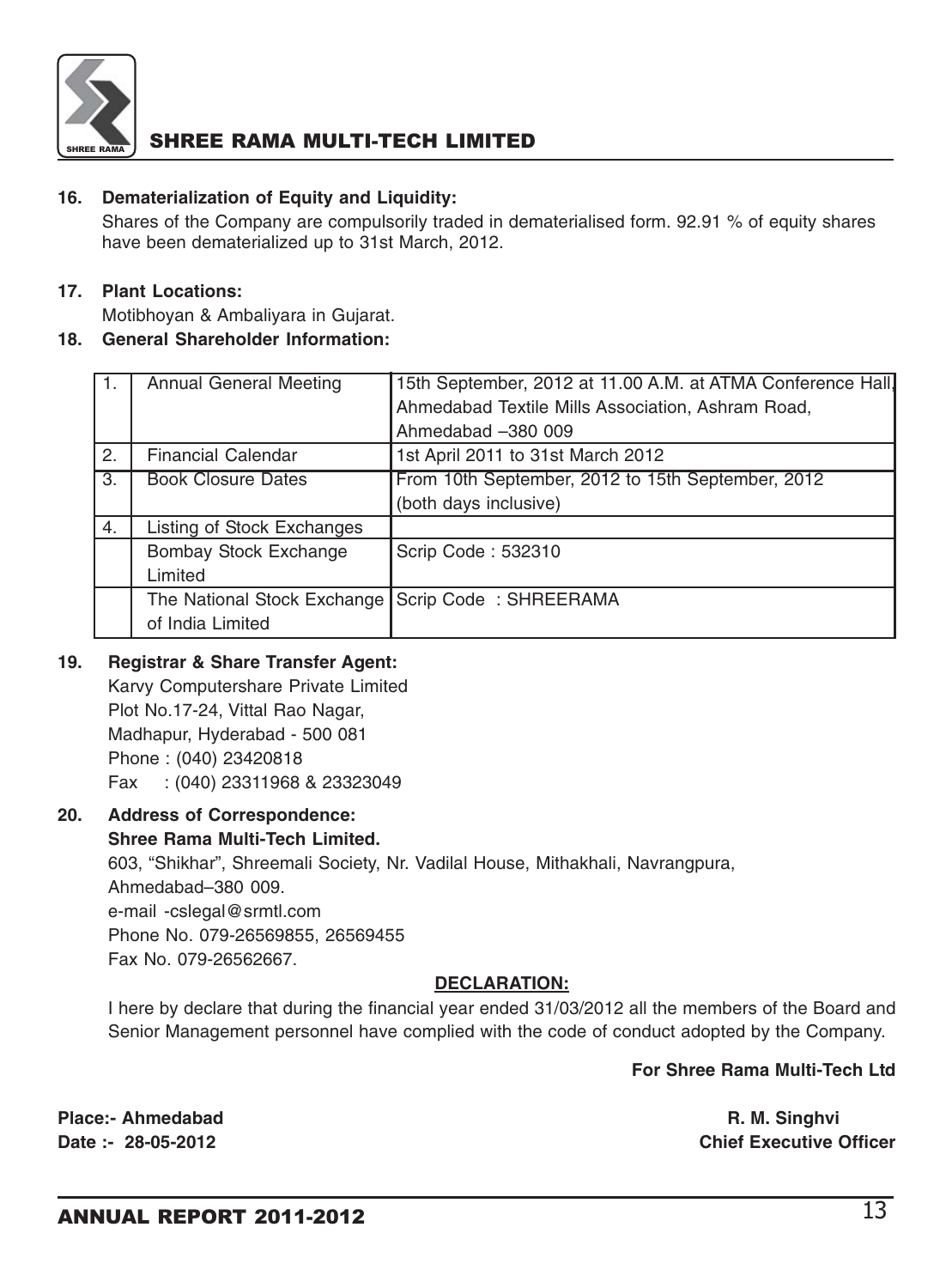**16. Dematerialization of Equity and Liquidity:**

Shares of the Company are compulsorily traded in dematerialised form. 92.91 % of equity shares have been dematerialized up to 31st March, 2012.

**17. Plant Locations:**

Motibhoyan & Ambaliyara in Gujarat.

**18. General Shareholder Information:**

| | | |
|---|---|---|
| 1. | Annual General Meeting | 15th September, 2012 at 11.00 A.M. at ATMA Conference Hall, Ahmedabad Textile Mills Association, Ashram Road, Ahmedabad –380 009 |
| 2. | Financial Calendar | 1st April 2011 to 31st March 2012 |
| 3. | Book Closure Dates | From 10th September, 2012 to 15th September, 2012 (both days inclusive) |
| 4. | Listing of Stock Exchanges | |
| | Bombay Stock Exchange Limited | Scrip Code : 532310 |
| | The National Stock Exchange of India Limited | Scrip Code : SHREERAMA |

**19. Registrar & Share Transfer Agent:**

Karvy Computershare Private Limited
Plot No.17-24, Vittal Rao Nagar,
Madhapur, Hyderabad - 500 081
Phone : (040) 23420818
Fax : (040) 23311968 & 23323049

**20. Address of Correspondence:**

**Shree Rama Multi-Tech Limited.**
603, "Shikhar", Shreemali Society, Nr. Vadilal House, Mithakhali, Navrangpura,
Ahmedabad–380 009.
e-mail -cslegal@srmtl.com
Phone No. 079-26569855, 26569455
Fax No. 079-26562667.

**DECLARATION:**

I here by declare that during the financial year ended 31/03/2012 all the members of the Board and Senior Management personnel have complied with the code of conduct adopted by the Company.

**For Shree Rama Multi-Tech Ltd**

**Place:- Ahmedabad** — **R. M. Singhvi**
**Date :- 28-05-2012** — **Chief Executive Officer**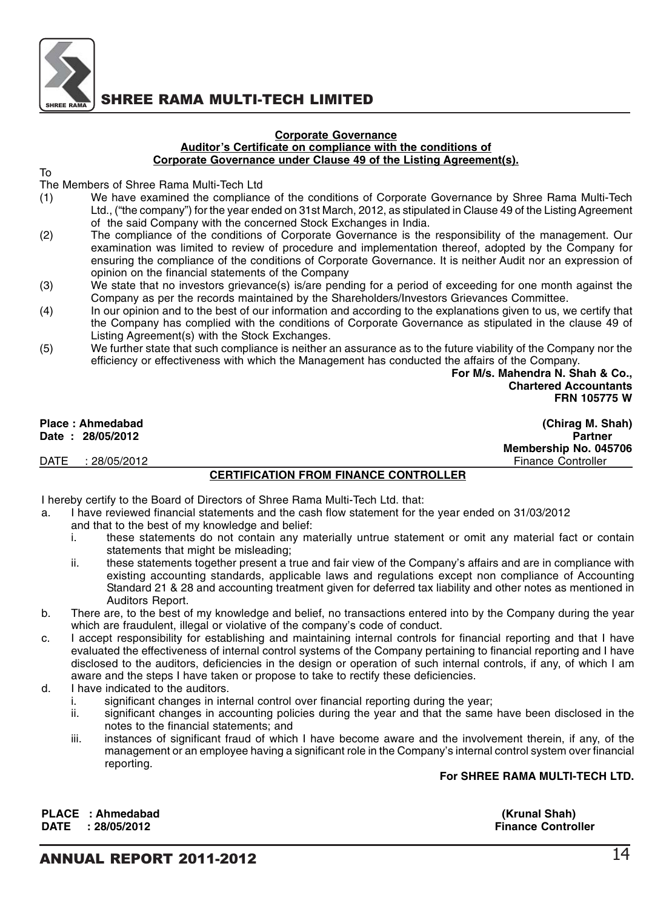## Corporate Governance

### Auditor's Certificate on compliance with the conditions of Corporate Governance under Clause 49 of the Listing Agreement(s).

To

The Members of Shree Rama Multi-Tech Ltd

(1) We have examined the compliance of the conditions of Corporate Governance by Shree Rama Multi-Tech Ltd., ("the company") for the year ended on 31st March, 2012, as stipulated in Clause 49 of the Listing Agreement of the said Company with the concerned Stock Exchanges in India.

(2) The compliance of the conditions of Corporate Governance is the responsibility of the management. Our examination was limited to review of procedure and implementation thereof, adopted by the Company for ensuring the compliance of the conditions of Corporate Governance. It is neither Audit nor an expression of opinion on the financial statements of the Company

(3) We state that no investors grievance(s) is/are pending for a period of exceeding for one month against the Company as per the records maintained by the Shareholders/Investors Grievances Committee.

(4) In our opinion and to the best of our information and according to the explanations given to us, we certify that the Company has complied with the conditions of Corporate Governance as stipulated in the clause 49 of Listing Agreement(s) with the Stock Exchanges.

(5) We further state that such compliance is neither an assurance as to the future viability of the Company nor the efficiency or effectiveness with which the Management has conducted the affairs of the Company.

**For M/s. Mahendra N. Shah & Co.,**
**Chartered Accountants**
**FRN 105775 W**

**Place : Ahmedabad**
**Date : 28/05/2012**

**(Chirag M. Shah)**
**Partner**
**Membership No. 045706**

DATE : 28/05/2012
Finance Controller

### CERTIFICATION FROM FINANCE CONTROLLER

I hereby certify to the Board of Directors of Shree Rama Multi-Tech Ltd. that:

a. I have reviewed financial statements and the cash flow statement for the year ended on 31/03/2012 and that to the best of my knowledge and belief:
   i. these statements do not contain any materially untrue statement or omit any material fact or contain statements that might be misleading;
   ii. these statements together present a true and fair view of the Company's affairs and are in compliance with existing accounting standards, applicable laws and regulations except non compliance of Accounting Standard 21 & 28 and accounting treatment given for deferred tax liability and other notes as mentioned in Auditors Report.

b. There are, to the best of my knowledge and belief, no transactions entered into by the Company during the year which are fraudulent, illegal or violative of the company's code of conduct.

c. I accept responsibility for establishing and maintaining internal controls for financial reporting and that I have evaluated the effectiveness of internal control systems of the Company pertaining to financial reporting and I have disclosed to the auditors, deficiencies in the design or operation of such internal controls, if any, of which I am aware and the steps I have taken or propose to take to rectify these deficiencies.

d. I have indicated to the auditors.
   i. significant changes in internal control over financial reporting during the year;
   ii. significant changes in accounting policies during the year and that the same have been disclosed in the notes to the financial statements; and
   iii. instances of significant fraud of which I have become aware and the involvement therein, if any, of the management or an employee having a significant role in the Company's internal control system over financial reporting.

**For SHREE RAMA MULTI-TECH LTD.**

**PLACE : Ahmedabad**
**DATE : 28/05/2012**

**(Krunal Shah)**
**Finance Controller**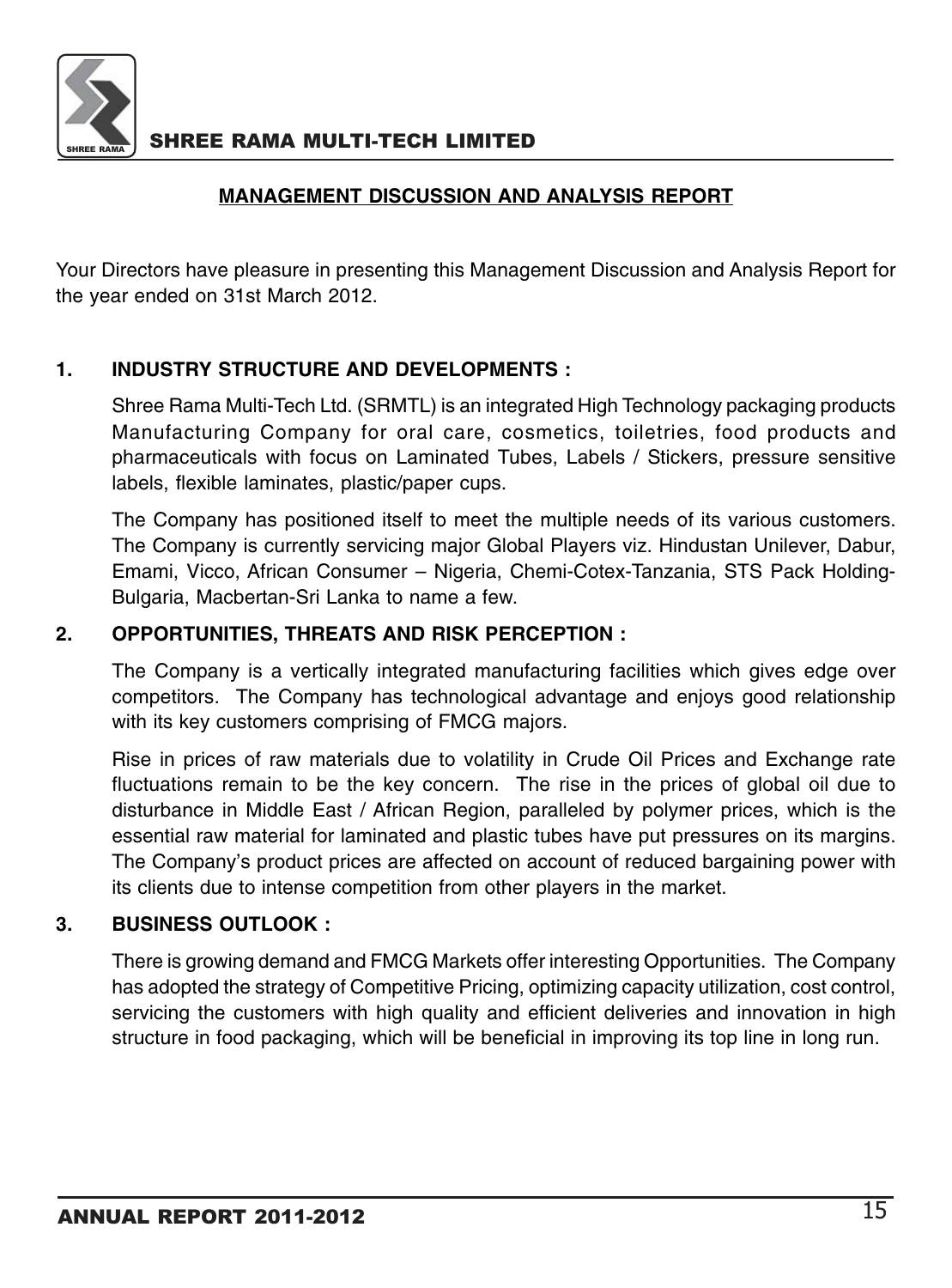## MANAGEMENT DISCUSSION AND ANALYSIS REPORT

Your Directors have pleasure in presenting this Management Discussion and Analysis Report for the year ended on 31st March 2012.

### 1. INDUSTRY STRUCTURE AND DEVELOPMENTS :

Shree Rama Multi-Tech Ltd. (SRMTL) is an integrated High Technology packaging products Manufacturing Company for oral care, cosmetics, toiletries, food products and pharmaceuticals with focus on Laminated Tubes, Labels / Stickers, pressure sensitive labels, flexible laminates, plastic/paper cups.

The Company has positioned itself to meet the multiple needs of its various customers. The Company is currently servicing major Global Players viz. Hindustan Unilever, Dabur, Emami, Vicco, African Consumer – Nigeria, Chemi-Cotex-Tanzania, STS Pack Holding-Bulgaria, Macbertan-Sri Lanka to name a few.

### 2. OPPORTUNITIES, THREATS AND RISK PERCEPTION :

The Company is a vertically integrated manufacturing facilities which gives edge over competitors. The Company has technological advantage and enjoys good relationship with its key customers comprising of FMCG majors.

Rise in prices of raw materials due to volatility in Crude Oil Prices and Exchange rate fluctuations remain to be the key concern. The rise in the prices of global oil due to disturbance in Middle East / African Region, paralleled by polymer prices, which is the essential raw material for laminated and plastic tubes have put pressures on its margins. The Company's product prices are affected on account of reduced bargaining power with its clients due to intense competition from other players in the market.

### 3. BUSINESS OUTLOOK :

There is growing demand and FMCG Markets offer interesting Opportunities. The Company has adopted the strategy of Competitive Pricing, optimizing capacity utilization, cost control, servicing the customers with high quality and efficient deliveries and innovation in high structure in food packaging, which will be beneficial in improving its top line in long run.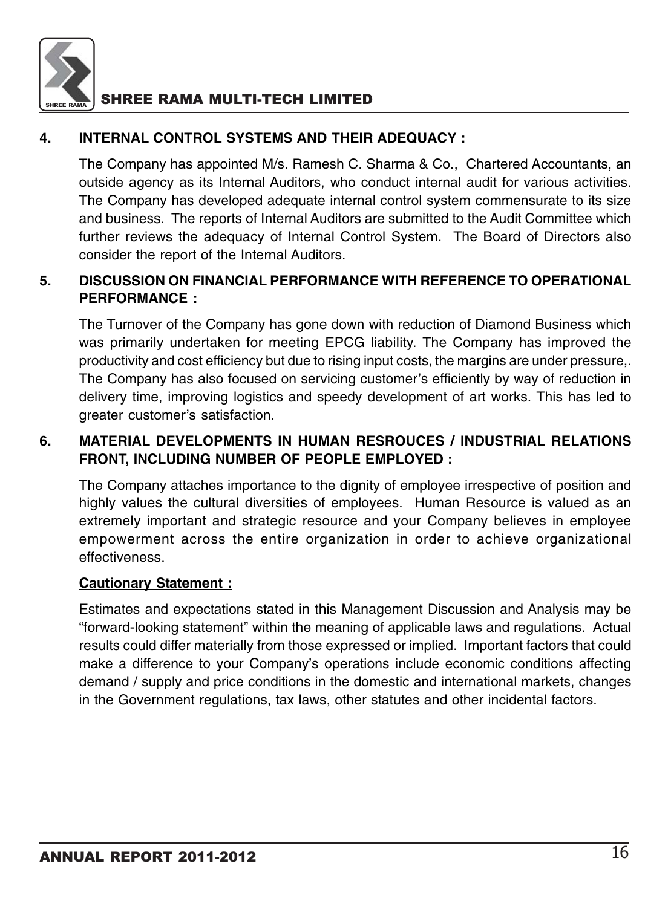## 4. INTERNAL CONTROL SYSTEMS AND THEIR ADEQUACY :

The Company has appointed M/s. Ramesh C. Sharma & Co., Chartered Accountants, an outside agency as its Internal Auditors, who conduct internal audit for various activities. The Company has developed adequate internal control system commensurate to its size and business. The reports of Internal Auditors are submitted to the Audit Committee which further reviews the adequacy of Internal Control System. The Board of Directors also consider the report of the Internal Auditors.

## 5. DISCUSSION ON FINANCIAL PERFORMANCE WITH REFERENCE TO OPERATIONAL PERFORMANCE :

The Turnover of the Company has gone down with reduction of Diamond Business which was primarily undertaken for meeting EPCG liability. The Company has improved the productivity and cost efficiency but due to rising input costs, the margins are under pressure,. The Company has also focused on servicing customer's efficiently by way of reduction in delivery time, improving logistics and speedy development of art works. This has led to greater customer's satisfaction.

## 6. MATERIAL DEVELOPMENTS IN HUMAN RESROUCES / INDUSTRIAL RELATIONS FRONT, INCLUDING NUMBER OF PEOPLE EMPLOYED :

The Company attaches importance to the dignity of employee irrespective of position and highly values the cultural diversities of employees. Human Resource is valued as an extremely important and strategic resource and your Company believes in employee empowerment across the entire organization in order to achieve organizational effectiveness.

**Cautionary Statement :**

Estimates and expectations stated in this Management Discussion and Analysis may be "forward-looking statement" within the meaning of applicable laws and regulations. Actual results could differ materially from those expressed or implied. Important factors that could make a difference to your Company's operations include economic conditions affecting demand / supply and price conditions in the domestic and international markets, changes in the Government regulations, tax laws, other statutes and other incidental factors.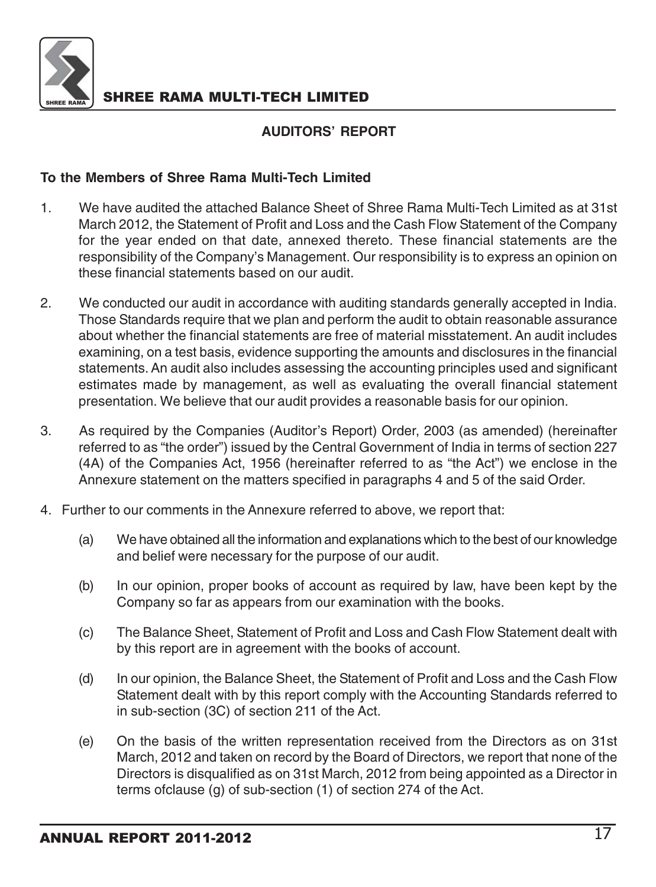## AUDITORS' REPORT

**To the Members of Shree Rama Multi-Tech Limited**

1. We have audited the attached Balance Sheet of Shree Rama Multi-Tech Limited as at 31st March 2012, the Statement of Profit and Loss and the Cash Flow Statement of the Company for the year ended on that date, annexed thereto. These financial statements are the responsibility of the Company's Management. Our responsibility is to express an opinion on these financial statements based on our audit.

2. We conducted our audit in accordance with auditing standards generally accepted in India. Those Standards require that we plan and perform the audit to obtain reasonable assurance about whether the financial statements are free of material misstatement. An audit includes examining, on a test basis, evidence supporting the amounts and disclosures in the financial statements. An audit also includes assessing the accounting principles used and significant estimates made by management, as well as evaluating the overall financial statement presentation. We believe that our audit provides a reasonable basis for our opinion.

3. As required by the Companies (Auditor's Report) Order, 2003 (as amended) (hereinafter referred to as "the order") issued by the Central Government of India in terms of section 227 (4A) of the Companies Act, 1956 (hereinafter referred to as "the Act") we enclose in the Annexure statement on the matters specified in paragraphs 4 and 5 of the said Order.

4. Further to our comments in the Annexure referred to above, we report that:

   (a) We have obtained all the information and explanations which to the best of our knowledge and belief were necessary for the purpose of our audit.

   (b) In our opinion, proper books of account as required by law, have been kept by the Company so far as appears from our examination with the books.

   (c) The Balance Sheet, Statement of Profit and Loss and Cash Flow Statement dealt with by this report are in agreement with the books of account.

   (d) In our opinion, the Balance Sheet, the Statement of Profit and Loss and the Cash Flow Statement dealt with by this report comply with the Accounting Standards referred to in sub-section (3C) of section 211 of the Act.

   (e) On the basis of the written representation received from the Directors as on 31st March, 2012 and taken on record by the Board of Directors, we report that none of the Directors is disqualified as on 31st March, 2012 from being appointed as a Director in terms ofclause (g) of sub-section (1) of section 274 of the Act.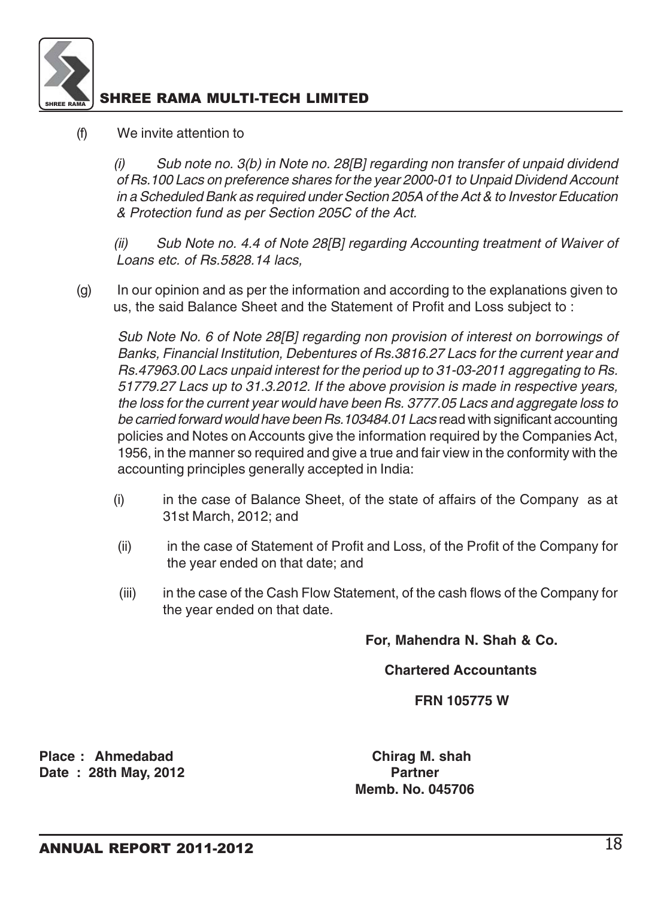(f) We invite attention to

*(i) Sub note no. 3(b) in Note no. 28[B] regarding non transfer of unpaid dividend of Rs.100 Lacs on preference shares for the year 2000-01 to Unpaid Dividend Account in a Scheduled Bank as required under Section 205A of the Act & to Investor Education & Protection fund as per Section 205C of the Act.*

*(ii) Sub Note no. 4.4 of Note 28[B] regarding Accounting treatment of Waiver of Loans etc. of Rs.5828.14 lacs,*

(g) In our opinion and as per the information and according to the explanations given to us, the said Balance Sheet and the Statement of Profit and Loss subject to :

*Sub Note No. 6 of Note 28[B] regarding non provision of interest on borrowings of Banks, Financial Institution, Debentures of Rs.3816.27 Lacs for the current year and Rs.47963.00 Lacs unpaid interest for the period up to 31-03-2011 aggregating to Rs. 51779.27 Lacs up to 31.3.2012. If the above provision is made in respective years, the loss for the current year would have been Rs. 3777.05 Lacs and aggregate loss to be carried forward would have been Rs.103484.01 Lacs* read with significant accounting policies and Notes on Accounts give the information required by the Companies Act, 1956, in the manner so required and give a true and fair view in the conformity with the accounting principles generally accepted in India:

(i) in the case of Balance Sheet, of the state of affairs of the Company as at 31st March, 2012; and

(ii) in the case of Statement of Profit and Loss, of the Profit of the Company for the year ended on that date; and

(iii) in the case of the Cash Flow Statement, of the cash flows of the Company for the year ended on that date.

**For, Mahendra N. Shah & Co.**

**Chartered Accountants**

**FRN 105775 W**

**Place : Ahmedabad**
**Date : 28th May, 2012**

**Chirag M. shah**
**Partner**
**Memb. No. 045706**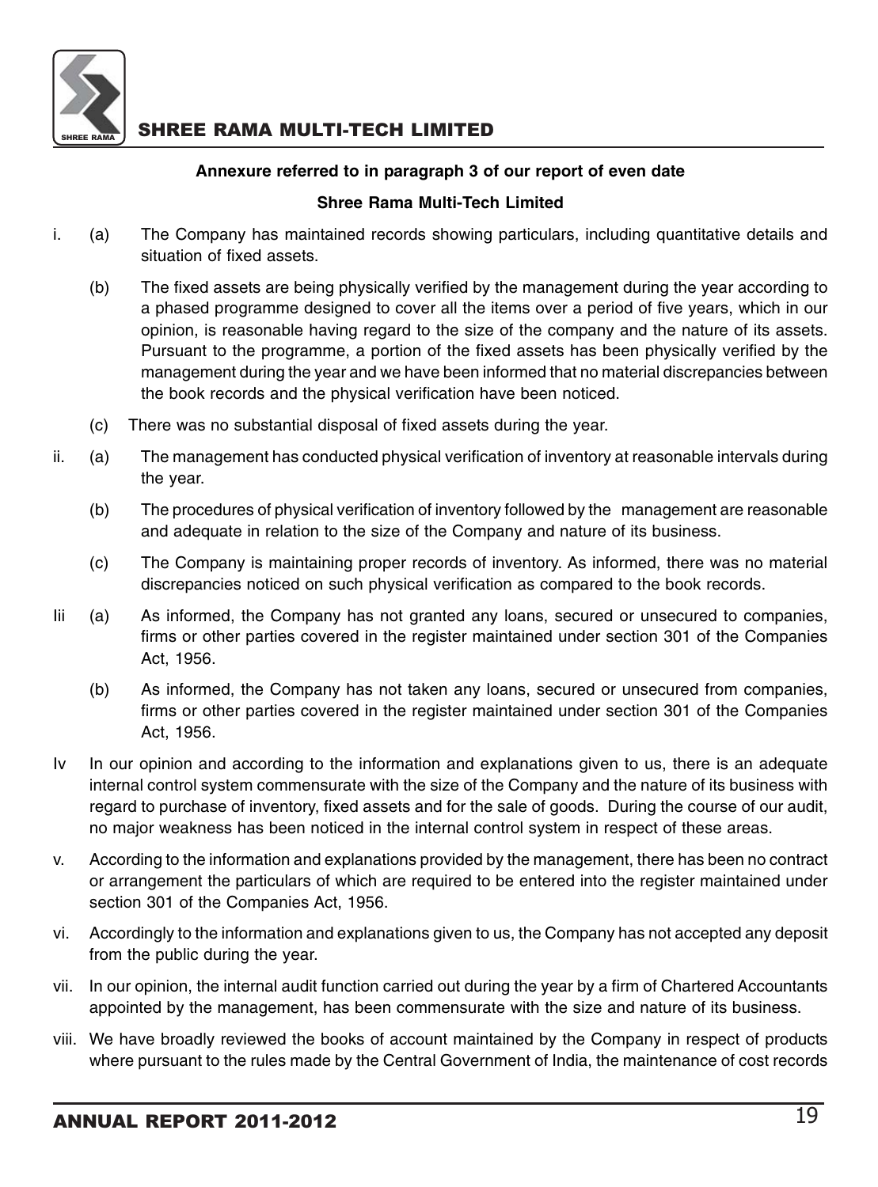**Annexure referred to in paragraph 3 of our report of even date**

**Shree Rama Multi-Tech Limited**

i. (a) The Company has maintained records showing particulars, including quantitative details and situation of fixed assets.

(b) The fixed assets are being physically verified by the management during the year according to a phased programme designed to cover all the items over a period of five years, which in our opinion, is reasonable having regard to the size of the company and the nature of its assets. Pursuant to the programme, a portion of the fixed assets has been physically verified by the management during the year and we have been informed that no material discrepancies between the book records and the physical verification have been noticed.

(c) There was no substantial disposal of fixed assets during the year.

ii. (a) The management has conducted physical verification of inventory at reasonable intervals during the year.

(b) The procedures of physical verification of inventory followed by the management are reasonable and adequate in relation to the size of the Company and nature of its business.

(c) The Company is maintaining proper records of inventory. As informed, there was no material discrepancies noticed on such physical verification as compared to the book records.

Iii (a) As informed, the Company has not granted any loans, secured or unsecured to companies, firms or other parties covered in the register maintained under section 301 of the Companies Act, 1956.

(b) As informed, the Company has not taken any loans, secured or unsecured from companies, firms or other parties covered in the register maintained under section 301 of the Companies Act, 1956.

Iv In our opinion and according to the information and explanations given to us, there is an adequate internal control system commensurate with the size of the Company and the nature of its business with regard to purchase of inventory, fixed assets and for the sale of goods. During the course of our audit, no major weakness has been noticed in the internal control system in respect of these areas.

v. According to the information and explanations provided by the management, there has been no contract or arrangement the particulars of which are required to be entered into the register maintained under section 301 of the Companies Act, 1956.

vi. Accordingly to the information and explanations given to us, the Company has not accepted any deposit from the public during the year.

vii. In our opinion, the internal audit function carried out during the year by a firm of Chartered Accountants appointed by the management, has been commensurate with the size and nature of its business.

viii. We have broadly reviewed the books of account maintained by the Company in respect of products where pursuant to the rules made by the Central Government of India, the maintenance of cost records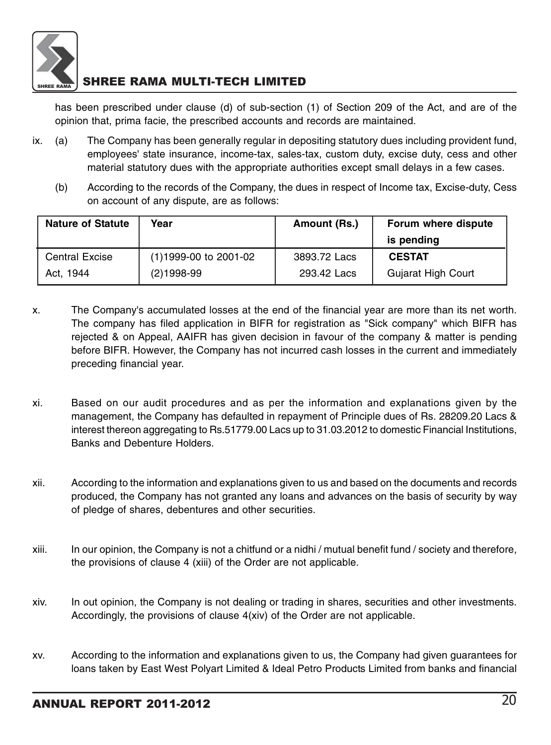has been prescribed under clause (d) of sub-section (1) of Section 209 of the Act, and are of the opinion that, prima facie, the prescribed accounts and records are maintained.

ix. (a) The Company has been generally regular in depositing statutory dues including provident fund, employees' state insurance, income-tax, sales-tax, custom duty, excise duty, cess and other material statutory dues with the appropriate authorities except small delays in a few cases.

(b) According to the records of the Company, the dues in respect of Income tax, Excise-duty, Cess on account of any dispute, are as follows:

| Nature of Statute | Year | Amount (Rs.) | Forum where dispute is pending |
|---|---|---|---|
| Central Excise Act, 1944 | (1)1999-00 to 2001-02 | 3893.72 Lacs | **CESTAT** |
| | (2)1998-99 | 293.42 Lacs | Gujarat High Court |

x. The Company's accumulated losses at the end of the financial year are more than its net worth. The company has filed application in BIFR for registration as "Sick company" which BIFR has rejected & on Appeal, AAIFR has given decision in favour of the company & matter is pending before BIFR. However, the Company has not incurred cash losses in the current and immediately preceding financial year.

xi. Based on our audit procedures and as per the information and explanations given by the management, the Company has defaulted in repayment of Principle dues of Rs. 28209.20 Lacs & interest thereon aggregating to Rs.51779.00 Lacs up to 31.03.2012 to domestic Financial Institutions, Banks and Debenture Holders.

xii. According to the information and explanations given to us and based on the documents and records produced, the Company has not granted any loans and advances on the basis of security by way of pledge of shares, debentures and other securities.

xiii. In our opinion, the Company is not a chitfund or a nidhi / mutual benefit fund / society and therefore, the provisions of clause 4 (xiii) of the Order are not applicable.

xiv. In out opinion, the Company is not dealing or trading in shares, securities and other investments. Accordingly, the provisions of clause 4(xiv) of the Order are not applicable.

xv. According to the information and explanations given to us, the Company had given guarantees for loans taken by East West Polyart Limited & Ideal Petro Products Limited from banks and financial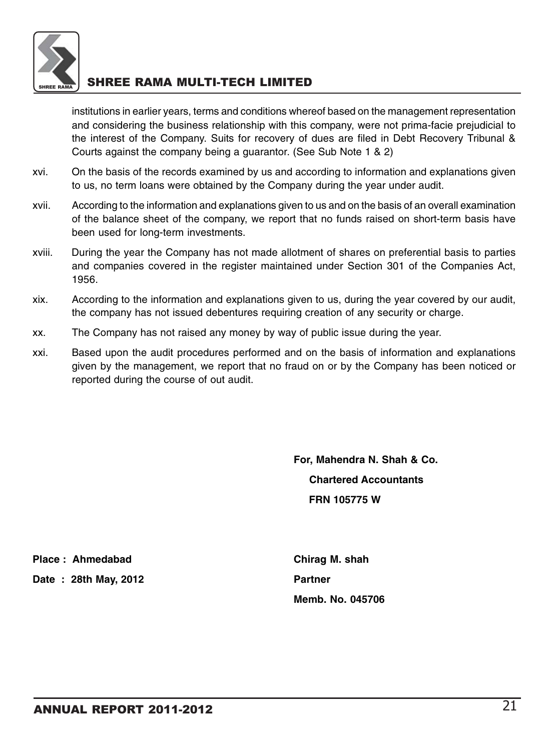institutions in earlier years, terms and conditions whereof based on the management representation and considering the business relationship with this company, were not prima-facie prejudicial to the interest of the Company. Suits for recovery of dues are filed in Debt Recovery Tribunal & Courts against the company being a guarantor. (See Sub Note 1 & 2)

xvi. On the basis of the records examined by us and according to information and explanations given to us, no term loans were obtained by the Company during the year under audit.

xvii. According to the information and explanations given to us and on the basis of an overall examination of the balance sheet of the company, we report that no funds raised on short-term basis have been used for long-term investments.

xviii. During the year the Company has not made allotment of shares on preferential basis to parties and companies covered in the register maintained under Section 301 of the Companies Act, 1956.

xix. According to the information and explanations given to us, during the year covered by our audit, the company has not issued debentures requiring creation of any security or charge.

xx. The Company has not raised any money by way of public issue during the year.

xxi. Based upon the audit procedures performed and on the basis of information and explanations given by the management, we report that no fraud on or by the Company has been noticed or reported during the course of out audit.

**For, Mahendra N. Shah & Co.**
**Chartered Accountants**
**FRN 105775 W**

**Place : Ahmedabad**
**Date : 28th May, 2012**

**Chirag M. shah**
**Partner**
**Memb. No. 045706**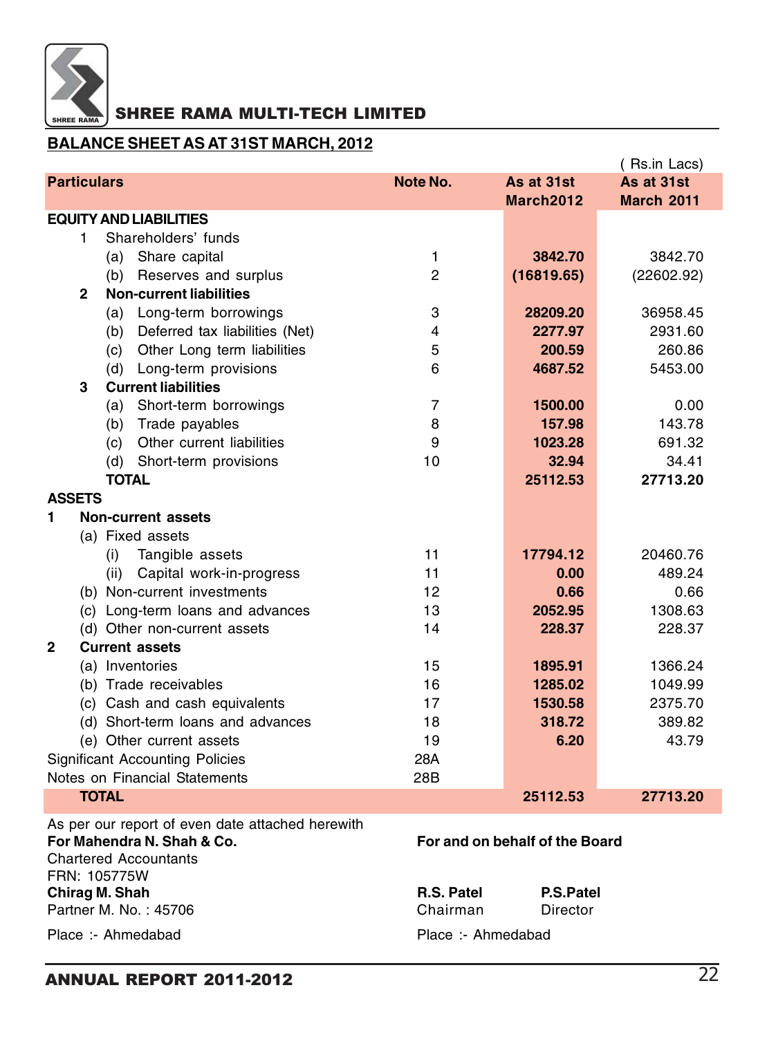## SHREE RAMA MULTI-TECH LIMITED

### BALANCE SHEET AS AT 31ST MARCH, 2012

( Rs.in Lacs)

| Particulars | Note No. | As at 31st March2012 | As at 31st March 2011 |
|---|---|---|---|
| **EQUITY AND LIABILITIES** | | | |
| 1 Shareholders' funds | | | |
| (a) Share capital | 1 | **3842.70** | 3842.70 |
| (b) Reserves and surplus | 2 | **(16819.65)** | (22602.92) |
| **2 Non-current liabilities** | | | |
| (a) Long-term borrowings | 3 | **28209.20** | 36958.45 |
| (b) Deferred tax liabilities (Net) | 4 | **2277.97** | 2931.60 |
| (c) Other Long term liabilities | 5 | **200.59** | 260.86 |
| (d) Long-term provisions | 6 | **4687.52** | 5453.00 |
| **3 Current liabilities** | | | |
| (a) Short-term borrowings | 7 | **1500.00** | 0.00 |
| (b) Trade payables | 8 | **157.98** | 143.78 |
| (c) Other current liabilities | 9 | **1023.28** | 691.32 |
| (d) Short-term provisions | 10 | **32.94** | 34.41 |
| **TOTAL** | | **25112.53** | **27713.20** |
| **ASSETS** | | | |
| **1 Non-current assets** | | | |
| (a) Fixed assets | | | |
| (i) Tangible assets | 11 | **17794.12** | 20460.76 |
| (ii) Capital work-in-progress | 11 | **0.00** | 489.24 |
| (b) Non-current investments | 12 | **0.66** | 0.66 |
| (c) Long-term loans and advances | 13 | **2052.95** | 1308.63 |
| (d) Other non-current assets | 14 | **228.37** | 228.37 |
| **2 Current assets** | | | |
| (a) Inventories | 15 | **1895.91** | 1366.24 |
| (b) Trade receivables | 16 | **1285.02** | 1049.99 |
| (c) Cash and cash equivalents | 17 | **1530.58** | 2375.70 |
| (d) Short-term loans and advances | 18 | **318.72** | 389.82 |
| (e) Other current assets | 19 | **6.20** | 43.79 |
| Significant Accounting Policies | 28A | | |
| Notes on Financial Statements | 28B | | |
| **TOTAL** | | **25112.53** | **27713.20** |

As per our report of even date attached herewith

**For Mahendra N. Shah & Co.**
Chartered Accountants
FRN: 105775W
**Chirag M. Shah**
Partner M. No. : 45706

Place :- Ahmedabad

**For and on behalf of the Board**

**R.S. Patel**
Chairman

**P.S.Patel**
Director

Place :- Ahmedabad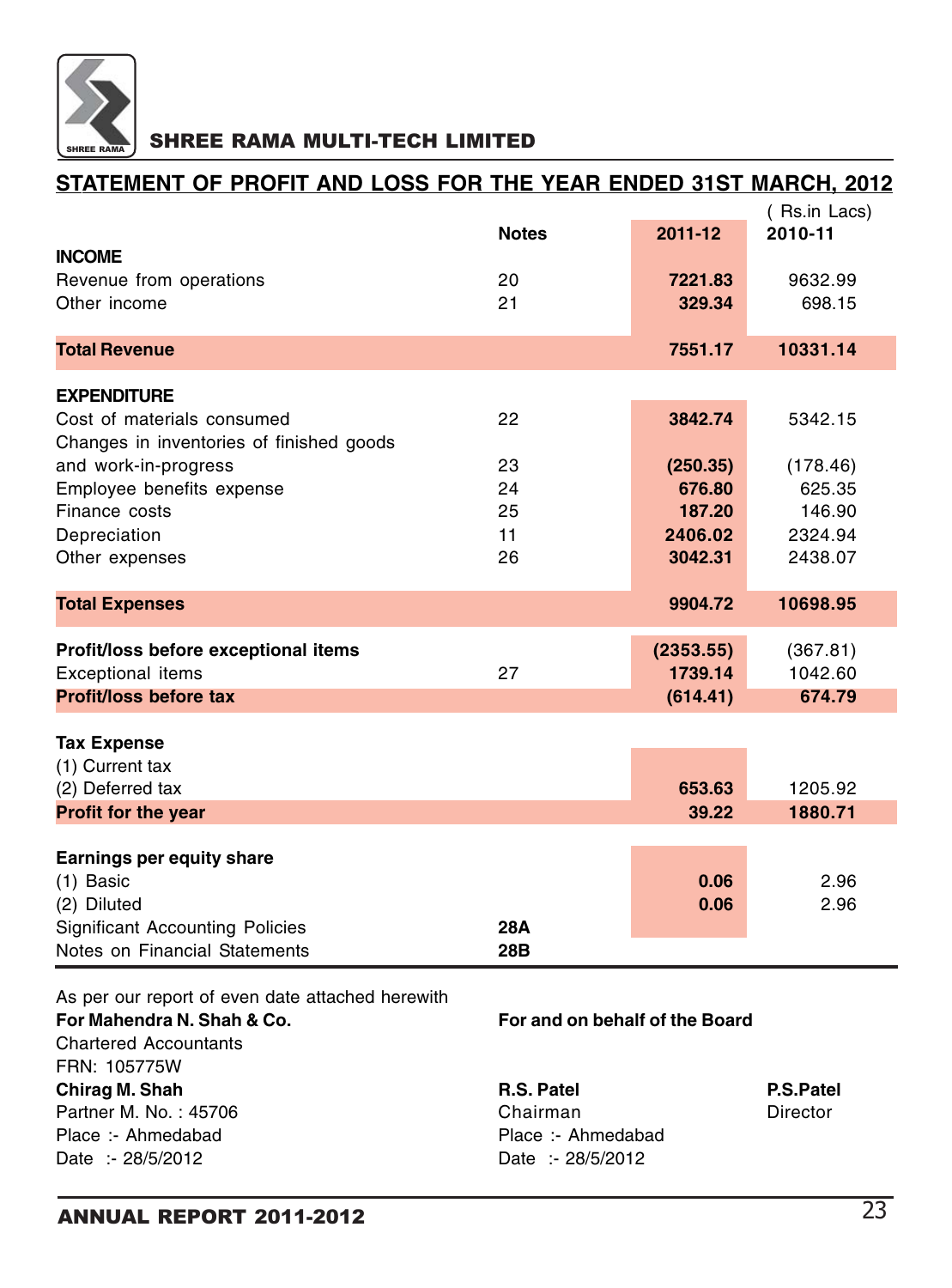## SHREE RAMA MULTI-TECH LIMITED

### STATEMENT OF PROFIT AND LOSS FOR THE YEAR ENDED 31ST MARCH, 2012

( Rs.in Lacs)

| | Notes | 2011-12 | 2010-11 |
|---|---|---|---|
| **INCOME** | | | |
| Revenue from operations | 20 | **7221.83** | 9632.99 |
| Other income | 21 | **329.34** | 698.15 |
| **Total Revenue** | | **7551.17** | **10331.14** |
| **EXPENDITURE** | | | |
| Cost of materials consumed | 22 | **3842.74** | 5342.15 |
| Changes in inventories of finished goods and work-in-progress | 23 | **(250.35)** | (178.46) |
| Employee benefits expense | 24 | **676.80** | 625.35 |
| Finance costs | 25 | **187.20** | 146.90 |
| Depreciation | 11 | **2406.02** | 2324.94 |
| Other expenses | 26 | **3042.31** | 2438.07 |
| **Total Expenses** | | **9904.72** | **10698.95** |
| **Profit/loss before exceptional items** | | **(2353.55)** | (367.81) |
| Exceptional items | 27 | **1739.14** | 1042.60 |
| **Profit/loss before tax** | | **(614.41)** | **674.79** |
| **Tax Expense** | | | |
| (1) Current tax | | | |
| (2) Deferred tax | | **653.63** | 1205.92 |
| **Profit for the year** | | **39.22** | **1880.71** |
| **Earnings per equity share** | | | |
| (1) Basic | | **0.06** | 2.96 |
| (2) Diluted | | **0.06** | 2.96 |
| Significant Accounting Policies | **28A** | | |
| Notes on Financial Statements | **28B** | | |

As per our report of even date attached herewith

**For Mahendra N. Shah & Co.**
Chartered Accountants
FRN: 105775W

**Chirag M. Shah**
Partner M. No. : 45706
Place :- Ahmedabad
Date :- 28/5/2012

**For and on behalf of the Board**

**R.S. Patel**
Chairman
Place :- Ahmedabad
Date :- 28/5/2012

**P.S.Patel**
Director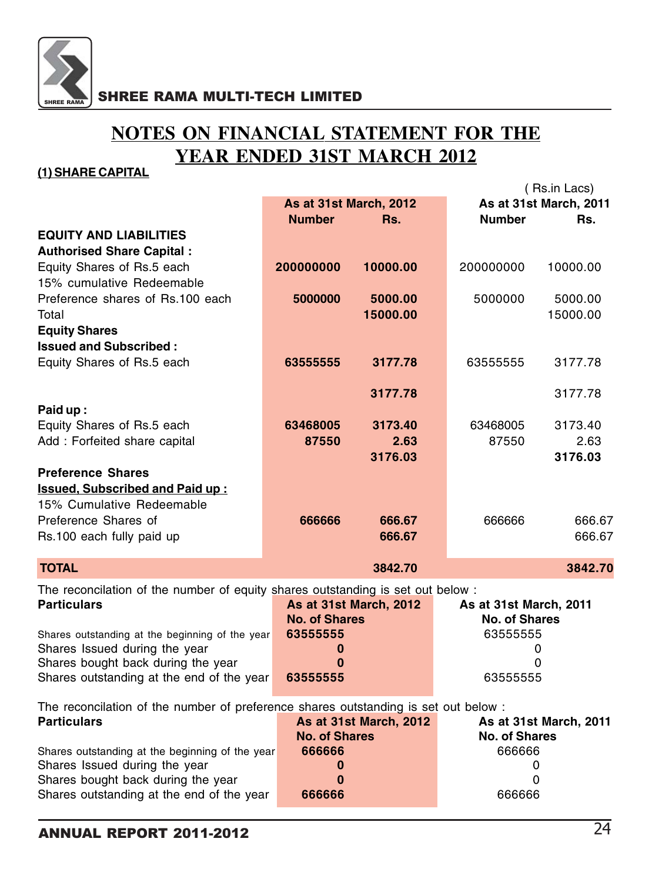# NOTES ON FINANCIAL STATEMENT FOR THE YEAR ENDED 31ST MARCH 2012

## (1) SHARE CAPITAL

( Rs.in Lacs)

| | As at 31st March, 2012 | | As at 31st March, 2011 | |
|---|---|---|---|---|
| | **Number** | **Rs.** | **Number** | **Rs.** |
| **EQUITY AND LIABILITIES** | | | | |
| **Authorised Share Capital :** | | | | |
| Equity Shares of Rs.5 each | **200000000** | **10000.00** | 200000000 | 10000.00 |
| 15% cumulative Redeemable Preference shares of Rs.100 each | **5000000** | **5000.00** | 5000000 | 5000.00 |
| Total | | **15000.00** | | 15000.00 |
| **Equity Shares** | | | | |
| **Issued and Subscribed :** | | | | |
| Equity Shares of Rs.5 each | **63555555** | **3177.78** | 63555555 | 3177.78 |
| | | **3177.78** | | 3177.78 |
| **Paid up :** | | | | |
| Equity Shares of Rs.5 each | **63468005** | **3173.40** | 63468005 | 3173.40 |
| Add : Forfeited share capital | **87550** | **2.63** | 87550 | 2.63 |
| | | **3176.03** | | **3176.03** |
| **Preference Shares** | | | | |
| **Issued, Subscribed and Paid up :** | | | | |
| 15% Cumulative Redeemable Preference Shares of | **666666** | **666.67** | 666666 | 666.67 |
| Rs.100 each fully paid up | | **666.67** | | 666.67 |
| **TOTAL** | | **3842.70** | | **3842.70** |

The reconcilation of the number of equity shares outstanding is set out below :

| **Particulars** | **As at 31st March, 2012 No. of Shares** | **As at 31st March, 2011 No. of Shares** |
|---|---|---|
| Shares outstanding at the beginning of the year | **63555555** | 63555555 |
| Shares Issued during the year | **0** | 0 |
| Shares bought back during the year | **0** | 0 |
| Shares outstanding at the end of the year | **63555555** | 63555555 |

The reconcilation of the number of preference shares outstanding is set out below :

| **Particulars** | **As at 31st March, 2012 No. of Shares** | **As at 31st March, 2011 No. of Shares** |
|---|---|---|
| Shares outstanding at the beginning of the year | **666666** | 666666 |
| Shares Issued during the year | **0** | 0 |
| Shares bought back during the year | **0** | 0 |
| Shares outstanding at the end of the year | **666666** | 666666 |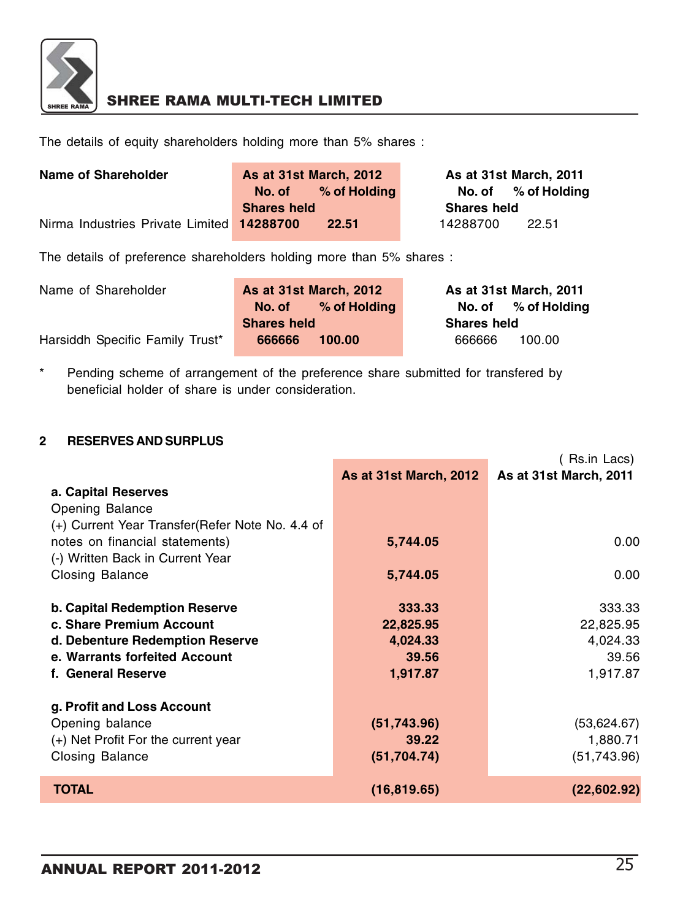The details of equity shareholders holding more than 5% shares :

| Name of Shareholder | As at 31st March, 2012 | | As at 31st March, 2011 | |
|---|---|---|---|---|
| | No. of Shares held | % of Holding | No. of Shares held | % of Holding |
| Nirma Industries Private Limited | **14288700** | **22.51** | 14288700 | 22.51 |

The details of preference shareholders holding more than 5% shares :

| Name of Shareholder | As at 31st March, 2012 | | As at 31st March, 2011 | |
|---|---|---|---|---|
| | No. of Shares held | % of Holding | No. of Shares held | % of Holding |
| Harsiddh Specific Family Trust* | **666666** | **100.00** | 666666 | 100.00 |

\* Pending scheme of arrangement of the preference share submitted for transfered by beneficial holder of share is under consideration.

## 2 RESERVES AND SURPLUS

( Rs.in Lacs)

| | As at 31st March, 2012 | As at 31st March, 2011 |
|---|---|---|
| **a. Capital Reserves** | | |
| Opening Balance | | |
| (+) Current Year Transfer(Refer Note No. 4.4 of notes on financial statements) | **5,744.05** | 0.00 |
| (-) Written Back in Current Year | | |
| Closing Balance | **5,744.05** | 0.00 |
| **b. Capital Redemption Reserve** | **333.33** | 333.33 |
| **c. Share Premium Account** | **22,825.95** | 22,825.95 |
| **d. Debenture Redemption Reserve** | **4,024.33** | 4,024.33 |
| **e. Warrants forfeited Account** | **39.56** | 39.56 |
| **f. General Reserve** | **1,917.87** | 1,917.87 |
| **g. Profit and Loss Account** | | |
| Opening balance | **(51,743.96)** | (53,624.67) |
| (+) Net Profit For the current year | **39.22** | 1,880.71 |
| Closing Balance | **(51,704.74)** | (51,743.96) |
| **TOTAL** | **(16,819.65)** | **(22,602.92)** |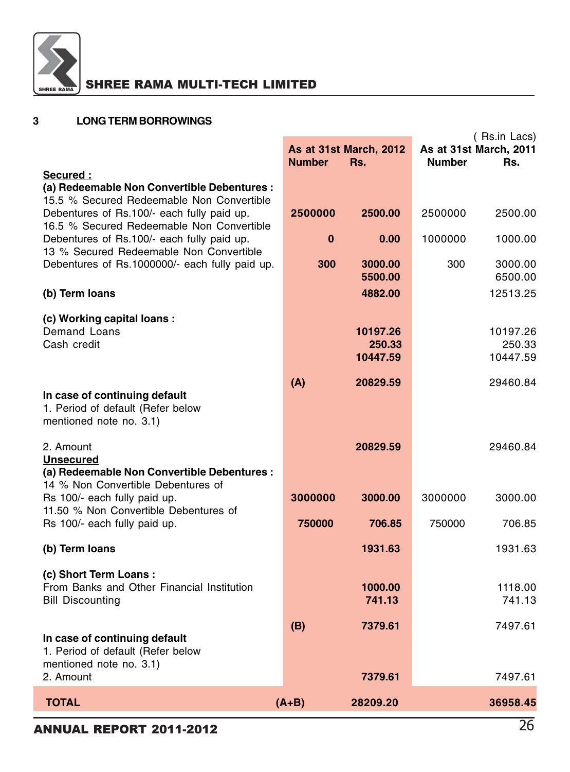## 3 LONG TERM BORROWINGS

( Rs.in Lacs)

| | | As at 31st March, 2012 | | As at 31st March, 2011 | |
|---|---|---|---|---|---|
| | | Number | Rs. | Number | Rs. |
| **Secured :** | | | | | |
| **(a) Redeemable Non Convertible Debentures :** | | | | | |
| 15.5 % Secured Redeemable Non Convertible Debentures of Rs.100/- each fully paid up. | | **2500000** | **2500.00** | 2500000 | 2500.00 |
| 16.5 % Secured Redeemable Non Convertible Debentures of Rs.100/- each fully paid up. | | **0** | **0.00** | 1000000 | 1000.00 |
| 13 % Secured Redeemable Non Convertible Debentures of Rs.1000000/- each fully paid up. | | **300** | **3000.00** | 300 | 3000.00 |
| | | | **5500.00** | | 6500.00 |
| **(b) Term loans** | | | **4882.00** | | 12513.25 |
| **(c) Working capital loans :** | | | | | |
| Demand Loans | | | **10197.26** | | 10197.26 |
| Cash credit | | | **250.33** | | 250.33 |
| | | | **10447.59** | | 10447.59 |
| | | **(A)** | **20829.59** | | 29460.84 |
| **In case of continuing default** | | | | | |
| 1. Period of default (Refer below mentioned note no. 3.1) | | | | | |
| 2. Amount | | | **20829.59** | | 29460.84 |
| **Unsecured** | | | | | |
| **(a) Redeemable Non Convertible Debentures :** | | | | | |
| 14 % Non Convertible Debentures of Rs 100/- each fully paid up. | | **3000000** | **3000.00** | 3000000 | 3000.00 |
| 11.50 % Non Convertible Debentures of Rs 100/- each fully paid up. | | **750000** | **706.85** | 750000 | 706.85 |
| **(b) Term loans** | | | **1931.63** | | 1931.63 |
| **(c) Short Term Loans :** | | | | | |
| From Banks and Other Financial Institution | | | **1000.00** | | 1118.00 |
| Bill Discounting | | | **741.13** | | 741.13 |
| | | **(B)** | **7379.61** | | 7497.61 |
| **In case of continuing default** | | | | | |
| 1. Period of default (Refer below mentioned note no. 3.1) | | | | | |
| 2. Amount | | | **7379.61** | | 7497.61 |
| **TOTAL** | **(A+B)** | | **28209.20** | | **36958.45** |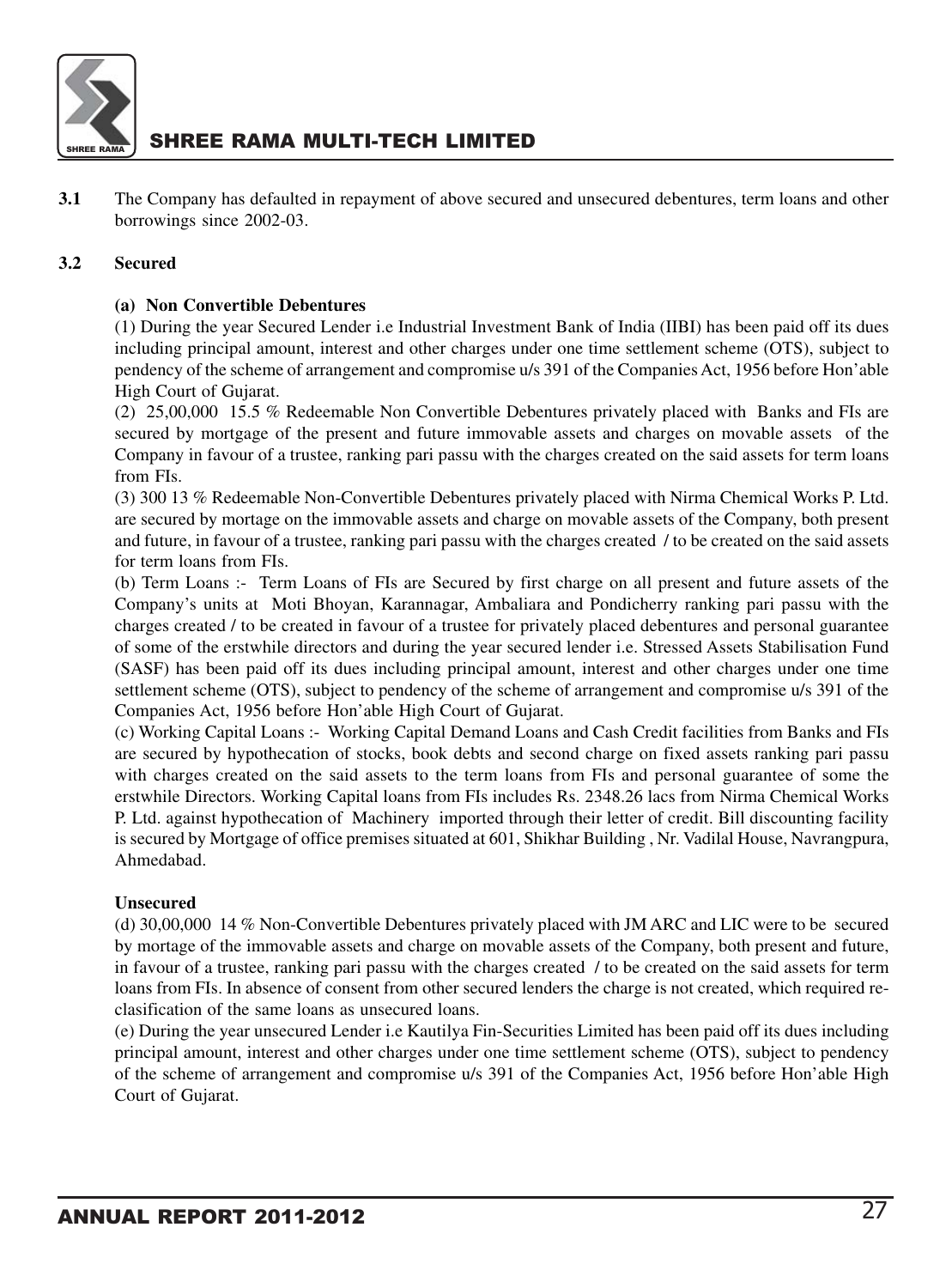**3.1** The Company has defaulted in repayment of above secured and unsecured debentures, term loans and other borrowings since 2002-03.

**3.2 Secured**

**(a) Non Convertible Debentures**

(1) During the year Secured Lender i.e Industrial Investment Bank of India (IIBI) has been paid off its dues including principal amount, interest and other charges under one time settlement scheme (OTS), subject to pendency of the scheme of arrangement and compromise u/s 391 of the Companies Act, 1956 before Hon'able High Court of Gujarat.

(2) 25,00,000 15.5 % Redeemable Non Convertible Debentures privately placed with Banks and FIs are secured by mortgage of the present and future immovable assets and charges on movable assets of the Company in favour of a trustee, ranking pari passu with the charges created on the said assets for term loans from FIs.

(3) 300 13 % Redeemable Non-Convertible Debentures privately placed with Nirma Chemical Works P. Ltd. are secured by mortage on the immovable assets and charge on movable assets of the Company, both present and future, in favour of a trustee, ranking pari passu with the charges created / to be created on the said assets for term loans from FIs.

(b) Term Loans :- Term Loans of FIs are Secured by first charge on all present and future assets of the Company's units at Moti Bhoyan, Karannagar, Ambaliara and Pondicherry ranking pari passu with the charges created / to be created in favour of a trustee for privately placed debentures and personal guarantee of some of the erstwhile directors and during the year secured lender i.e. Stressed Assets Stabilisation Fund (SASF) has been paid off its dues including principal amount, interest and other charges under one time settlement scheme (OTS), subject to pendency of the scheme of arrangement and compromise u/s 391 of the Companies Act, 1956 before Hon'able High Court of Gujarat.

(c) Working Capital Loans :- Working Capital Demand Loans and Cash Credit facilities from Banks and FIs are secured by hypothecation of stocks, book debts and second charge on fixed assets ranking pari passu with charges created on the said assets to the term loans from FIs and personal guarantee of some the erstwhile Directors. Working Capital loans from FIs includes Rs. 2348.26 lacs from Nirma Chemical Works P. Ltd. against hypothecation of Machinery imported through their letter of credit. Bill discounting facility is secured by Mortgage of office premises situated at 601, Shikhar Building , Nr. Vadilal House, Navrangpura, Ahmedabad.

**Unsecured**

(d) 30,00,000 14 % Non-Convertible Debentures privately placed with JM ARC and LIC were to be secured by mortage of the immovable assets and charge on movable assets of the Company, both present and future, in favour of a trustee, ranking pari passu with the charges created / to be created on the said assets for term loans from FIs. In absence of consent from other secured lenders the charge is not created, which required re-clasification of the same loans as unsecured loans.

(e) During the year unsecured Lender i.e Kautilya Fin-Securities Limited has been paid off its dues including principal amount, interest and other charges under one time settlement scheme (OTS), subject to pendency of the scheme of arrangement and compromise u/s 391 of the Companies Act, 1956 before Hon'able High Court of Gujarat.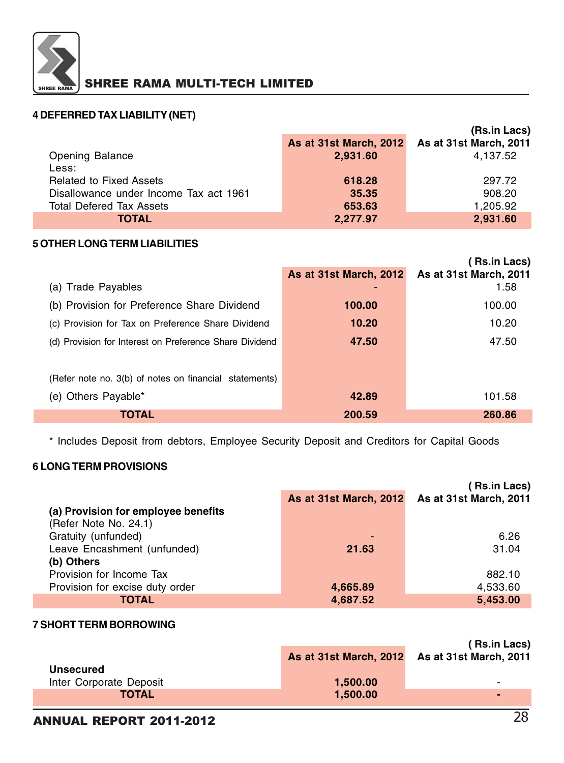## 4 DEFERRED TAX LIABILITY (NET)

(Rs.in Lacs)

| | As at 31st March, 2012 | As at 31st March, 2011 |
|---|---|---|
| Opening Balance | 2,931.60 | 4,137.52 |
| Less: | | |
| Related to Fixed Assets | 618.28 | 297.72 |
| Disallowance under Income Tax act 1961 | 35.35 | 908.20 |
| Total Defered Tax Assets | 653.63 | 1,205.92 |
| **TOTAL** | **2,277.97** | **2,931.60** |

## 5 OTHER LONG TERM LIABILITIES

( Rs.in Lacs)

| | As at 31st March, 2012 | As at 31st March, 2011 |
|---|---|---|
| (a) Trade Payables | - | 1.58 |
| (b) Provision for Preference Share Dividend | 100.00 | 100.00 |
| (c) Provision for Tax on Preference Share Dividend | 10.20 | 10.20 |
| (d) Provision for Interest on Preference Share Dividend | 47.50 | 47.50 |
| (Refer note no. 3(b) of notes on financial statements) | | |
| (e) Others Payable* | 42.89 | 101.58 |
| **TOTAL** | **200.59** | **260.86** |

* Includes Deposit from debtors, Employee Security Deposit and Creditors for Capital Goods

## 6 LONG TERM PROVISIONS

( Rs.in Lacs)

| | As at 31st March, 2012 | As at 31st March, 2011 |
|---|---|---|
| **(a) Provision for employee benefits** | | |
| (Refer Note No. 24.1) | | |
| Gratuity (unfunded) | - | 6.26 |
| Leave Encashment (unfunded) | 21.63 | 31.04 |
| **(b) Others** | | |
| Provision for Income Tax | | 882.10 |
| Provision for excise duty order | 4,665.89 | 4,533.60 |
| **TOTAL** | **4,687.52** | **5,453.00** |

## 7 SHORT TERM BORROWING

( Rs.in Lacs)

| | As at 31st March, 2012 | As at 31st March, 2011 |
|---|---|---|
| **Unsecured** | | |
| Inter Corporate Deposit | 1,500.00 | - |
| **TOTAL** | **1,500.00** | **-** |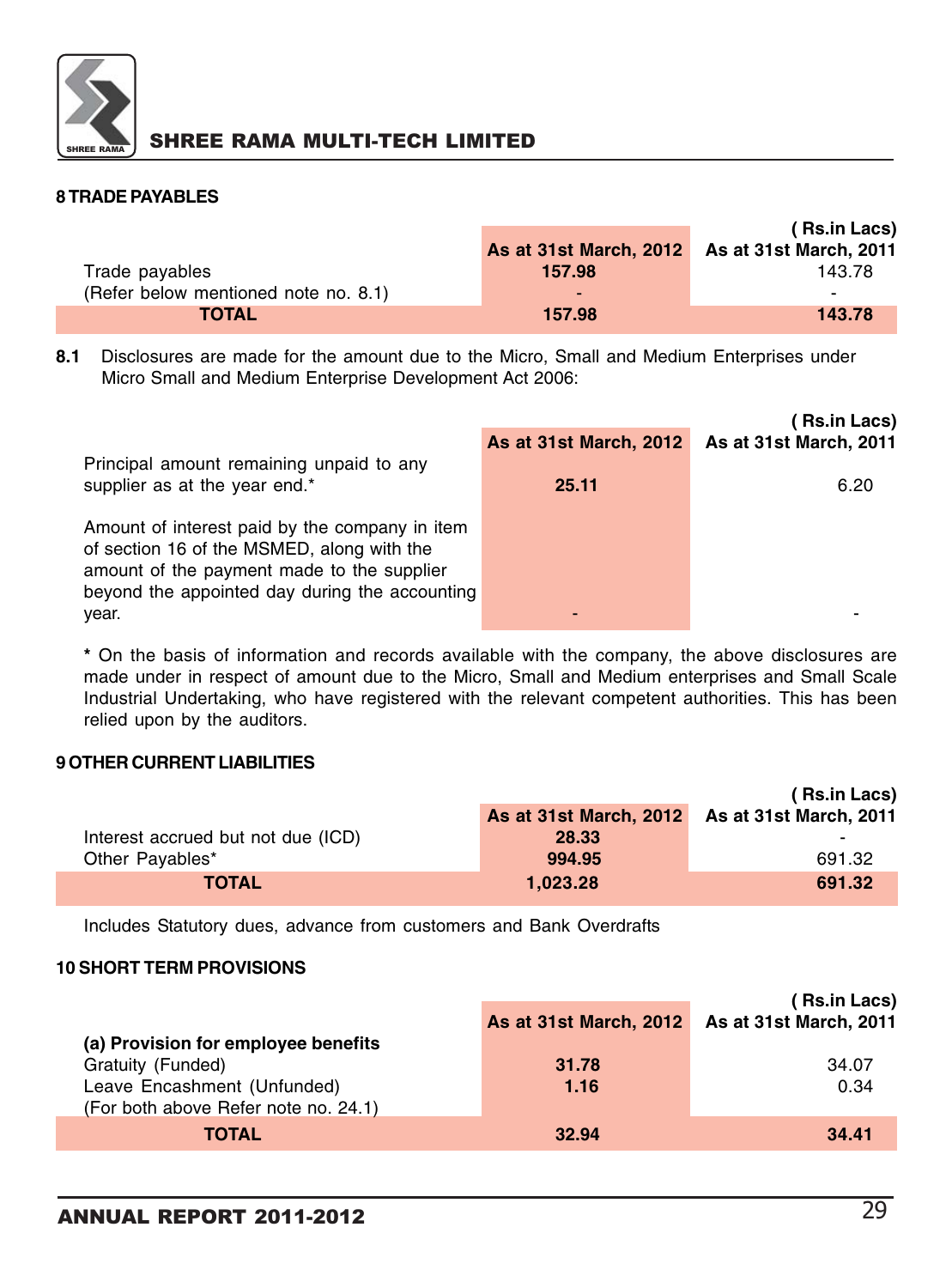## 8 TRADE PAYABLES

| | As at 31st March, 2012 | ( Rs.in Lacs) As at 31st March, 2011 |
|---|---|---|
| Trade payables | 157.98 | 143.78 |
| (Refer below mentioned note no. 8.1) | - | - |
| **TOTAL** | **157.98** | **143.78** |

**8.1** Disclosures are made for the amount due to the Micro, Small and Medium Enterprises under Micro Small and Medium Enterprise Development Act 2006:

| | As at 31st March, 2012 | ( Rs.in Lacs) As at 31st March, 2011 |
|---|---|---|
| Principal amount remaining unpaid to any supplier as at the year end.* | 25.11 | 6.20 |
| Amount of interest paid by the company in item of section 16 of the MSMED, along with the amount of the payment made to the supplier beyond the appointed day during the accounting year. | - | - |

\* On the basis of information and records available with the company, the above disclosures are made under in respect of amount due to the Micro, Small and Medium enterprises and Small Scale Industrial Undertaking, who have registered with the relevant competent authorities. This has been relied upon by the auditors.

## 9 OTHER CURRENT LIABILITIES

| | As at 31st March, 2012 | ( Rs.in Lacs) As at 31st March, 2011 |
|---|---|---|
| Interest accrued but not due (ICD) | 28.33 | - |
| Other Payables* | 994.95 | 691.32 |
| **TOTAL** | **1,023.28** | **691.32** |

Includes Statutory dues, advance from customers and Bank Overdrafts

## 10 SHORT TERM PROVISIONS

| | As at 31st March, 2012 | ( Rs.in Lacs) As at 31st March, 2011 |
|---|---|---|
| **(a) Provision for employee benefits** | | |
| Gratuity (Funded) | 31.78 | 34.07 |
| Leave Encashment (Unfunded) | 1.16 | 0.34 |
| (For both above Refer note no. 24.1) | | |
| **TOTAL** | **32.94** | **34.41** |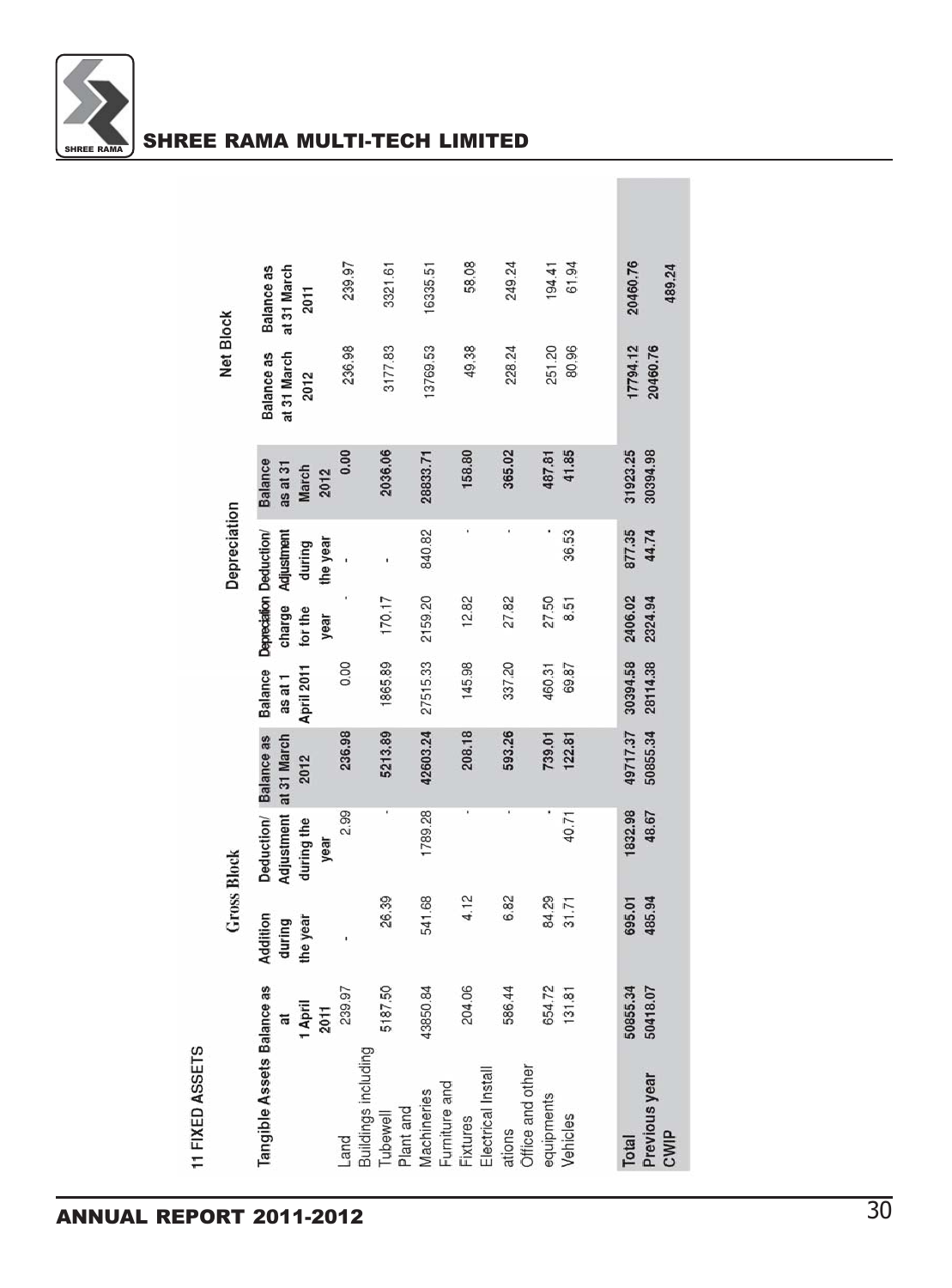## 11 FIXED ASSETS

| Tangible Assets | Gross Block | | | | Depreciation | | | | Net Block | |
|---|---|---|---|---|---|---|---|---|---|---|
| | Balance as at 1 April 2011 | Addition during the year | Deduction/ Adjustment during the year | Balance as at 31 March 2012 | Balance as at 1 April 2011 | Depreciation charge for the year | Deduction/ Adjustment during the year | Balance as at 31 March 2012 | Balance as at 31 March 2012 | Balance as at 31 March 2011 |
| Land | 239.97 | - | 2.99 | 236.98 | 0.00 | - | - | 0.00 | 236.98 | 239.97 |
| Buildings including Tubewell | 5187.50 | 26.39 | - | 5213.89 | 1865.89 | 170.17 | - | 2036.06 | 3177.83 | 3321.61 |
| Plant and Machineries | 43850.84 | 541.68 | 1789.28 | 42603.24 | 27515.33 | 2159.20 | 840.82 | 28833.71 | 13769.53 | 16335.51 |
| Furniture and Fixtures | 204.06 | 4.12 | - | 208.18 | 145.98 | 12.82 | - | 158.80 | 49.38 | 58.08 |
| Electrical Installations | 586.44 | 6.82 | - | 593.26 | 337.20 | 27.82 | - | 365.02 | 228.24 | 249.24 |
| Office and other equipments | 654.72 | 84.29 | - | 739.01 | 460.31 | 27.50 | - | 487.81 | 251.20 | 194.41 |
| Vehicles | 131.81 | 31.71 | 40.71 | 122.81 | 69.87 | 8.51 | 36.53 | 41.85 | 80.96 | 61.94 |
| **Total** | **50855.34** | **695.01** | **1832.98** | **49717.37** | **30394.58** | **2406.02** | **877.35** | **31923.25** | **17794.12** | **20460.76** |
| **Previous year** | **50418.07** | **485.94** | **48.67** | **50855.34** | **28114.38** | **2324.94** | **44.74** | **30394.98** | **20460.76** | |
| CWIP | | | | | | | | | | 489.24 |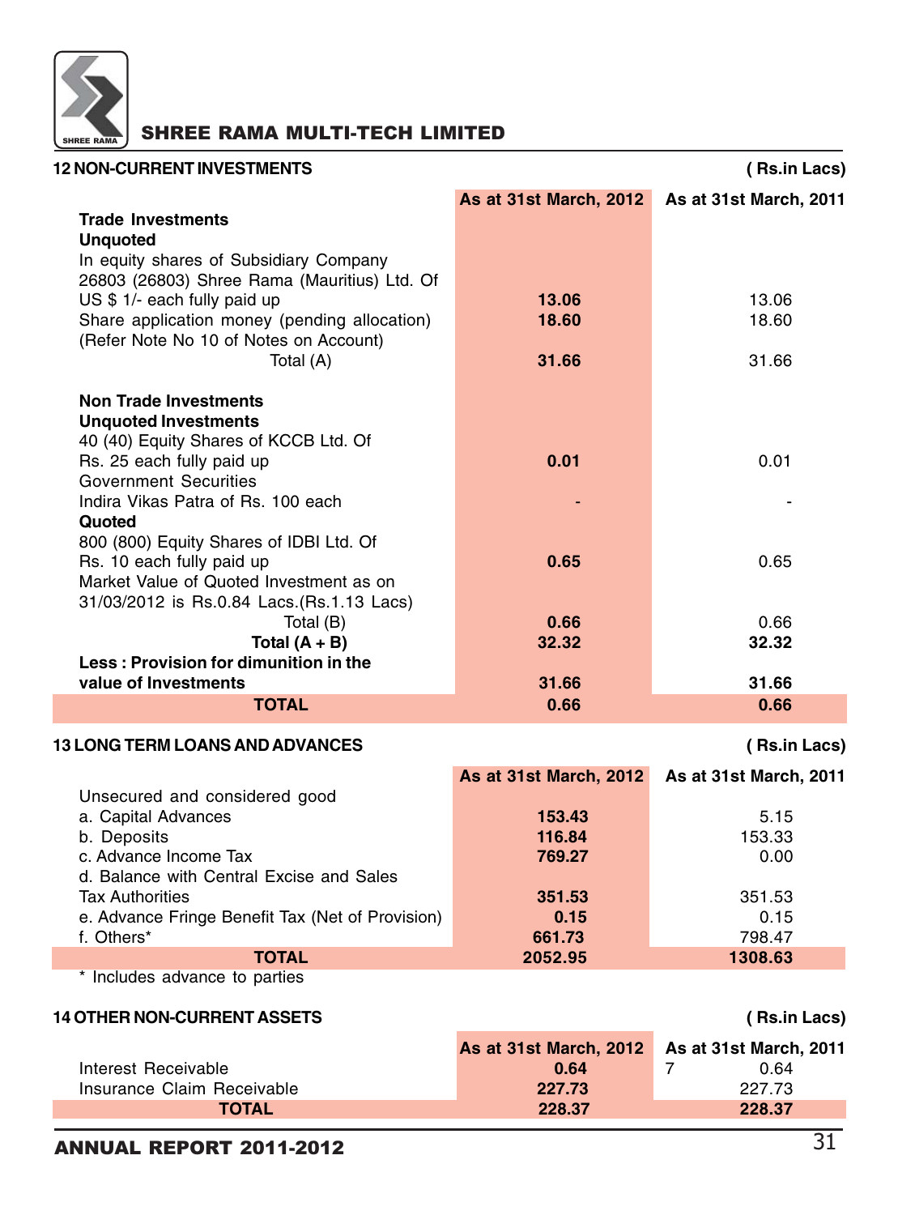## 12 NON-CURRENT INVESTMENTS

( Rs.in Lacs)

| | As at 31st March, 2012 | As at 31st March, 2011 |
|---|---|---|
| **Trade Investments** | | |
| **Unquoted** | | |
| In equity shares of Subsidiary Company 26803 (26803) Shree Rama (Mauritius) Ltd. Of US $ 1/- each fully paid up | **13.06** | 13.06 |
| Share application money (pending allocation) (Refer Note No 10 of Notes on Account) | **18.60** | 18.60 |
| Total (A) | **31.66** | 31.66 |
| **Non Trade Investments** | | |
| **Unquoted Investments** | | |
| 40 (40) Equity Shares of KCCB Ltd. Of Rs. 25 each fully paid up | **0.01** | 0.01 |
| Government Securities | | |
| Indira Vikas Patra of Rs. 100 each | - | - |
| **Quoted** | | |
| 800 (800) Equity Shares of IDBI Ltd. Of Rs. 10 each fully paid up | **0.65** | 0.65 |
| Market Value of Quoted Investment as on 31/03/2012 is Rs.0.84 Lacs.(Rs.1.13 Lacs) | | |
| Total (B) | **0.66** | 0.66 |
| **Total (A + B)** | **32.32** | **32.32** |
| **Less : Provision for dimunition in the value of Investments** | **31.66** | **31.66** |
| **TOTAL** | **0.66** | **0.66** |

## 13 LONG TERM LOANS AND ADVANCES

( Rs.in Lacs)

| | As at 31st March, 2012 | As at 31st March, 2011 |
|---|---|---|
| Unsecured and considered good | | |
| a. Capital Advances | **153.43** | 5.15 |
| b. Deposits | **116.84** | 153.33 |
| c. Advance Income Tax | **769.27** | 0.00 |
| d. Balance with Central Excise and Sales Tax Authorities | **351.53** | 351.53 |
| e. Advance Fringe Benefit Tax (Net of Provision) | **0.15** | 0.15 |
| f. Others* | **661.73** | 798.47 |
| **TOTAL** | **2052.95** | **1308.63** |

\* Includes advance to parties

## 14 OTHER NON-CURRENT ASSETS

( Rs.in Lacs)

| | As at 31st March, 2012 | As at 31st March, 2011 |
|---|---|---|
| Interest Receivable | **0.64** | 7 0.64 |
| Insurance Claim Receivable | **227.73** | 227.73 |
| **TOTAL** | **228.37** | **228.37** |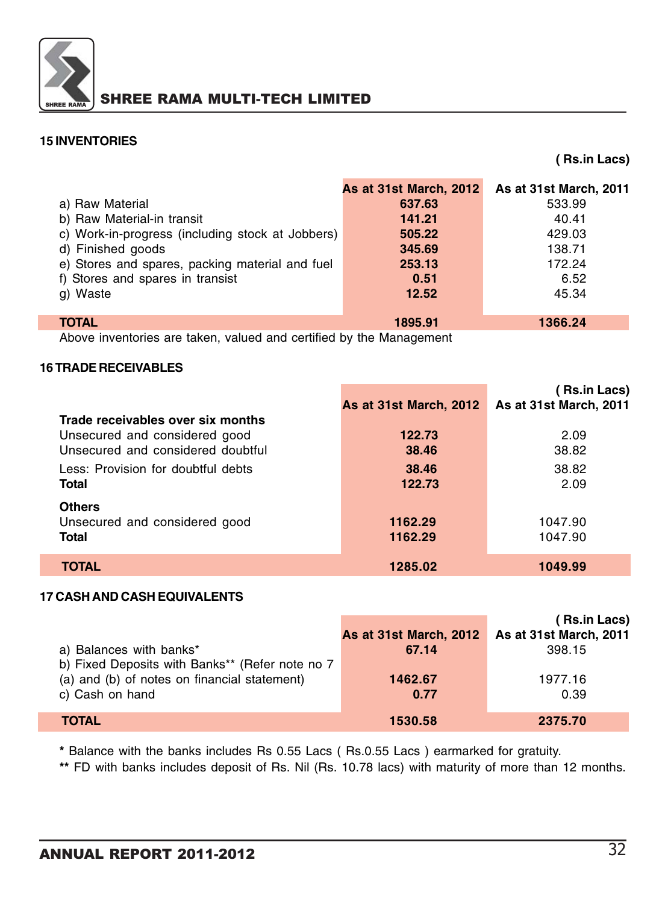## 15 INVENTORIES

( Rs.in Lacs)

| | As at 31st March, 2012 | As at 31st March, 2011 |
|---|---|---|
| a) Raw Material | **637.63** | 533.99 |
| b) Raw Material-in transit | **141.21** | 40.41 |
| c) Work-in-progress (including stock at Jobbers) | **505.22** | 429.03 |
| d) Finished goods | **345.69** | 138.71 |
| e) Stores and spares, packing material and fuel | **253.13** | 172.24 |
| f) Stores and spares in transit | **0.51** | 6.52 |
| g) Waste | **12.52** | 45.34 |
| **TOTAL** | **1895.91** | **1366.24** |

Above inventories are taken, valued and certified by the Management

## 16 TRADE RECEIVABLES

( Rs.in Lacs)

| | As at 31st March, 2012 | As at 31st March, 2011 |
|---|---|---|
| **Trade receivables over six months** | | |
| Unsecured and considered good | **122.73** | 2.09 |
| Unsecured and considered doubtful | **38.46** | 38.82 |
| Less: Provision for doubtful debts | **38.46** | 38.82 |
| **Total** | **122.73** | 2.09 |
| **Others** | | |
| Unsecured and considered good | **1162.29** | 1047.90 |
| **Total** | **1162.29** | 1047.90 |
| **TOTAL** | **1285.02** | **1049.99** |

## 17 CASH AND CASH EQUIVALENTS

( Rs.in Lacs)

| | As at 31st March, 2012 | As at 31st March, 2011 |
|---|---|---|
| a) Balances with banks* | **67.14** | 398.15 |
| b) Fixed Deposits with Banks** (Refer note no 7 (a) and (b) of notes on financial statement) | **1462.67** | 1977.16 |
| c) Cash on hand | **0.77** | 0.39 |
| **TOTAL** | **1530.58** | **2375.70** |

**\*** Balance with the banks includes Rs 0.55 Lacs ( Rs.0.55 Lacs ) earmarked for gratuity.

**\*\*** FD with banks includes deposit of Rs. Nil (Rs. 10.78 lacs) with maturity of more than 12 months.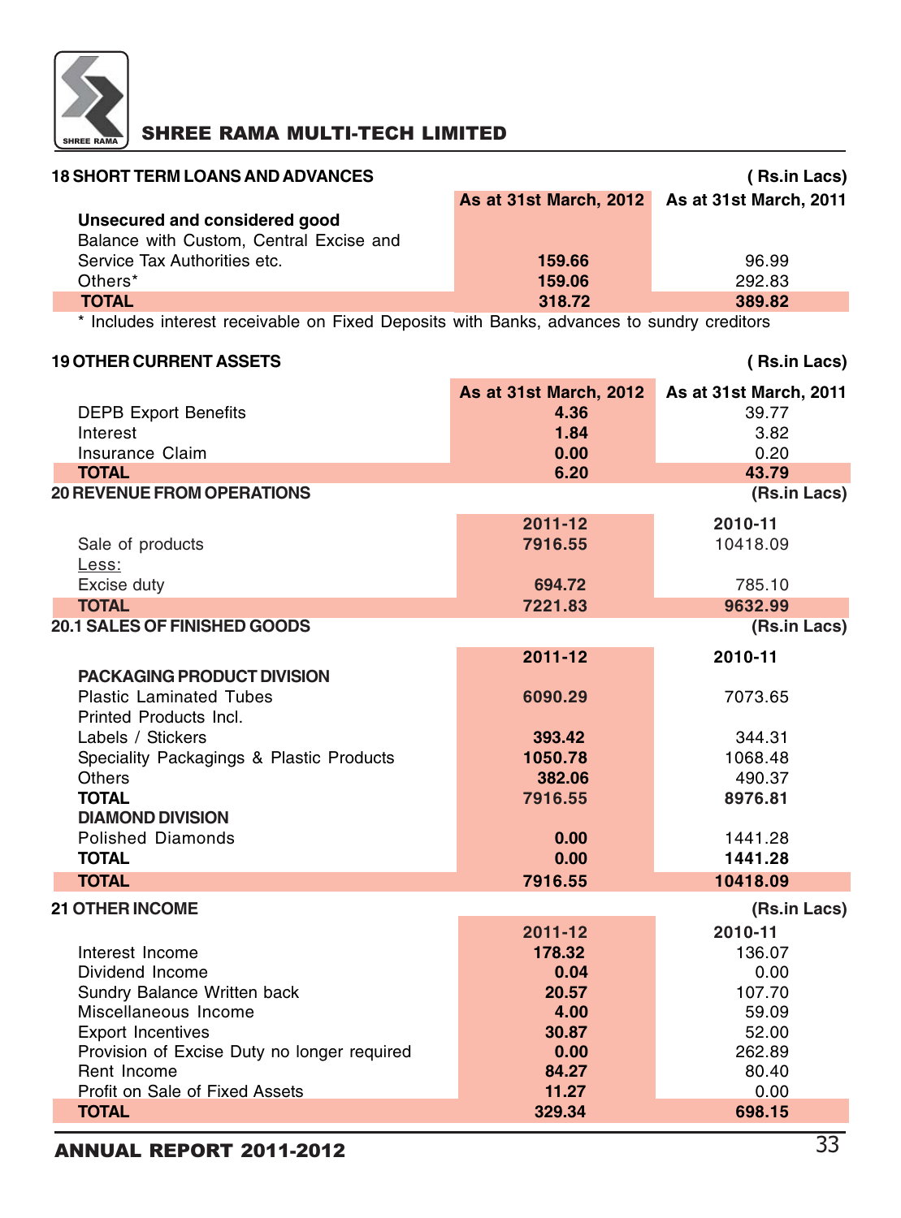## 18 SHORT TERM LOANS AND ADVANCES

( Rs.in Lacs)

| | As at 31st March, 2012 | As at 31st March, 2011 |
|---|---|---|
| **Unsecured and considered good** | | |
| Balance with Custom, Central Excise and Service Tax Authorities etc. | **159.66** | 96.99 |
| Others* | **159.06** | 292.83 |
| **TOTAL** | **318.72** | **389.82** |

* Includes interest receivable on Fixed Deposits with Banks, advances to sundry creditors

## 19 OTHER CURRENT ASSETS

( Rs.in Lacs)

| | As at 31st March, 2012 | As at 31st March, 2011 |
|---|---|---|
| DEPB Export Benefits | **4.36** | 39.77 |
| Interest | **1.84** | 3.82 |
| Insurance Claim | **0.00** | 0.20 |
| **TOTAL** | **6.20** | **43.79** |

## 20 REVENUE FROM OPERATIONS

(Rs.in Lacs)

| | 2011-12 | 2010-11 |
|---|---|---|
| Sale of products | **7916.55** | 10418.09 |
| Less: | | |
| Excise duty | **694.72** | 785.10 |
| **TOTAL** | **7221.83** | **9632.99** |

## 20.1 SALES OF FINISHED GOODS

(Rs.in Lacs)

| | 2011-12 | 2010-11 |
|---|---|---|
| **PACKAGING PRODUCT DIVISION** | | |
| Plastic Laminated Tubes | **6090.29** | 7073.65 |
| Printed Products Incl. Labels / Stickers | **393.42** | 344.31 |
| Speciality Packagings & Plastic Products | **1050.78** | 1068.48 |
| Others | **382.06** | 490.37 |
| **TOTAL** | **7916.55** | **8976.81** |
| **DIAMOND DIVISION** | | |
| Polished Diamonds | **0.00** | 1441.28 |
| **TOTAL** | **0.00** | **1441.28** |
| **TOTAL** | **7916.55** | **10418.09** |

## 21 OTHER INCOME

(Rs.in Lacs)

| | 2011-12 | 2010-11 |
|---|---|---|
| Interest Income | **178.32** | 136.07 |
| Dividend Income | **0.04** | 0.00 |
| Sundry Balance Written back | **20.57** | 107.70 |
| Miscellaneous Income | **4.00** | 59.09 |
| Export Incentives | **30.87** | 52.00 |
| Provision of Excise Duty no longer required | **0.00** | 262.89 |
| Rent Income | **84.27** | 80.40 |
| Profit on Sale of Fixed Assets | **11.27** | 0.00 |
| **TOTAL** | **329.34** | **698.15** |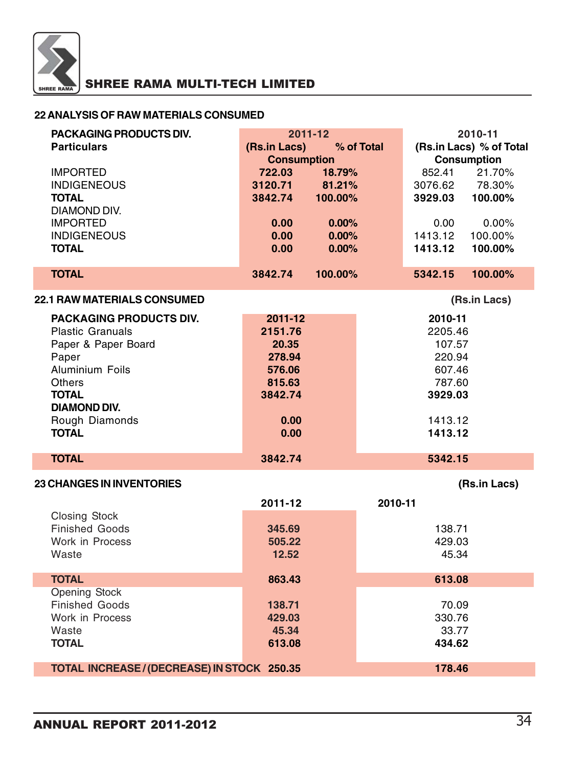## 22 ANALYSIS OF RAW MATERIALS CONSUMED

| PACKAGING PRODUCTS DIV. | 2011-12 | | 2010-11 | |
|---|---|---|---|---|
| Particulars | (Rs.in Lacs) | % of Total Consumption | (Rs.in Lacs) | % of Total Consumption |
| IMPORTED | 722.03 | 18.79% | 852.41 | 21.70% |
| INDIGENEOUS | 3120.71 | 81.21% | 3076.62 | 78.30% |
| **TOTAL** | **3842.74** | **100.00%** | **3929.03** | **100.00%** |
| DIAMOND DIV. | | | | |
| IMPORTED | 0.00 | 0.00% | 0.00 | 0.00% |
| INDIGENEOUS | 0.00 | 0.00% | 1413.12 | 100.00% |
| **TOTAL** | **0.00** | **0.00%** | **1413.12** | **100.00%** |
| **TOTAL** | **3842.74** | **100.00%** | **5342.15** | **100.00%** |

## 22.1 RAW MATERIALS CONSUMED

(Rs.in Lacs)

| PACKAGING PRODUCTS DIV. | 2011-12 | 2010-11 |
|---|---|---|
| Plastic Granuals | 2151.76 | 2205.46 |
| Paper & Paper Board | 20.35 | 107.57 |
| Paper | 278.94 | 220.94 |
| Aluminium Foils | 576.06 | 607.46 |
| Others | 815.63 | 787.60 |
| **TOTAL** | **3842.74** | **3929.03** |
| **DIAMOND DIV.** | | |
| Rough Diamonds | 0.00 | 1413.12 |
| **TOTAL** | **0.00** | **1413.12** |
| **TOTAL** | **3842.74** | **5342.15** |

## 23 CHANGES IN INVENTORIES

(Rs.in Lacs)

| | 2011-12 | 2010-11 |
|---|---|---|
| Closing Stock | | |
| Finished Goods | 345.69 | 138.71 |
| Work in Process | 505.22 | 429.03 |
| Waste | 12.52 | 45.34 |
| **TOTAL** | **863.43** | **613.08** |
| Opening Stock | | |
| Finished Goods | 138.71 | 70.09 |
| Work in Process | 429.03 | 330.76 |
| Waste | 45.34 | 33.77 |
| **TOTAL** | **613.08** | **434.62** |
| **TOTAL INCREASE / (DECREASE) IN STOCK** | **250.35** | **178.46** |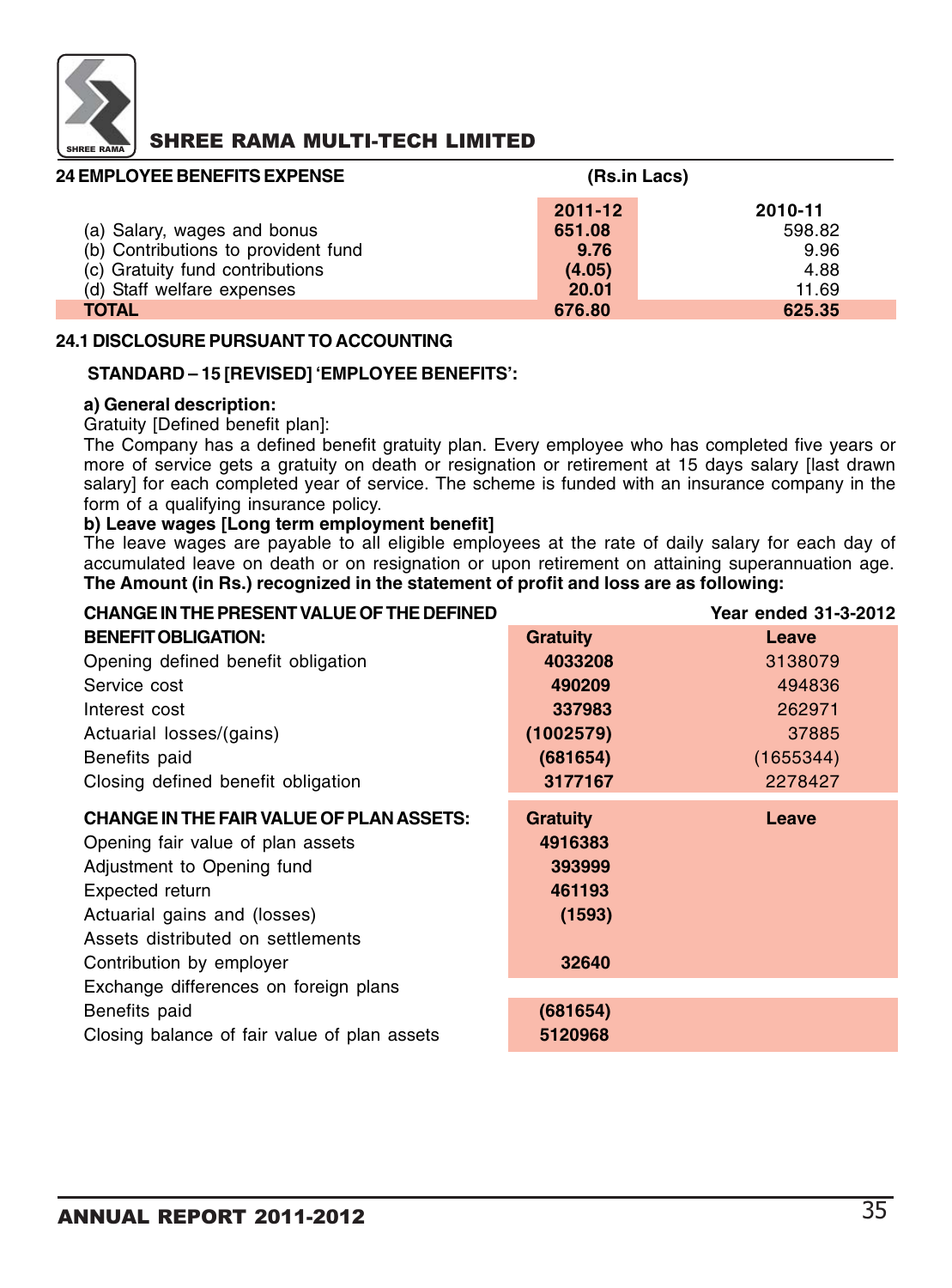## 24 EMPLOYEE BENEFITS EXPENSE

(Rs.in Lacs)

| | 2011-12 | 2010-11 |
|---|---|---|
| (a) Salary, wages and bonus | 651.08 | 598.82 |
| (b) Contributions to provident fund | 9.76 | 9.96 |
| (c) Gratuity fund contributions | (4.05) | 4.88 |
| (d) Staff welfare expenses | 20.01 | 11.69 |
| **TOTAL** | **676.80** | **625.35** |

## 24.1 DISCLOSURE PURSUANT TO ACCOUNTING STANDARD – 15 [REVISED] 'EMPLOYEE BENEFITS':

**a) General description:**

Gratuity [Defined benefit plan]:

The Company has a defined benefit gratuity plan. Every employee who has completed five years or more of service gets a gratuity on death or resignation or retirement at 15 days salary [last drawn salary] for each completed year of service. The scheme is funded with an insurance company in the form of a qualifying insurance policy.

**b) Leave wages [Long term employment benefit]**

The leave wages are payable to all eligible employees at the rate of daily salary for each day of accumulated leave on death or on resignation or upon retirement on attaining superannuation age.

**The Amount (in Rs.) recognized in the statement of profit and loss are as following:**

| CHANGE IN THE PRESENT VALUE OF THE DEFINED BENEFIT OBLIGATION: | Year ended 31-3-2012 | |
|---|---|---|
| | Gratuity | Leave |
| Opening defined benefit obligation | 4033208 | 3138079 |
| Service cost | 490209 | 494836 |
| Interest cost | 337983 | 262971 |
| Actuarial losses/(gains) | (1002579) | 37885 |
| Benefits paid | (681654) | (1655344) |
| Closing defined benefit obligation | 3177167 | 2278427 |

| CHANGE IN THE FAIR VALUE OF PLAN ASSETS: | Gratuity | Leave |
|---|---|---|
| Opening fair value of plan assets | 4916383 | |
| Adjustment to Opening fund | 393999 | |
| Expected return | 461193 | |
| Actuarial gains and (losses) | (1593) | |
| Assets distributed on settlements | | |
| Contribution by employer | 32640 | |
| Exchange differences on foreign plans | | |
| Benefits paid | (681654) | |
| Closing balance of fair value of plan assets | 5120968 | |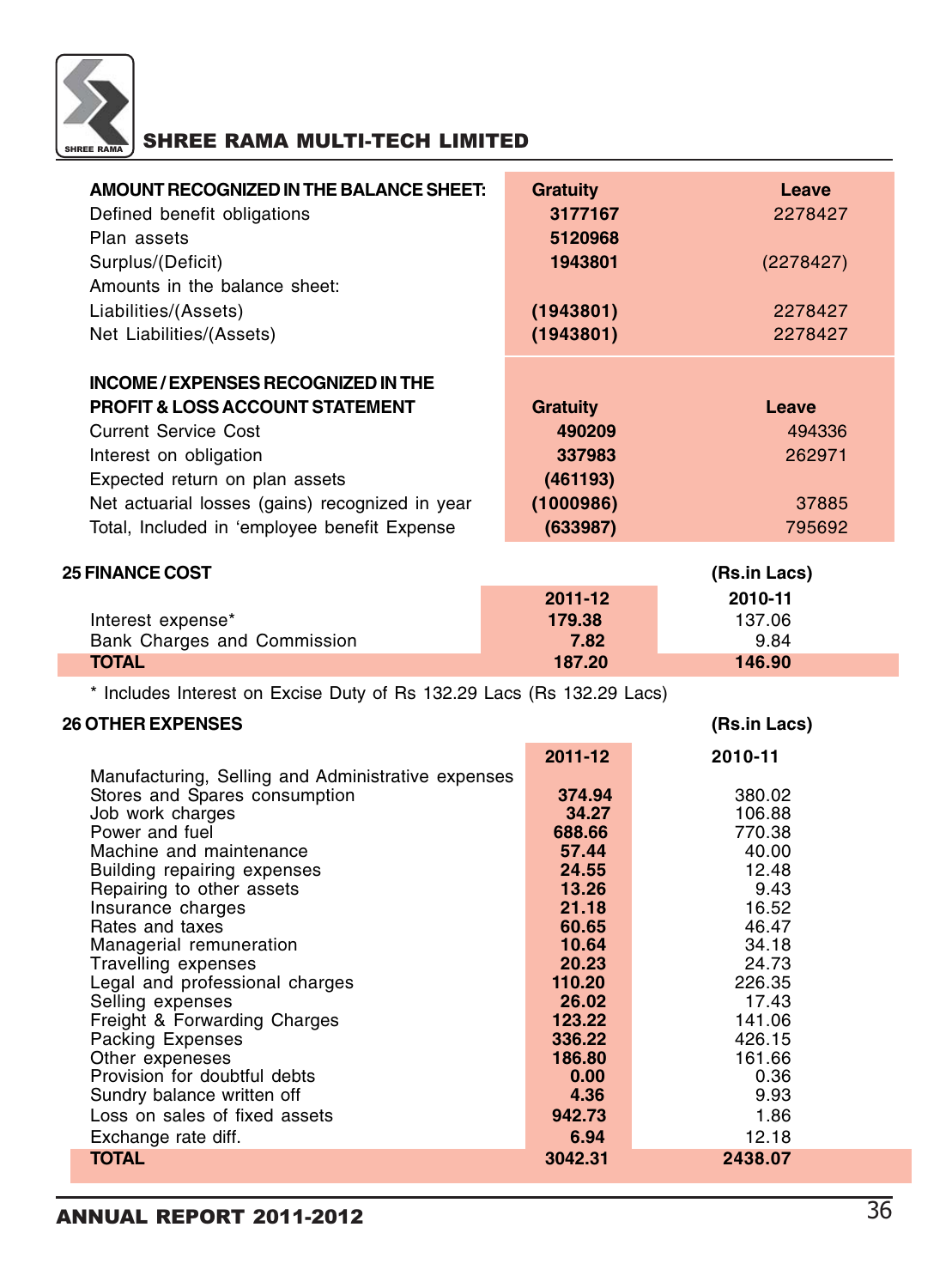| AMOUNT RECOGNIZED IN THE BALANCE SHEET: | Gratuity | Leave |
|---|---|---|
| Defined benefit obligations | 3177167 | 2278427 |
| Plan assets | 5120968 | |
| Surplus/(Deficit) | 1943801 | (2278427) |
| Amounts in the balance sheet: | | |
| Liabilities/(Assets) | (1943801) | 2278427 |
| Net Liabilities/(Assets) | (1943801) | 2278427 |

| INCOME / EXPENSES RECOGNIZED IN THE PROFIT & LOSS ACCOUNT STATEMENT | Gratuity | Leave |
|---|---|---|
| Current Service Cost | 490209 | 494336 |
| Interest on obligation | 337983 | 262971 |
| Expected return on plan assets | (461193) | |
| Net actuarial losses (gains) recognized in year | (1000986) | 37885 |
| Total, Included in 'employee benefit Expense | (633987) | 795692 |

## 25 FINANCE COST

(Rs.in Lacs)

| | 2011-12 | 2010-11 |
|---|---|---|
| Interest expense* | 179.38 | 137.06 |
| Bank Charges and Commission | 7.82 | 9.84 |
| **TOTAL** | **187.20** | **146.90** |

* Includes Interest on Excise Duty of Rs 132.29 Lacs (Rs 132.29 Lacs)

## 26 OTHER EXPENSES

(Rs.in Lacs)

| | 2011-12 | 2010-11 |
|---|---|---|
| Manufacturing, Selling and Administrative expenses | | |
| Stores and Spares consumption | 374.94 | 380.02 |
| Job work charges | 34.27 | 106.88 |
| Power and fuel | 688.66 | 770.38 |
| Machine and maintenance | 57.44 | 40.00 |
| Building repairing expenses | 24.55 | 12.48 |
| Repairing to other assets | 13.26 | 9.43 |
| Insurance charges | 21.18 | 16.52 |
| Rates and taxes | 60.65 | 46.47 |
| Managerial remuneration | 10.64 | 34.18 |
| Travelling expenses | 20.23 | 24.73 |
| Legal and professional charges | 110.20 | 226.35 |
| Selling expenses | 26.02 | 17.43 |
| Freight & Forwarding Charges | 123.22 | 141.06 |
| Packing Expenses | 336.22 | 426.15 |
| Other expeneses | 186.80 | 161.66 |
| Provision for doubtful debts | 0.00 | 0.36 |
| Sundry balance written off | 4.36 | 9.93 |
| Loss on sales of fixed assets | 942.73 | 1.86 |
| Exchange rate diff. | 6.94 | 12.18 |
| **TOTAL** | **3042.31** | **2438.07** |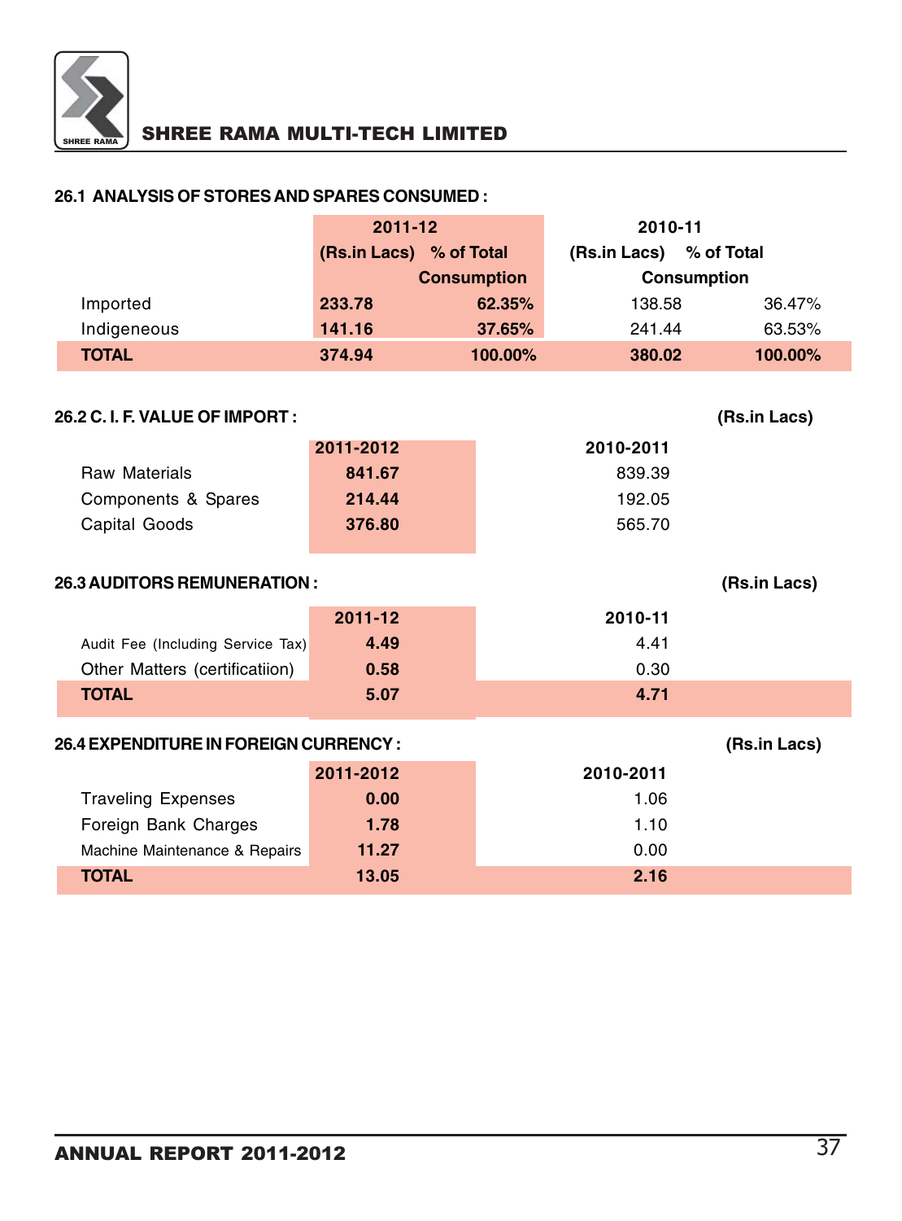### 26.1 ANALYSIS OF STORES AND SPARES CONSUMED :

| | 2011-12 | | 2010-11 | |
|---|---|---|---|---|
| | (Rs.in Lacs) | % of Total Consumption | (Rs.in Lacs) | % of Total Consumption |
| Imported | **233.78** | **62.35%** | 138.58 | 36.47% |
| Indigeneous | **141.16** | **37.65%** | 241.44 | 63.53% |
| **TOTAL** | **374.94** | **100.00%** | **380.02** | **100.00%** |

### 26.2 C. I. F. VALUE OF IMPORT :

(Rs.in Lacs)

| | 2011-2012 | 2010-2011 |
|---|---|---|
| Raw Materials | **841.67** | 839.39 |
| Components & Spares | **214.44** | 192.05 |
| Capital Goods | **376.80** | 565.70 |

### 26.3 AUDITORS REMUNERATION :

(Rs.in Lacs)

| | 2011-12 | 2010-11 |
|---|---|---|
| Audit Fee (Including Service Tax) | **4.49** | 4.41 |
| Other Matters (certificatiion) | **0.58** | 0.30 |
| **TOTAL** | **5.07** | **4.71** |

### 26.4 EXPENDITURE IN FOREIGN CURRENCY :

(Rs.in Lacs)

| | 2011-2012 | 2010-2011 |
|---|---|---|
| Traveling Expenses | **0.00** | 1.06 |
| Foreign Bank Charges | **1.78** | 1.10 |
| Machine Maintenance & Repairs | **11.27** | 0.00 |
| **TOTAL** | **13.05** | **2.16** |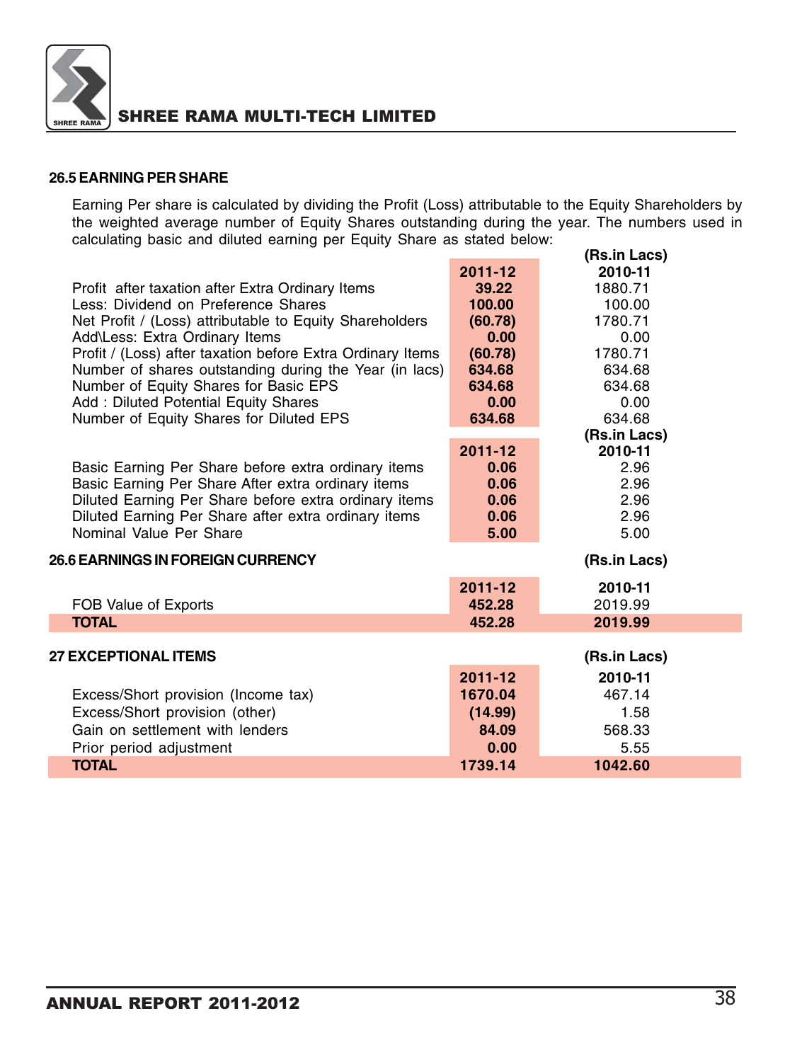### 26.5 EARNING PER SHARE

Earning Per share is calculated by dividing the Profit (Loss) attributable to the Equity Shareholders by the weighted average number of Equity Shares outstanding during the year. The numbers used in calculating basic and diluted earning per Equity Share as stated below:

| | 2011-12 | (Rs.in Lacs) 2010-11 |
|---|---|---|
| Profit after taxation after Extra Ordinary Items | **39.22** | 1880.71 |
| Less: Dividend on Preference Shares | **100.00** | 100.00 |
| Net Profit / (Loss) attributable to Equity Shareholders | **(60.78)** | 1780.71 |
| Add\Less: Extra Ordinary Items | **0.00** | 0.00 |
| Profit / (Loss) after taxation before Extra Ordinary Items | **(60.78)** | 1780.71 |
| Number of shares outstanding during the Year (in lacs) | **634.68** | 634.68 |
| Number of Equity Shares for Basic EPS | **634.68** | 634.68 |
| Add : Diluted Potential Equity Shares | **0.00** | 0.00 |
| Number of Equity Shares for Diluted EPS | **634.68** | 634.68 |

| | 2011-12 | (Rs.in Lacs) 2010-11 |
|---|---|---|
| Basic Earning Per Share before extra ordinary items | **0.06** | 2.96 |
| Basic Earning Per Share After extra ordinary items | **0.06** | 2.96 |
| Diluted Earning Per Share before extra ordinary items | **0.06** | 2.96 |
| Diluted Earning Per Share after extra ordinary items | **0.06** | 2.96 |
| Nominal Value Per Share | **5.00** | 5.00 |

### 26.6 EARNINGS IN FOREIGN CURRENCY

(Rs.in Lacs)

| | 2011-12 | 2010-11 |
|---|---|---|
| FOB Value of Exports | **452.28** | 2019.99 |
| **TOTAL** | **452.28** | **2019.99** |

### 27 EXCEPTIONAL ITEMS

(Rs.in Lacs)

| | 2011-12 | 2010-11 |
|---|---|---|
| Excess/Short provision (Income tax) | **1670.04** | 467.14 |
| Excess/Short provision (other) | **(14.99)** | 1.58 |
| Gain on settlement with lenders | **84.09** | 568.33 |
| Prior period adjustment | **0.00** | 5.55 |
| **TOTAL** | **1739.14** | **1042.60** |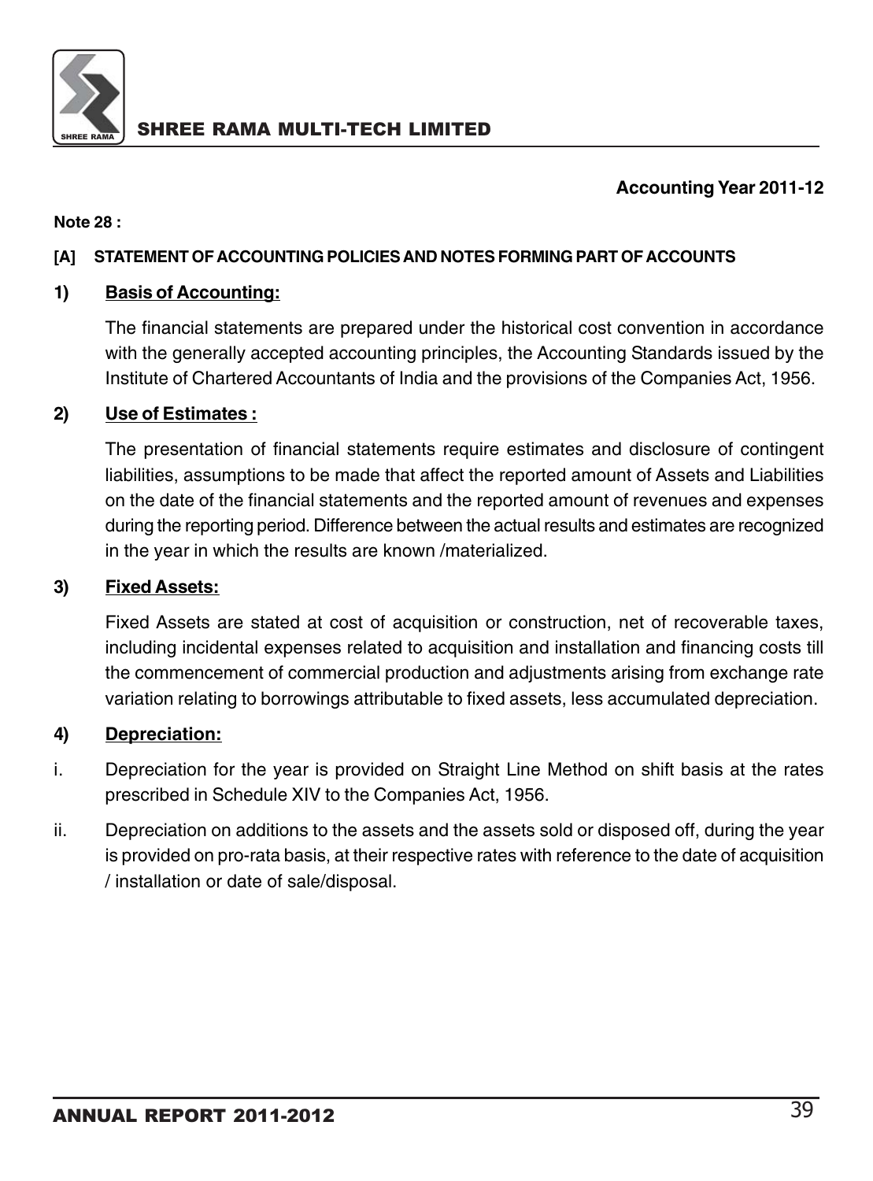**Accounting Year 2011-12**

**Note 28 :**

**[A] STATEMENT OF ACCOUNTING POLICIES AND NOTES FORMING PART OF ACCOUNTS**

**1) Basis of Accounting:**

The financial statements are prepared under the historical cost convention in accordance with the generally accepted accounting principles, the Accounting Standards issued by the Institute of Chartered Accountants of India and the provisions of the Companies Act, 1956.

**2) Use of Estimates :**

The presentation of financial statements require estimates and disclosure of contingent liabilities, assumptions to be made that affect the reported amount of Assets and Liabilities on the date of the financial statements and the reported amount of revenues and expenses during the reporting period. Difference between the actual results and estimates are recognized in the year in which the results are known /materialized.

**3) Fixed Assets:**

Fixed Assets are stated at cost of acquisition or construction, net of recoverable taxes, including incidental expenses related to acquisition and installation and financing costs till the commencement of commercial production and adjustments arising from exchange rate variation relating to borrowings attributable to fixed assets, less accumulated depreciation.

**4) Depreciation:**

i. Depreciation for the year is provided on Straight Line Method on shift basis at the rates prescribed in Schedule XIV to the Companies Act, 1956.

ii. Depreciation on additions to the assets and the assets sold or disposed off, during the year is provided on pro-rata basis, at their respective rates with reference to the date of acquisition / installation or date of sale/disposal.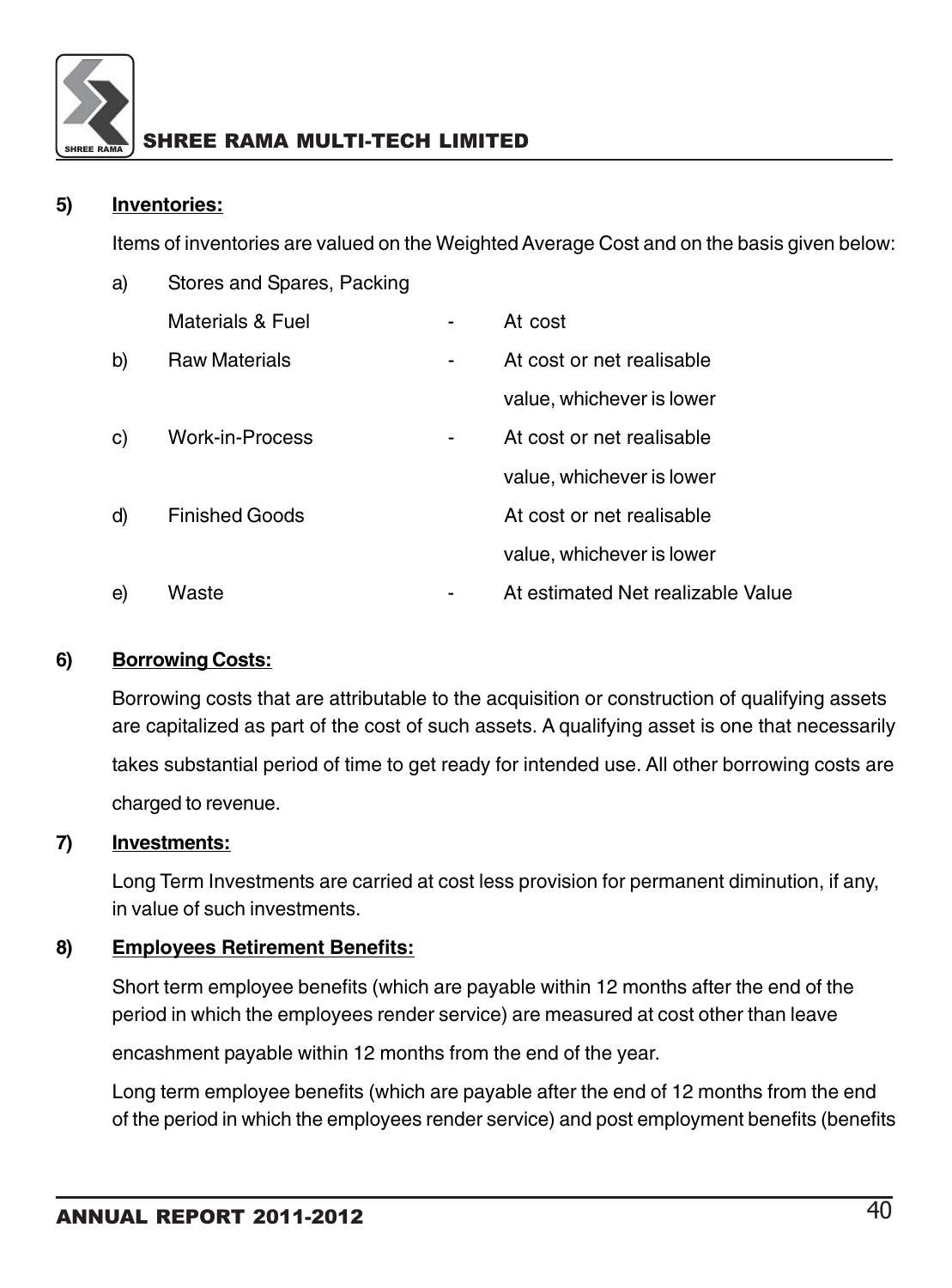**5) Inventories:**

Items of inventories are valued on the Weighted Average Cost and on the basis given below:

| | | | |
|---|---|---|---|
| a) | Stores and Spares, Packing Materials & Fuel | - | At cost |
| b) | Raw Materials | - | At cost or net realisable value, whichever is lower |
| c) | Work-in-Process | - | At cost or net realisable value, whichever is lower |
| d) | Finished Goods | | At cost or net realisable value, whichever is lower |
| e) | Waste | - | At estimated Net realizable Value |

**6) Borrowing Costs:**

Borrowing costs that are attributable to the acquisition or construction of qualifying assets are capitalized as part of the cost of such assets. A qualifying asset is one that necessarily takes substantial period of time to get ready for intended use. All other borrowing costs are charged to revenue.

**7) Investments:**

Long Term Investments are carried at cost less provision for permanent diminution, if any, in value of such investments.

**8) Employees Retirement Benefits:**

Short term employee benefits (which are payable within 12 months after the end of the period in which the employees render service) are measured at cost other than leave encashment payable within 12 months from the end of the year.

Long term employee benefits (which are payable after the end of 12 months from the end of the period in which the employees render service) and post employment benefits (benefits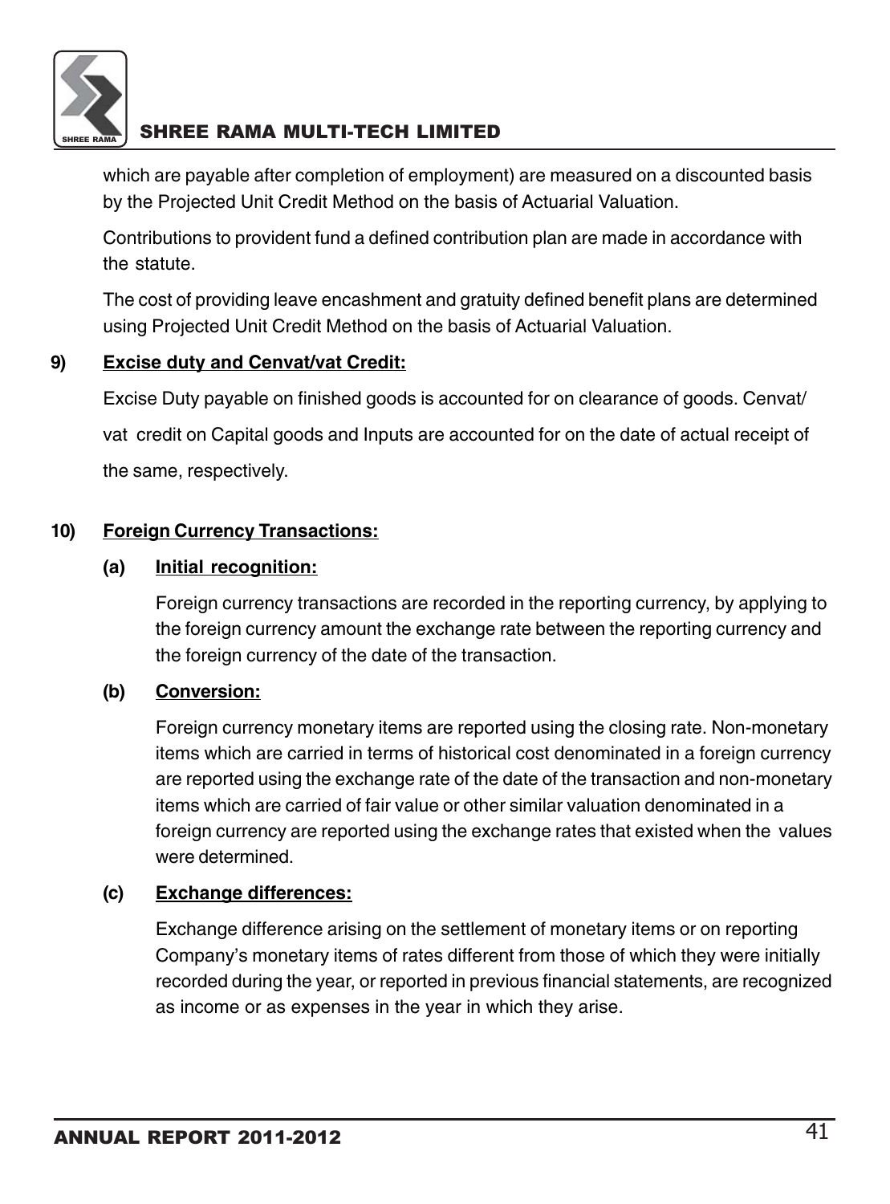which are payable after completion of employment) are measured on a discounted basis by the Projected Unit Credit Method on the basis of Actuarial Valuation.

Contributions to provident fund a defined contribution plan are made in accordance with the statute.

The cost of providing leave encashment and gratuity defined benefit plans are determined using Projected Unit Credit Method on the basis of Actuarial Valuation.

**9) Excise duty and Cenvat/vat Credit:**

Excise Duty payable on finished goods is accounted for on clearance of goods. Cenvat/ vat credit on Capital goods and Inputs are accounted for on the date of actual receipt of the same, respectively.

**10) Foreign Currency Transactions:**

**(a) Initial recognition:**

Foreign currency transactions are recorded in the reporting currency, by applying to the foreign currency amount the exchange rate between the reporting currency and the foreign currency of the date of the transaction.

**(b) Conversion:**

Foreign currency monetary items are reported using the closing rate. Non-monetary items which are carried in terms of historical cost denominated in a foreign currency are reported using the exchange rate of the date of the transaction and non-monetary items which are carried of fair value or other similar valuation denominated in a foreign currency are reported using the exchange rates that existed when the values were determined.

**(c) Exchange differences:**

Exchange difference arising on the settlement of monetary items or on reporting Company's monetary items of rates different from those of which they were initially recorded during the year, or reported in previous financial statements, are recognized as income or as expenses in the year in which they arise.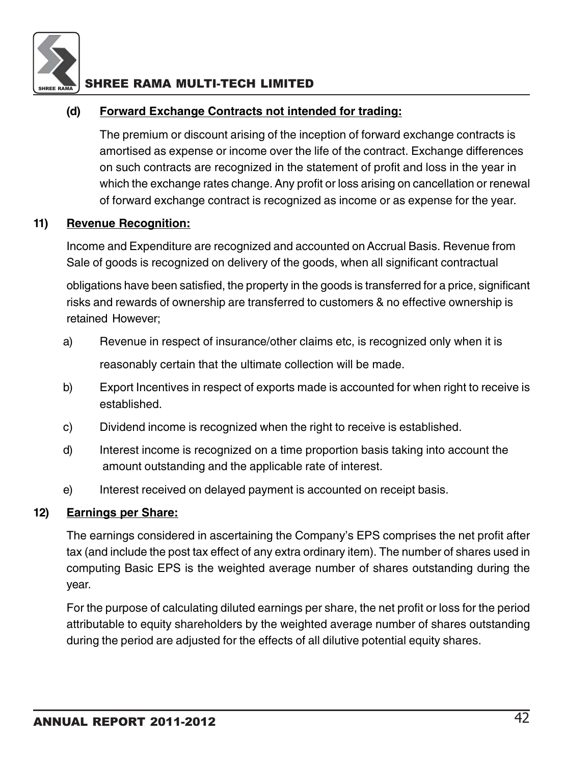**(d) Forward Exchange Contracts not intended for trading:**

The premium or discount arising of the inception of forward exchange contracts is amortised as expense or income over the life of the contract. Exchange differences on such contracts are recognized in the statement of profit and loss in the year in which the exchange rates change. Any profit or loss arising on cancellation or renewal of forward exchange contract is recognized as income or as expense for the year.

**11) Revenue Recognition:**

Income and Expenditure are recognized and accounted on Accrual Basis. Revenue from Sale of goods is recognized on delivery of the goods, when all significant contractual obligations have been satisfied, the property in the goods is transferred for a price, significant risks and rewards of ownership are transferred to customers & no effective ownership is retained However;

a) Revenue in respect of insurance/other claims etc, is recognized only when it is reasonably certain that the ultimate collection will be made.

b) Export Incentives in respect of exports made is accounted for when right to receive is established.

c) Dividend income is recognized when the right to receive is established.

d) Interest income is recognized on a time proportion basis taking into account the amount outstanding and the applicable rate of interest.

e) Interest received on delayed payment is accounted on receipt basis.

**12) Earnings per Share:**

The earnings considered in ascertaining the Company's EPS comprises the net profit after tax (and include the post tax effect of any extra ordinary item). The number of shares used in computing Basic EPS is the weighted average number of shares outstanding during the year.

For the purpose of calculating diluted earnings per share, the net profit or loss for the period attributable to equity shareholders by the weighted average number of shares outstanding during the period are adjusted for the effects of all dilutive potential equity shares.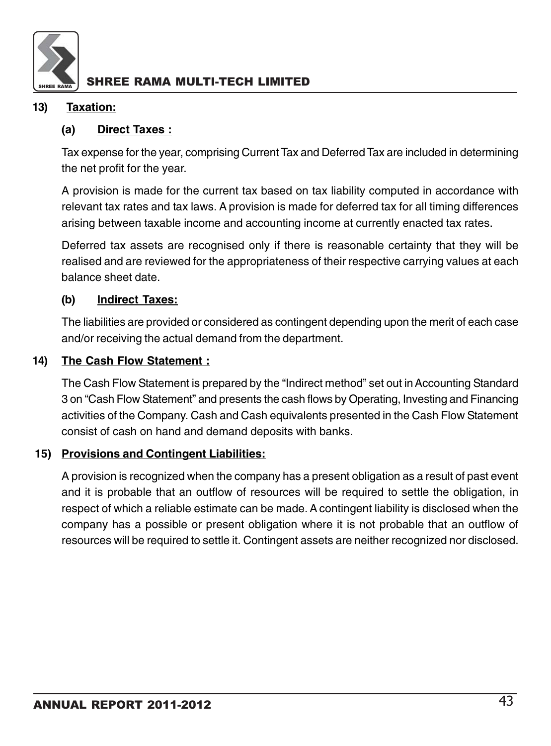**13) Taxation:**

**(a) Direct Taxes :**

Tax expense for the year, comprising Current Tax and Deferred Tax are included in determining the net profit for the year.

A provision is made for the current tax based on tax liability computed in accordance with relevant tax rates and tax laws. A provision is made for deferred tax for all timing differences arising between taxable income and accounting income at currently enacted tax rates.

Deferred tax assets are recognised only if there is reasonable certainty that they will be realised and are reviewed for the appropriateness of their respective carrying values at each balance sheet date.

**(b) Indirect Taxes:**

The liabilities are provided or considered as contingent depending upon the merit of each case and/or receiving the actual demand from the department.

**14) The Cash Flow Statement :**

The Cash Flow Statement is prepared by the "Indirect method" set out in Accounting Standard 3 on "Cash Flow Statement" and presents the cash flows by Operating, Investing and Financing activities of the Company. Cash and Cash equivalents presented in the Cash Flow Statement consist of cash on hand and demand deposits with banks.

**15) Provisions and Contingent Liabilities:**

A provision is recognized when the company has a present obligation as a result of past event and it is probable that an outflow of resources will be required to settle the obligation, in respect of which a reliable estimate can be made. A contingent liability is disclosed when the company has a possible or present obligation where it is not probable that an outflow of resources will be required to settle it. Contingent assets are neither recognized nor disclosed.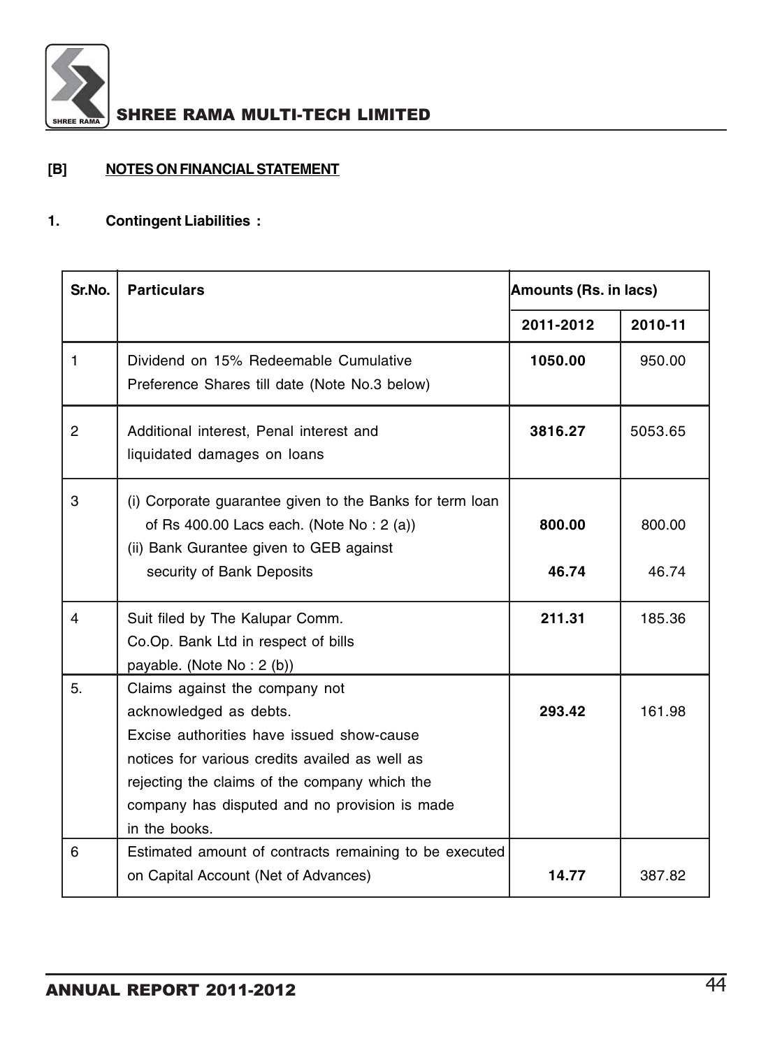**[B] NOTES ON FINANCIAL STATEMENT**

**1. Contingent Liabilities :**

| Sr.No. | Particulars | Amounts (Rs. in lacs) | |
|---|---|---|---|
| | | 2011-2012 | 2010-11 |
| 1 | Dividend on 15% Redeemable Cumulative Preference Shares till date (Note No.3 below) | **1050.00** | 950.00 |
| 2 | Additional interest, Penal interest and liquidated damages on loans | **3816.27** | 5053.65 |
| 3 | (i) Corporate guarantee given to the Banks for term loan of Rs 400.00 Lacs each. (Note No : 2 (a)) | **800.00** | 800.00 |
| | (ii) Bank Gurantee given to GEB against security of Bank Deposits | **46.74** | 46.74 |
| 4 | Suit filed by The Kalupar Comm. Co.Op. Bank Ltd in respect of bills payable. (Note No : 2 (b)) | **211.31** | 185.36 |
| 5. | Claims against the company not acknowledged as debts. Excise authorities have issued show-cause notices for various credits availed as well as rejecting the claims of the company which the company has disputed and no provision is made in the books. | **293.42** | 161.98 |
| 6 | Estimated amount of contracts remaining to be executed on Capital Account (Net of Advances) | **14.77** | 387.82 |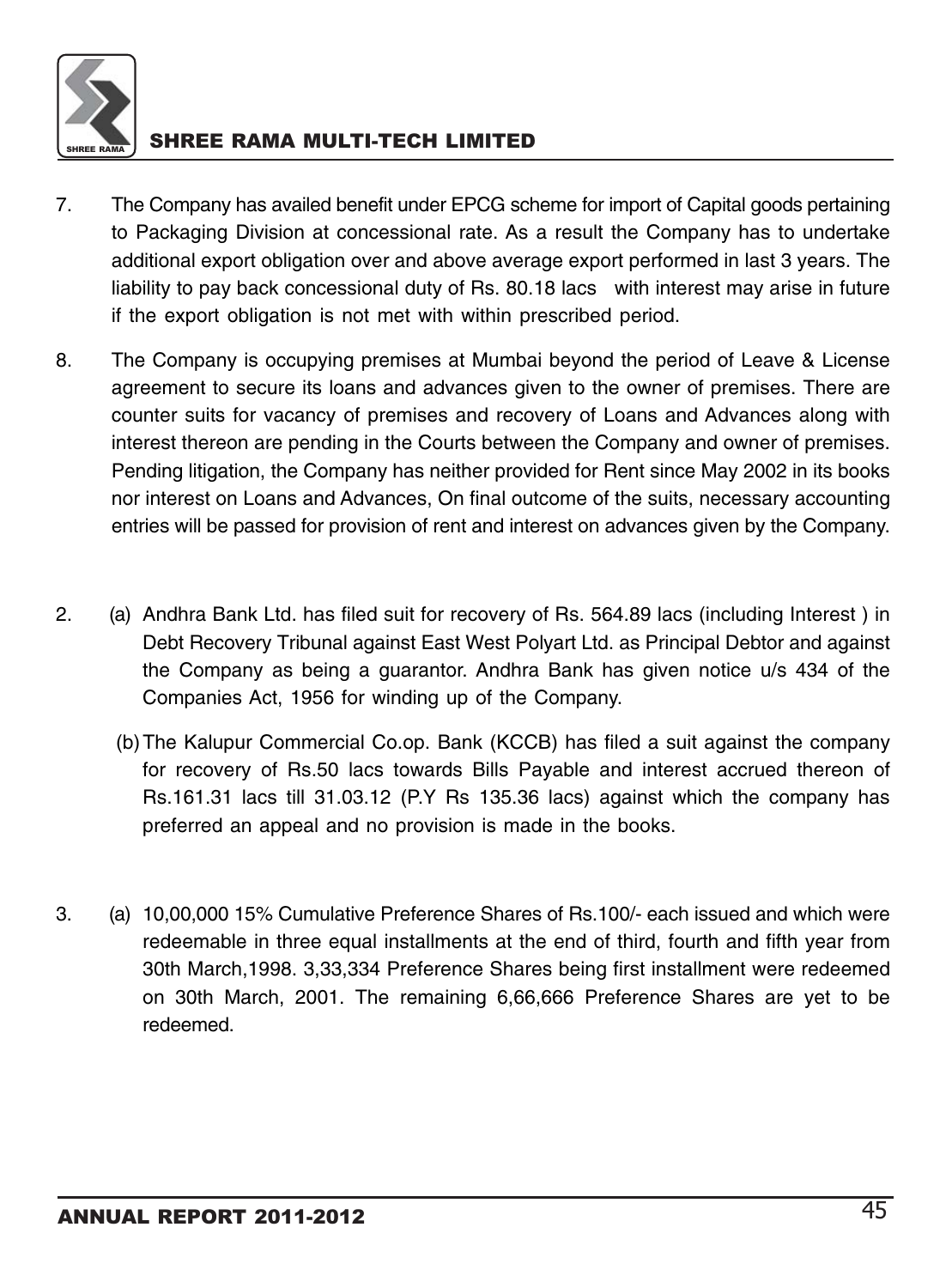7. The Company has availed benefit under EPCG scheme for import of Capital goods pertaining to Packaging Division at concessional rate. As a result the Company has to undertake additional export obligation over and above average export performed in last 3 years. The liability to pay back concessional duty of Rs. 80.18 lacs with interest may arise in future if the export obligation is not met with within prescribed period.

8. The Company is occupying premises at Mumbai beyond the period of Leave & License agreement to secure its loans and advances given to the owner of premises. There are counter suits for vacancy of premises and recovery of Loans and Advances along with interest thereon are pending in the Courts between the Company and owner of premises. Pending litigation, the Company has neither provided for Rent since May 2002 in its books nor interest on Loans and Advances, On final outcome of the suits, necessary accounting entries will be passed for provision of rent and interest on advances given by the Company.

2. (a) Andhra Bank Ltd. has filed suit for recovery of Rs. 564.89 lacs (including Interest ) in Debt Recovery Tribunal against East West Polyart Ltd. as Principal Debtor and against the Company as being a guarantor. Andhra Bank has given notice u/s 434 of the Companies Act, 1956 for winding up of the Company.

   (b) The Kalupur Commercial Co.op. Bank (KCCB) has filed a suit against the company for recovery of Rs.50 lacs towards Bills Payable and interest accrued thereon of Rs.161.31 lacs till 31.03.12 (P.Y Rs 135.36 lacs) against which the company has preferred an appeal and no provision is made in the books.

3. (a) 10,00,000 15% Cumulative Preference Shares of Rs.100/- each issued and which were redeemable in three equal installments at the end of third, fourth and fifth year from 30th March,1998. 3,33,334 Preference Shares being first installment were redeemed on 30th March, 2001. The remaining 6,66,666 Preference Shares are yet to be redeemed.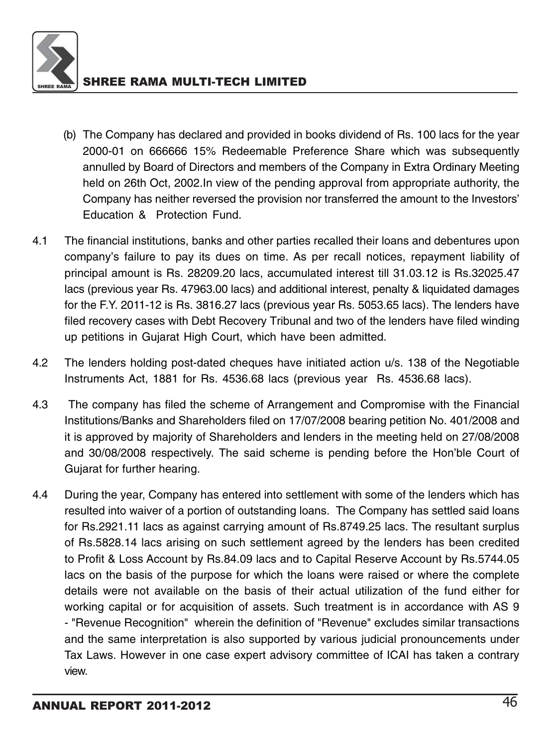(b) The Company has declared and provided in books dividend of Rs. 100 lacs for the year 2000-01 on 666666 15% Redeemable Preference Share which was subsequently annulled by Board of Directors and members of the Company in Extra Ordinary Meeting held on 26th Oct, 2002.In view of the pending approval from appropriate authority, the Company has neither reversed the provision nor transferred the amount to the Investors' Education & Protection Fund.

4.1 The financial institutions, banks and other parties recalled their loans and debentures upon company's failure to pay its dues on time. As per recall notices, repayment liability of principal amount is Rs. 28209.20 lacs, accumulated interest till 31.03.12 is Rs.32025.47 lacs (previous year Rs. 47963.00 lacs) and additional interest, penalty & liquidated damages for the F.Y. 2011-12 is Rs. 3816.27 lacs (previous year Rs. 5053.65 lacs). The lenders have filed recovery cases with Debt Recovery Tribunal and two of the lenders have filed winding up petitions in Gujarat High Court, which have been admitted.

4.2 The lenders holding post-dated cheques have initiated action u/s. 138 of the Negotiable Instruments Act, 1881 for Rs. 4536.68 lacs (previous year Rs. 4536.68 lacs).

4.3 The company has filed the scheme of Arrangement and Compromise with the Financial Institutions/Banks and Shareholders filed on 17/07/2008 bearing petition No. 401/2008 and it is approved by majority of Shareholders and lenders in the meeting held on 27/08/2008 and 30/08/2008 respectively. The said scheme is pending before the Hon'ble Court of Gujarat for further hearing.

4.4 During the year, Company has entered into settlement with some of the lenders which has resulted into waiver of a portion of outstanding loans. The Company has settled said loans for Rs.2921.11 lacs as against carrying amount of Rs.8749.25 lacs. The resultant surplus of Rs.5828.14 lacs arising on such settlement agreed by the lenders has been credited to Profit & Loss Account by Rs.84.09 lacs and to Capital Reserve Account by Rs.5744.05 lacs on the basis of the purpose for which the loans were raised or where the complete details were not available on the basis of their actual utilization of the fund either for working capital or for acquisition of assets. Such treatment is in accordance with AS 9 - "Revenue Recognition" wherein the definition of "Revenue" excludes similar transactions and the same interpretation is also supported by various judicial pronouncements under Tax Laws. However in one case expert advisory committee of ICAI has taken a contrary view.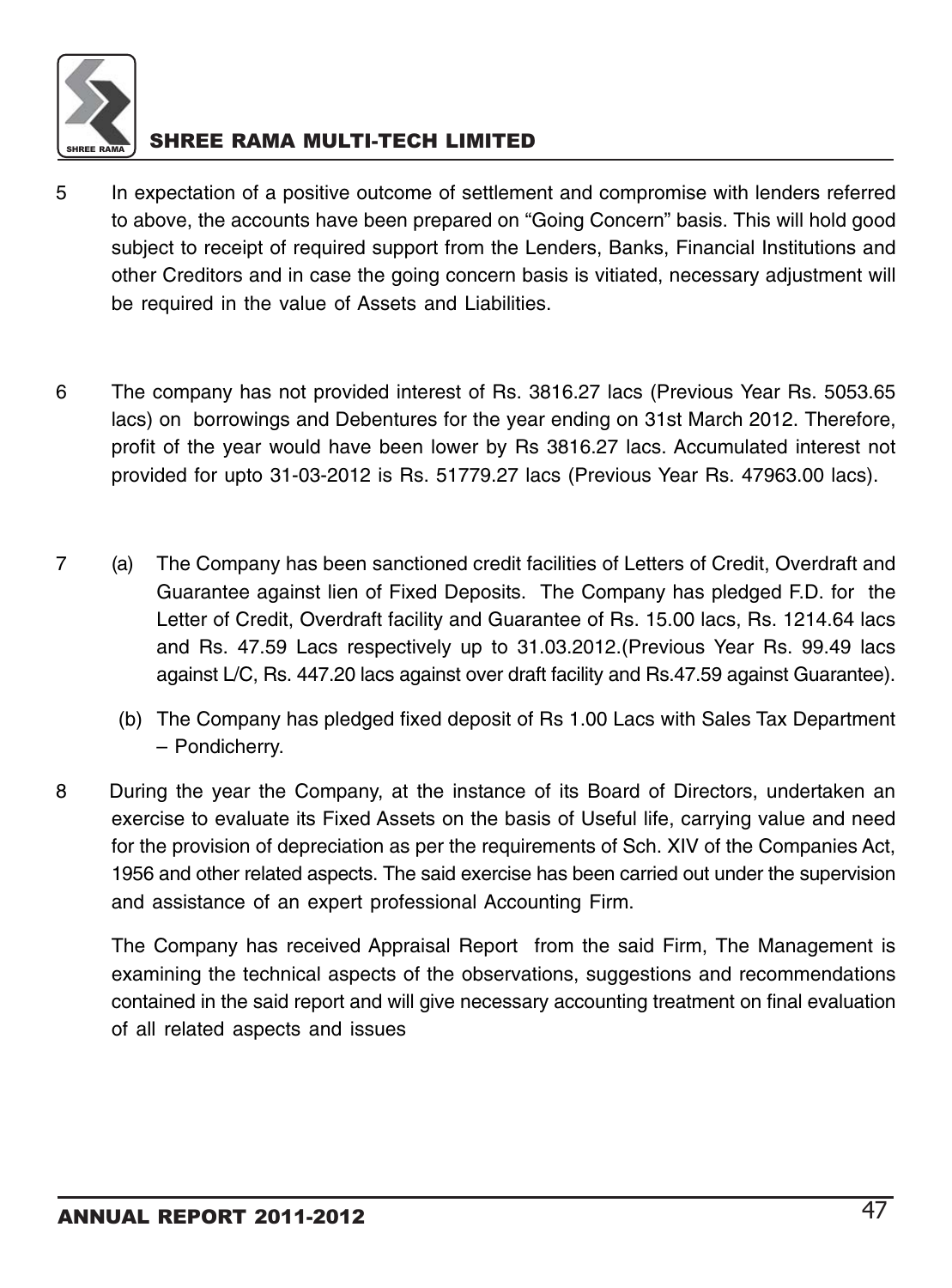5 In expectation of a positive outcome of settlement and compromise with lenders referred to above, the accounts have been prepared on "Going Concern" basis. This will hold good subject to receipt of required support from the Lenders, Banks, Financial Institutions and other Creditors and in case the going concern basis is vitiated, necessary adjustment will be required in the value of Assets and Liabilities.

6 The company has not provided interest of Rs. 3816.27 lacs (Previous Year Rs. 5053.65 lacs) on borrowings and Debentures for the year ending on 31st March 2012. Therefore, profit of the year would have been lower by Rs 3816.27 lacs. Accumulated interest not provided for upto 31-03-2012 is Rs. 51779.27 lacs (Previous Year Rs. 47963.00 lacs).

7 (a) The Company has been sanctioned credit facilities of Letters of Credit, Overdraft and Guarantee against lien of Fixed Deposits. The Company has pledged F.D. for the Letter of Credit, Overdraft facility and Guarantee of Rs. 15.00 lacs, Rs. 1214.64 lacs and Rs. 47.59 Lacs respectively up to 31.03.2012.(Previous Year Rs. 99.49 lacs against L/C, Rs. 447.20 lacs against over draft facility and Rs.47.59 against Guarantee).

(b) The Company has pledged fixed deposit of Rs 1.00 Lacs with Sales Tax Department – Pondicherry.

8 During the year the Company, at the instance of its Board of Directors, undertaken an exercise to evaluate its Fixed Assets on the basis of Useful life, carrying value and need for the provision of depreciation as per the requirements of Sch. XIV of the Companies Act, 1956 and other related aspects. The said exercise has been carried out under the supervision and assistance of an expert professional Accounting Firm.

The Company has received Appraisal Report from the said Firm, The Management is examining the technical aspects of the observations, suggestions and recommendations contained in the said report and will give necessary accounting treatment on final evaluation of all related aspects and issues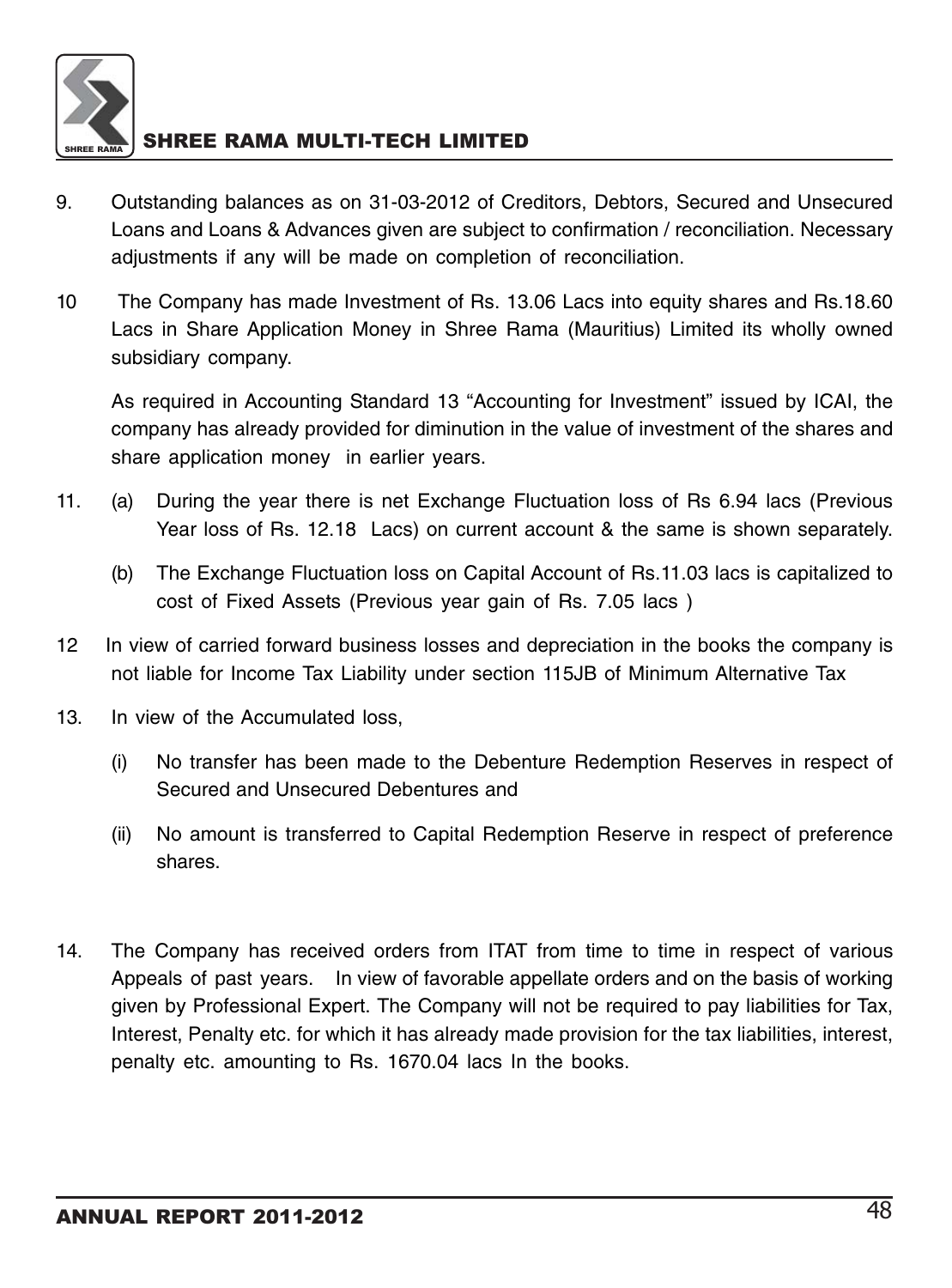9. Outstanding balances as on 31-03-2012 of Creditors, Debtors, Secured and Unsecured Loans and Loans & Advances given are subject to confirmation / reconciliation. Necessary adjustments if any will be made on completion of reconciliation.

10. The Company has made Investment of Rs. 13.06 Lacs into equity shares and Rs.18.60 Lacs in Share Application Money in Shree Rama (Mauritius) Limited its wholly owned subsidiary company.

    As required in Accounting Standard 13 "Accounting for Investment" issued by ICAI, the company has already provided for diminution in the value of investment of the shares and share application money in earlier years.

11. (a) During the year there is net Exchange Fluctuation loss of Rs 6.94 lacs (Previous Year loss of Rs. 12.18 Lacs) on current account & the same is shown separately.

    (b) The Exchange Fluctuation loss on Capital Account of Rs.11.03 lacs is capitalized to cost of Fixed Assets (Previous year gain of Rs. 7.05 lacs )

12. In view of carried forward business losses and depreciation in the books the company is not liable for Income Tax Liability under section 115JB of Minimum Alternative Tax

13. In view of the Accumulated loss,

    (i) No transfer has been made to the Debenture Redemption Reserves in respect of Secured and Unsecured Debentures and

    (ii) No amount is transferred to Capital Redemption Reserve in respect of preference shares.

14. The Company has received orders from ITAT from time to time in respect of various Appeals of past years. In view of favorable appellate orders and on the basis of working given by Professional Expert. The Company will not be required to pay liabilities for Tax, Interest, Penalty etc. for which it has already made provision for the tax liabilities, interest, penalty etc. amounting to Rs. 1670.04 lacs In the books.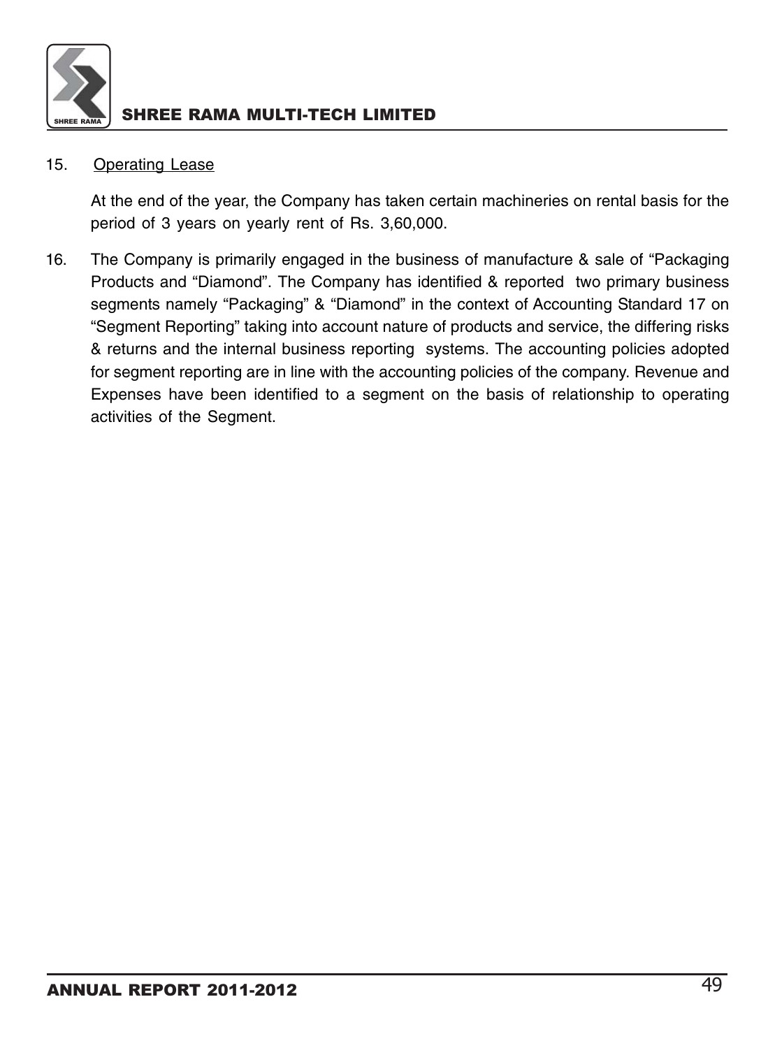15. <u>Operating Lease</u>

    At the end of the year, the Company has taken certain machineries on rental basis for the period of 3 years on yearly rent of Rs. 3,60,000.

16. The Company is primarily engaged in the business of manufacture & sale of "Packaging Products and "Diamond". The Company has identified & reported two primary business segments namely "Packaging" & "Diamond" in the context of Accounting Standard 17 on "Segment Reporting" taking into account nature of products and service, the differing risks & returns and the internal business reporting systems. The accounting policies adopted for segment reporting are in line with the accounting policies of the company. Revenue and Expenses have been identified to a segment on the basis of relationship to operating activities of the Segment.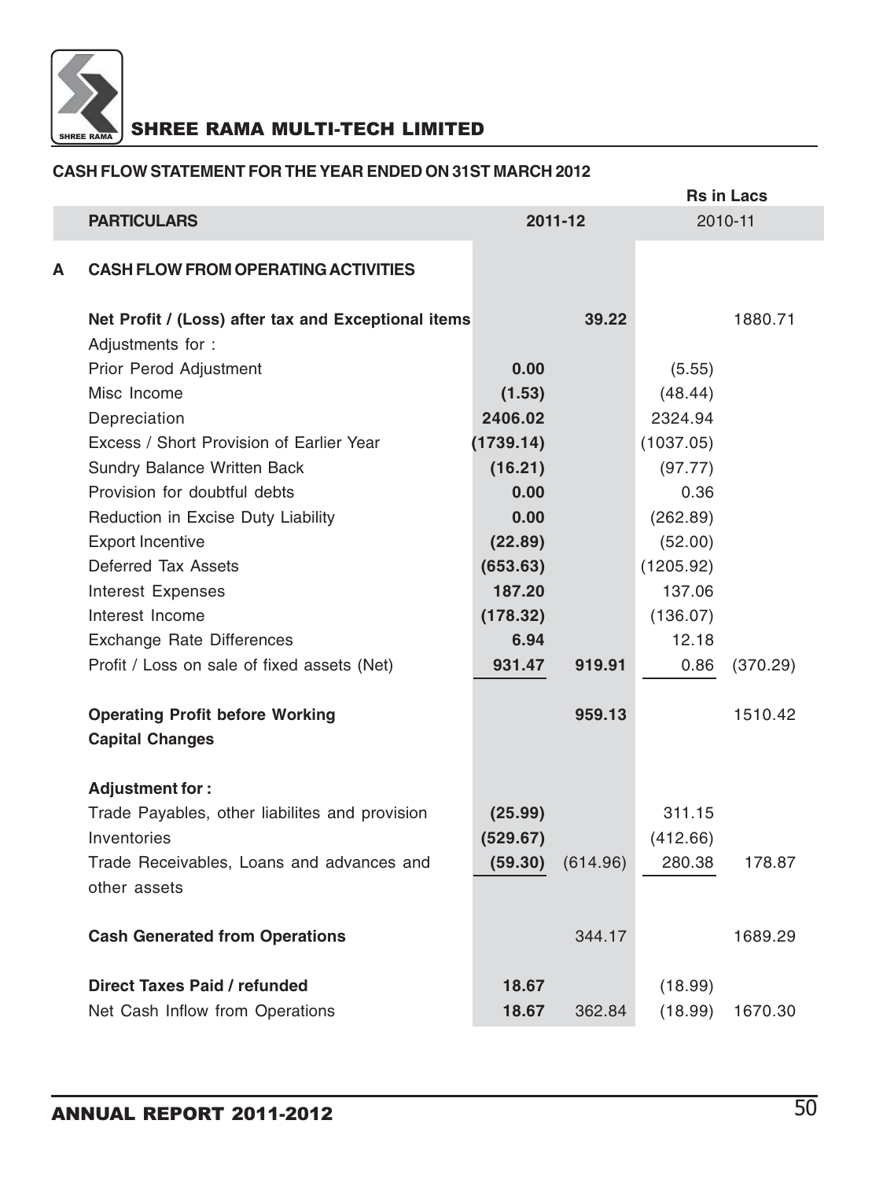# SHREE RAMA MULTI-TECH LIMITED

## CASH FLOW STATEMENT FOR THE YEAR ENDED ON 31ST MARCH 2012

Rs in Lacs

| | PARTICULARS | 2011-12 | | 2010-11 | |
|---|---|---|---|---|---|
| **A** | **CASH FLOW FROM OPERATING ACTIVITIES** | | | | |
| | **Net Profit / (Loss) after tax and Exceptional items** | | **39.22** | | 1880.71 |
| | Adjustments for : | | | | |
| | Prior Perod Adjustment | **0.00** | | (5.55) | |
| | Misc Income | **(1.53)** | | (48.44) | |
| | Depreciation | **2406.02** | | 2324.94 | |
| | Excess / Short Provision of Earlier Year | **(1739.14)** | | (1037.05) | |
| | Sundry Balance Written Back | **(16.21)** | | (97.77) | |
| | Provision for doubtful debts | **0.00** | | 0.36 | |
| | Reduction in Excise Duty Liability | **0.00** | | (262.89) | |
| | Export Incentive | **(22.89)** | | (52.00) | |
| | Deferred Tax Assets | **(653.63)** | | (1205.92) | |
| | Interest Expenses | **187.20** | | 137.06 | |
| | Interest Income | **(178.32)** | | (136.07) | |
| | Exchange Rate Differences | **6.94** | | 12.18 | |
| | Profit / Loss on sale of fixed assets (Net) | **931.47** | **919.91** | 0.86 | (370.29) |
| | **Operating Profit before Working Capital Changes** | | **959.13** | | 1510.42 |
| | **Adjustment for :** | | | | |
| | Trade Payables, other liabilites and provision | **(25.99)** | | 311.15 | |
| | Inventories | **(529.67)** | | (412.66) | |
| | Trade Receivables, Loans and advances and other assets | **(59.30)** | (614.96) | 280.38 | 178.87 |
| | **Cash Generated from Operations** | | 344.17 | | 1689.29 |
| | **Direct Taxes Paid / refunded** | **18.67** | | (18.99) | |
| | Net Cash Inflow from Operations | **18.67** | 362.84 | (18.99) | 1670.30 |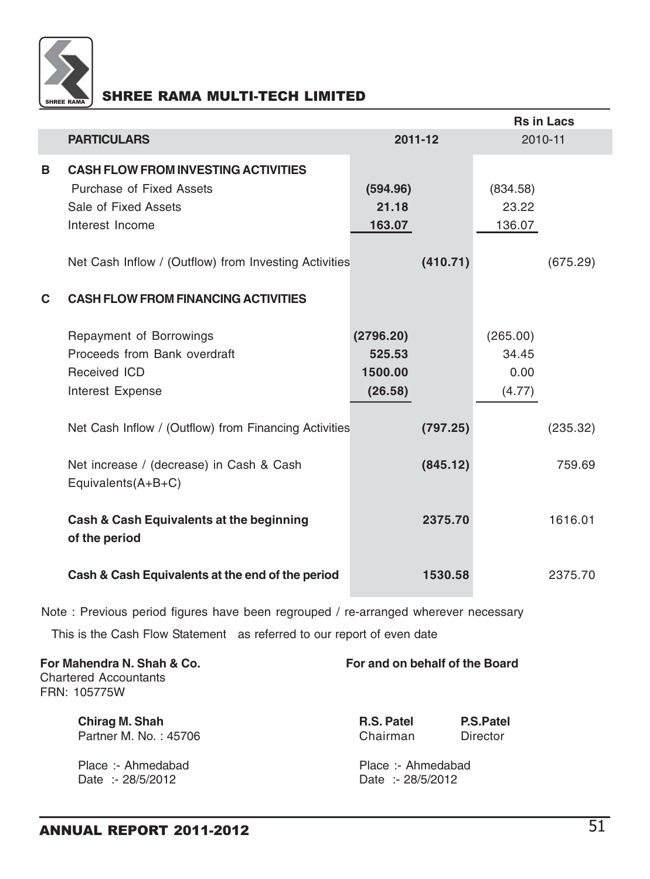## SHREE RAMA MULTI-TECH LIMITED

Rs in Lacs

| | PARTICULARS | 2011-12 | | 2010-11 | |
|---|---|---|---|---|---|
| **B** | **CASH FLOW FROM INVESTING ACTIVITIES** | | | | |
| | Purchase of Fixed Assets | **(594.96)** | | (834.58) | |
| | Sale of Fixed Assets | **21.18** | | 23.22 | |
| | Interest Income | **163.07** | | 136.07 | |
| | Net Cash Inflow / (Outflow) from Investing Activities | | **(410.71)** | | (675.29) |
| **C** | **CASH FLOW FROM FINANCING ACTIVITIES** | | | | |
| | Repayment of Borrowings | **(2796.20)** | | (265.00) | |
| | Proceeds from Bank overdraft | **525.53** | | 34.45 | |
| | Received ICD | **1500.00** | | 0.00 | |
| | Interest Expense | **(26.58)** | | (4.77) | |
| | Net Cash Inflow / (Outflow) from Financing Activities | | **(797.25)** | | (235.32) |
| | Net increase / (decrease) in Cash & Cash Equivalents(A+B+C) | | **(845.12)** | | 759.69 |
| | **Cash & Cash Equivalents at the beginning of the period** | | **2375.70** | | 1616.01 |
| | **Cash & Cash Equivalents at the end of the period** | | **1530.58** | | 2375.70 |

Note : Previous period figures have been regrouped / re-arranged wherever necessary

This is the Cash Flow Statement as referred to our report of even date

**For Mahendra N. Shah & Co.**
Chartered Accountants
FRN: 105775W

**Chirag M. Shah**
Partner M. No. : 45706

Place :- Ahmedabad
Date :- 28/5/2012

**For and on behalf of the Board**

**R.S. Patel**
Chairman

**P.S.Patel**
Director

Place :- Ahmedabad
Date :- 28/5/2012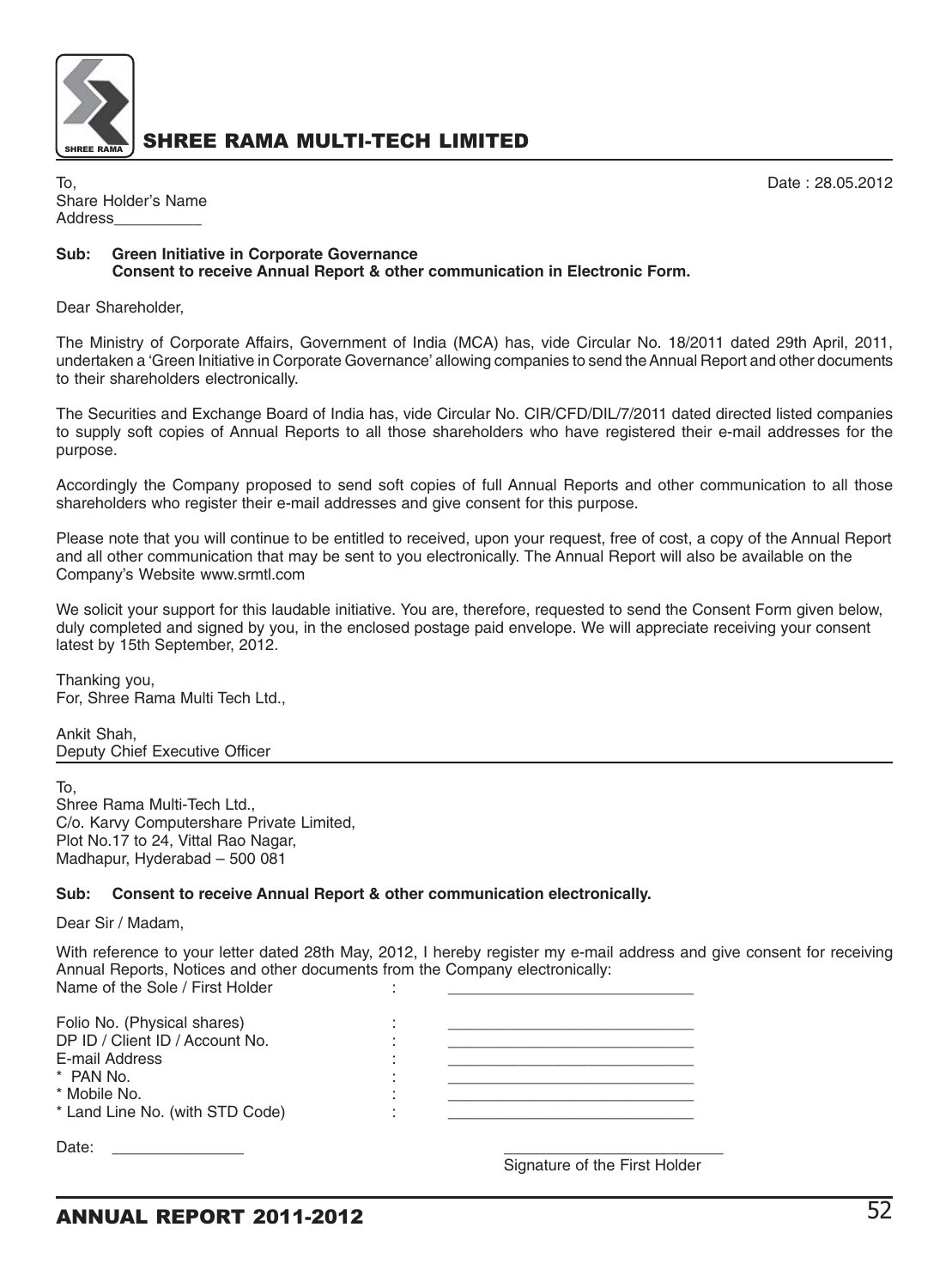# SHREE RAMA MULTI-TECH LIMITED

To,
Share Holder's Name
Address__________

Date : 28.05.2012

**Sub: Green Initiative in Corporate Governance**
**Consent to receive Annual Report & other communication in Electronic Form.**

Dear Shareholder,

The Ministry of Corporate Affairs, Government of India (MCA) has, vide Circular No. 18/2011 dated 29th April, 2011, undertaken a 'Green Initiative in Corporate Governance' allowing companies to send the Annual Report and other documents to their shareholders electronically.

The Securities and Exchange Board of India has, vide Circular No. CIR/CFD/DIL/7/2011 dated directed listed companies to supply soft copies of Annual Reports to all those shareholders who have registered their e-mail addresses for the purpose.

Accordingly the Company proposed to send soft copies of full Annual Reports and other communication to all those shareholders who register their e-mail addresses and give consent for this purpose.

Please note that you will continue to be entitled to received, upon your request, free of cost, a copy of the Annual Report and all other communication that may be sent to you electronically. The Annual Report will also be available on the Company's Website www.srmtl.com

We solicit your support for this laudable initiative. You are, therefore, requested to send the Consent Form given below, duly completed and signed by you, in the enclosed postage paid envelope. We will appreciate receiving your consent latest by 15th September, 2012.

Thanking you,
For, Shree Rama Multi Tech Ltd.,

Ankit Shah,
Deputy Chief Executive Officer

---

To,
Shree Rama Multi-Tech Ltd.,
C/o. Karvy Computershare Private Limited,
Plot No.17 to 24, Vittal Rao Nagar,
Madhapur, Hyderabad – 500 081

**Sub: Consent to receive Annual Report & other communication electronically.**

Dear Sir / Madam,

With reference to your letter dated 28th May, 2012, I hereby register my e-mail address and give consent for receiving Annual Reports, Notices and other documents from the Company electronically:

Name of the Sole / First Holder : ____________________________

Folio No. (Physical shares) : ____________________________
DP ID / Client ID / Account No. : ____________________________
E-mail Address : ____________________________
* PAN No. : ____________________________
* Mobile No. : ____________________________
* Land Line No. (with STD Code) : ____________________________

Date: _______________

__________________________
Signature of the First Holder